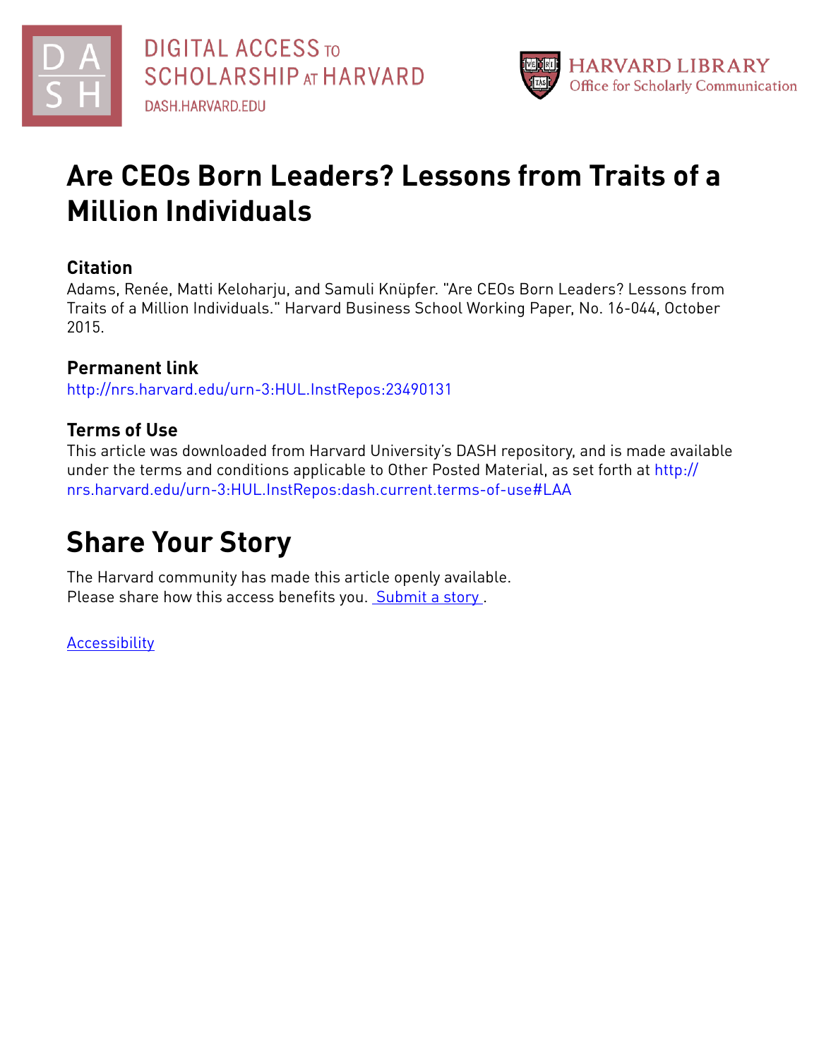DIGITAL ACCESS TO SCHOLARSHIP AT HARVARD

DASH.HARVARD.EDU

HARVARD LIBRARY
Office for Scholarly Communication

# Are CEOs Born Leaders? Lessons from Traits of a Million Individuals

## Citation

Adams, Renée, Matti Keloharju, and Samuli Knüpfer. "Are CEOs Born Leaders? Lessons from Traits of a Million Individuals." Harvard Business School Working Paper, No. 16-044, October 2015.

## Permanent link

http://nrs.harvard.edu/urn-3:HUL.InstRepos:23490131

## Terms of Use

This article was downloaded from Harvard University's DASH repository, and is made available under the terms and conditions applicable to Other Posted Material, as set forth at http://nrs.harvard.edu/urn-3:HUL.InstRepos:dash.current.terms-of-use#LAA

# Share Your Story

The Harvard community has made this article openly available.
Please share how this access benefits you. Submit a story .

Accessibility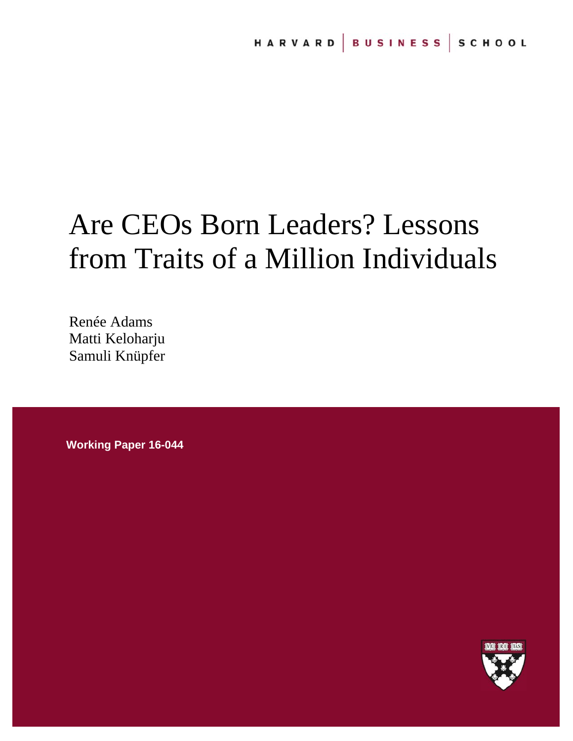HARVARD | BUSINESS | SCHOOL

# Are CEOs Born Leaders? Lessons from Traits of a Million Individuals

Renée Adams
Matti Keloharju
Samuli Knüpfer

**Working Paper 16-044**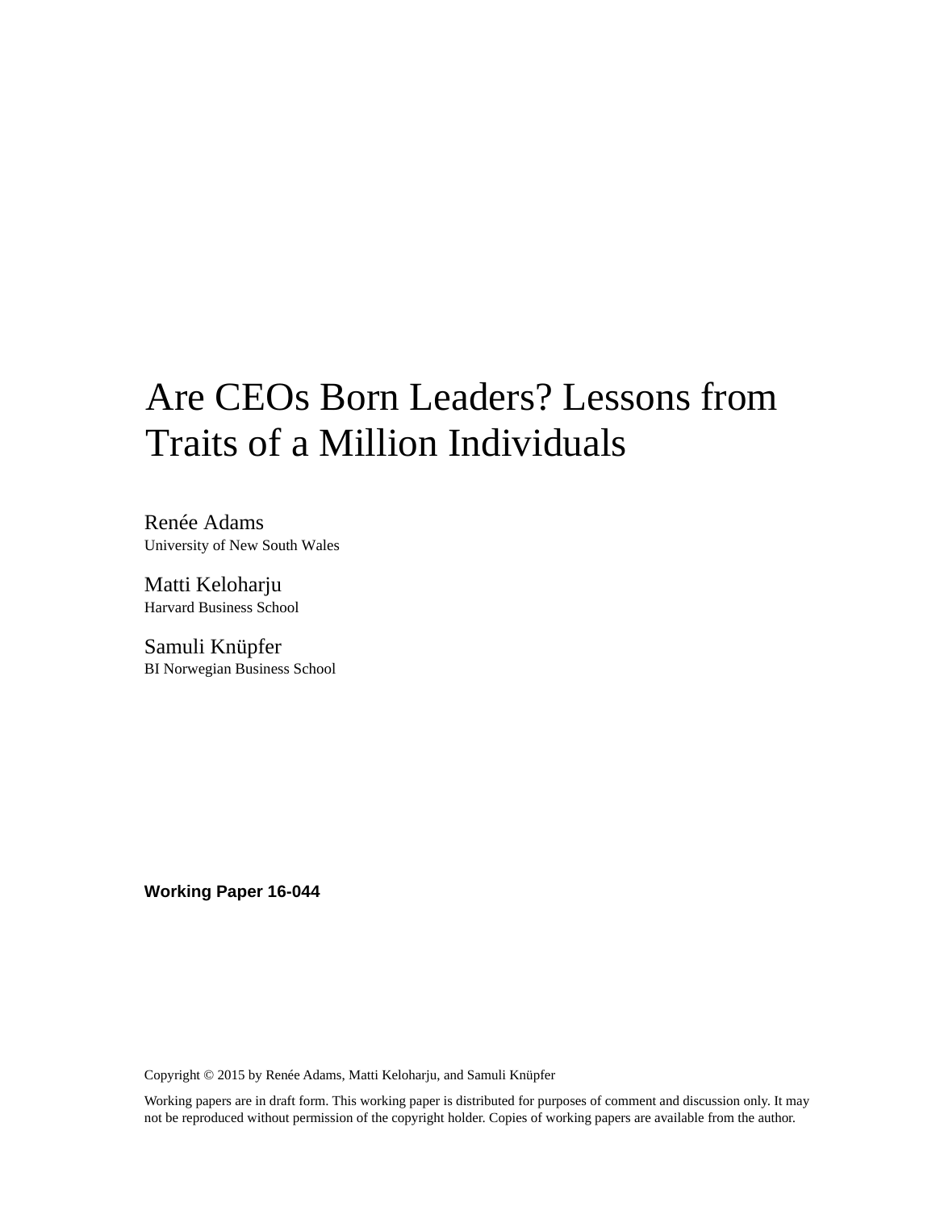# Are CEOs Born Leaders? Lessons from Traits of a Million Individuals

Renée Adams
University of New South Wales

Matti Keloharju
Harvard Business School

Samuli Knüpfer
BI Norwegian Business School

**Working Paper 16-044**

Copyright © 2015 by Renée Adams, Matti Keloharju, and Samuli Knüpfer

Working papers are in draft form. This working paper is distributed for purposes of comment and discussion only. It may not be reproduced without permission of the copyright holder. Copies of working papers are available from the author.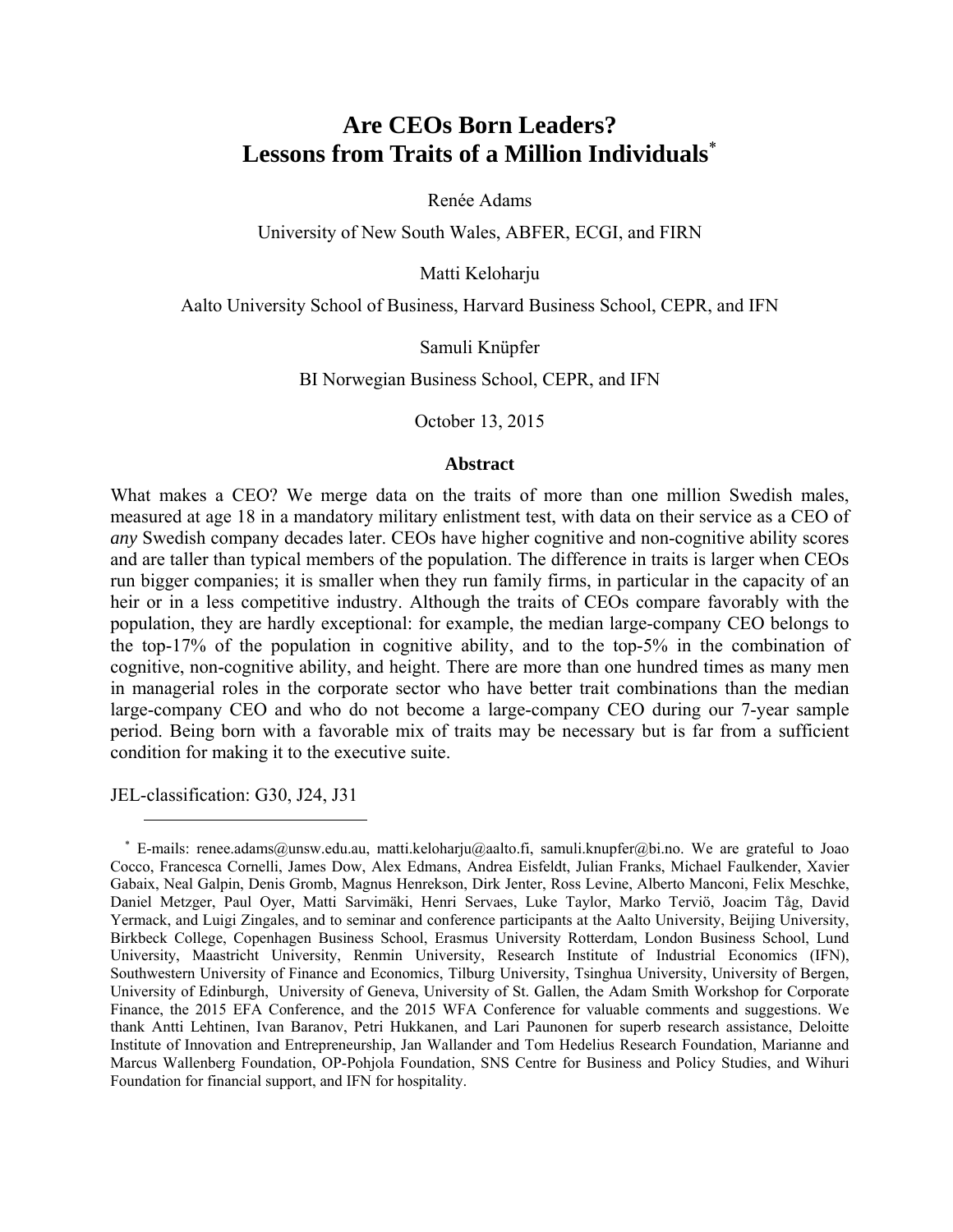# Are CEOs Born Leaders?
# Lessons from Traits of a Million Individuals[*]

Renée Adams

University of New South Wales, ABFER, ECGI, and FIRN

Matti Keloharju

Aalto University School of Business, Harvard Business School, CEPR, and IFN

Samuli Knüpfer

BI Norwegian Business School, CEPR, and IFN

October 13, 2015

### Abstract

What makes a CEO? We merge data on the traits of more than one million Swedish males, measured at age 18 in a mandatory military enlistment test, with data on their service as a CEO of *any* Swedish company decades later. CEOs have higher cognitive and non-cognitive ability scores and are taller than typical members of the population. The difference in traits is larger when CEOs run bigger companies; it is smaller when they run family firms, in particular in the capacity of an heir or in a less competitive industry. Although the traits of CEOs compare favorably with the population, they are hardly exceptional: for example, the median large-company CEO belongs to the top-17% of the population in cognitive ability, and to the top-5% in the combination of cognitive, non-cognitive ability, and height. There are more than one hundred times as many men in managerial roles in the corporate sector who have better trait combinations than the median large-company CEO and who do not become a large-company CEO during our 7-year sample period. Being born with a favorable mix of traits may be necessary but is far from a sufficient condition for making it to the executive suite.

JEL-classification: G30, J24, J31

---

[*] E-mails: renee.adams@unsw.edu.au, matti.keloharju@aalto.fi, samuli.knupfer@bi.no. We are grateful to Joao Cocco, Francesca Cornelli, James Dow, Alex Edmans, Andrea Eisfeldt, Julian Franks, Michael Faulkender, Xavier Gabaix, Neal Galpin, Denis Gromb, Magnus Henrekson, Dirk Jenter, Ross Levine, Alberto Manconi, Felix Meschke, Daniel Metzger, Paul Oyer, Matti Sarvimäki, Henri Servaes, Luke Taylor, Marko Terviö, Joacim Tåg, David Yermack, and Luigi Zingales, and to seminar and conference participants at the Aalto University, Beijing University, Birkbeck College, Copenhagen Business School, Erasmus University Rotterdam, London Business School, Lund University, Maastricht University, Renmin University, Research Institute of Industrial Economics (IFN), Southwestern University of Finance and Economics, Tilburg University, Tsinghua University, University of Bergen, University of Edinburgh, University of Geneva, University of St. Gallen, the Adam Smith Workshop for Corporate Finance, the 2015 EFA Conference, and the 2015 WFA Conference for valuable comments and suggestions. We thank Antti Lehtinen, Ivan Baranov, Petri Hukkanen, and Lari Paunonen for superb research assistance, Deloitte Institute of Innovation and Entrepreneurship, Jan Wallander and Tom Hedelius Research Foundation, Marianne and Marcus Wallenberg Foundation, OP-Pohjola Foundation, SNS Centre for Business and Policy Studies, and Wihuri Foundation for financial support, and IFN for hospitality.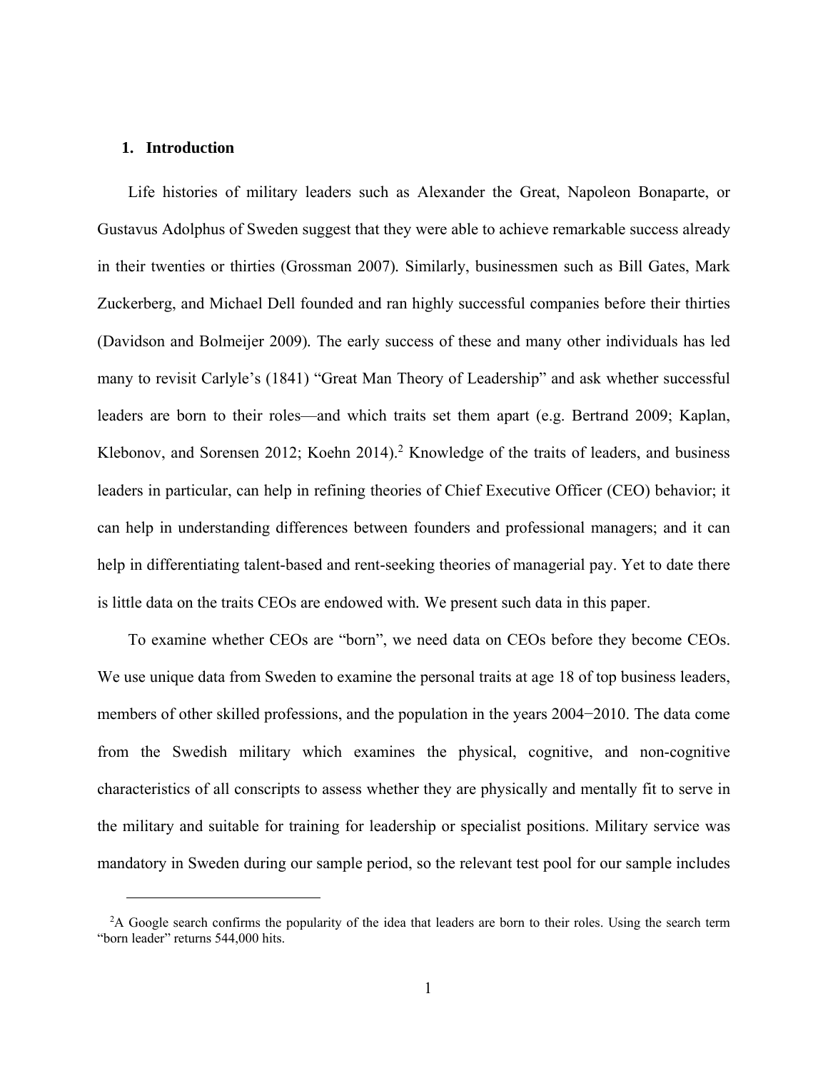## 1. Introduction

Life histories of military leaders such as Alexander the Great, Napoleon Bonaparte, or Gustavus Adolphus of Sweden suggest that they were able to achieve remarkable success already in their twenties or thirties (Grossman 2007). Similarly, businessmen such as Bill Gates, Mark Zuckerberg, and Michael Dell founded and ran highly successful companies before their thirties (Davidson and Bolmeijer 2009). The early success of these and many other individuals has led many to revisit Carlyle's (1841) "Great Man Theory of Leadership" and ask whether successful leaders are born to their roles—and which traits set them apart (e.g. Bertrand 2009; Kaplan, Klebonov, and Sorensen 2012; Koehn 2014).[2] Knowledge of the traits of leaders, and business leaders in particular, can help in refining theories of Chief Executive Officer (CEO) behavior; it can help in understanding differences between founders and professional managers; and it can help in differentiating talent-based and rent-seeking theories of managerial pay. Yet to date there is little data on the traits CEOs are endowed with. We present such data in this paper.

To examine whether CEOs are "born", we need data on CEOs before they become CEOs. We use unique data from Sweden to examine the personal traits at age 18 of top business leaders, members of other skilled professions, and the population in the years 2004−2010. The data come from the Swedish military which examines the physical, cognitive, and non-cognitive characteristics of all conscripts to assess whether they are physically and mentally fit to serve in the military and suitable for training for leadership or specialist positions. Military service was mandatory in Sweden during our sample period, so the relevant test pool for our sample includes

[2] A Google search confirms the popularity of the idea that leaders are born to their roles. Using the search term "born leader" returns 544,000 hits.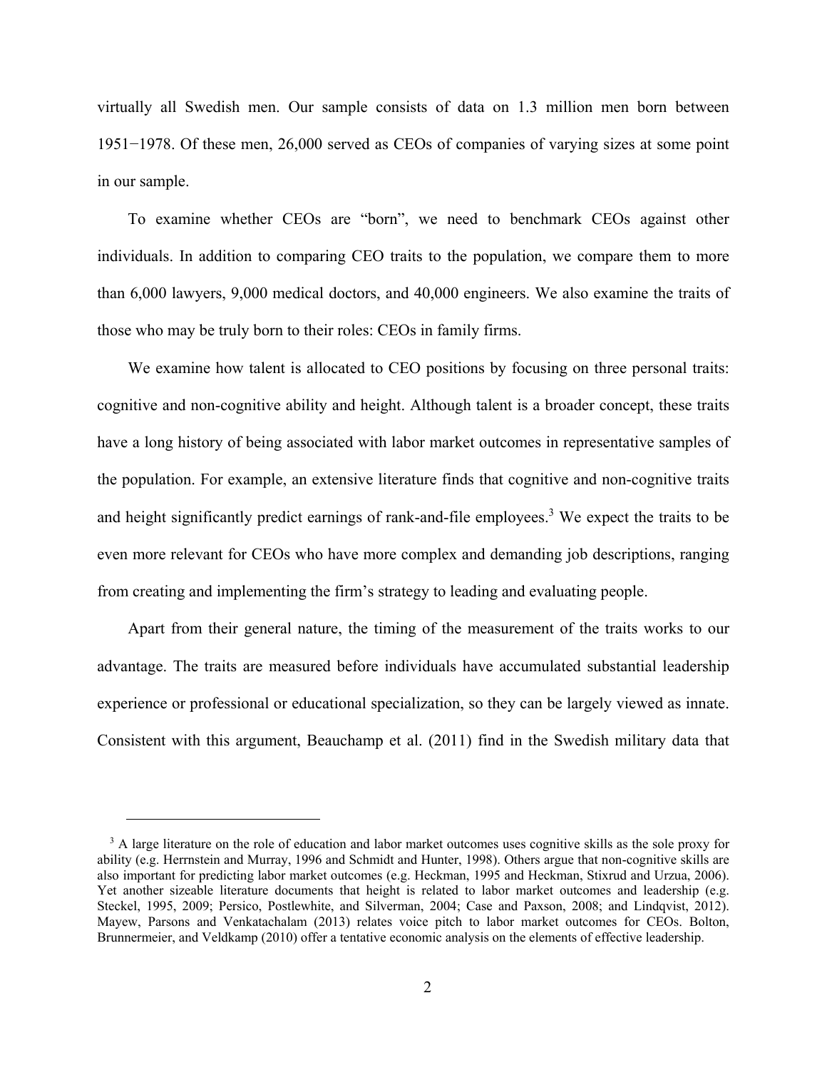virtually all Swedish men. Our sample consists of data on 1.3 million men born between 1951−1978. Of these men, 26,000 served as CEOs of companies of varying sizes at some point in our sample.

To examine whether CEOs are "born", we need to benchmark CEOs against other individuals. In addition to comparing CEO traits to the population, we compare them to more than 6,000 lawyers, 9,000 medical doctors, and 40,000 engineers. We also examine the traits of those who may be truly born to their roles: CEOs in family firms.

We examine how talent is allocated to CEO positions by focusing on three personal traits: cognitive and non-cognitive ability and height. Although talent is a broader concept, these traits have a long history of being associated with labor market outcomes in representative samples of the population. For example, an extensive literature finds that cognitive and non-cognitive traits and height significantly predict earnings of rank-and-file employees.[3] We expect the traits to be even more relevant for CEOs who have more complex and demanding job descriptions, ranging from creating and implementing the firm's strategy to leading and evaluating people.

Apart from their general nature, the timing of the measurement of the traits works to our advantage. The traits are measured before individuals have accumulated substantial leadership experience or professional or educational specialization, so they can be largely viewed as innate. Consistent with this argument, Beauchamp et al. (2011) find in the Swedish military data that

[3] A large literature on the role of education and labor market outcomes uses cognitive skills as the sole proxy for ability (e.g. Herrnstein and Murray, 1996 and Schmidt and Hunter, 1998). Others argue that non-cognitive skills are also important for predicting labor market outcomes (e.g. Heckman, 1995 and Heckman, Stixrud and Urzua, 2006). Yet another sizeable literature documents that height is related to labor market outcomes and leadership (e.g. Steckel, 1995, 2009; Persico, Postlewhite, and Silverman, 2004; Case and Paxson, 2008; and Lindqvist, 2012). Mayew, Parsons and Venkatachalam (2013) relates voice pitch to labor market outcomes for CEOs. Bolton, Brunnermeier, and Veldkamp (2010) offer a tentative economic analysis on the elements of effective leadership.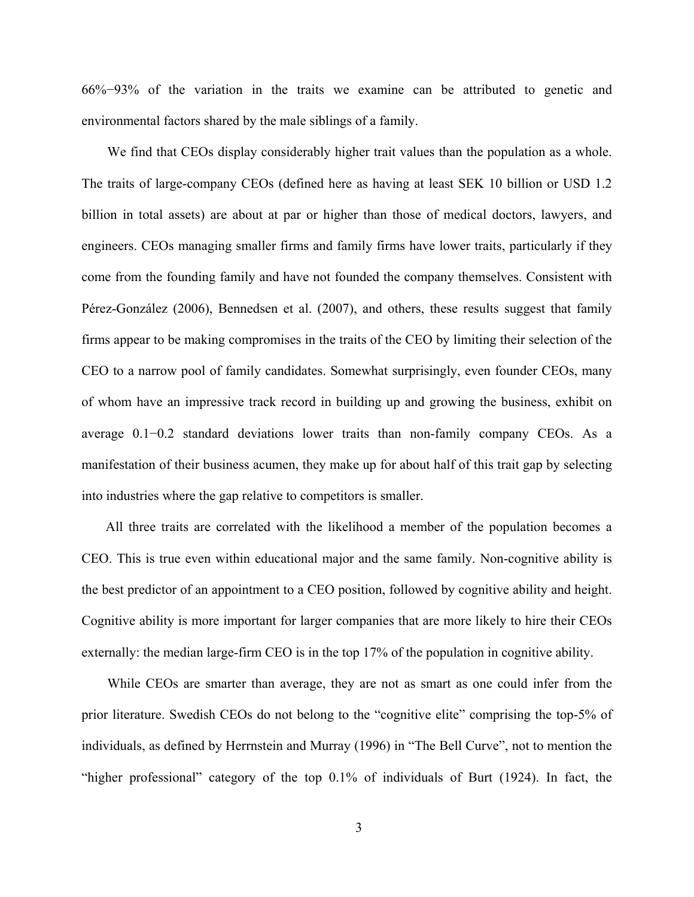66%−93% of the variation in the traits we examine can be attributed to genetic and environmental factors shared by the male siblings of a family.

We find that CEOs display considerably higher trait values than the population as a whole. The traits of large-company CEOs (defined here as having at least SEK 10 billion or USD 1.2 billion in total assets) are about at par or higher than those of medical doctors, lawyers, and engineers. CEOs managing smaller firms and family firms have lower traits, particularly if they come from the founding family and have not founded the company themselves. Consistent with Pérez-González (2006), Bennedsen et al. (2007), and others, these results suggest that family firms appear to be making compromises in the traits of the CEO by limiting their selection of the CEO to a narrow pool of family candidates. Somewhat surprisingly, even founder CEOs, many of whom have an impressive track record in building up and growing the business, exhibit on average 0.1−0.2 standard deviations lower traits than non-family company CEOs. As a manifestation of their business acumen, they make up for about half of this trait gap by selecting into industries where the gap relative to competitors is smaller.

All three traits are correlated with the likelihood a member of the population becomes a CEO. This is true even within educational major and the same family. Non-cognitive ability is the best predictor of an appointment to a CEO position, followed by cognitive ability and height. Cognitive ability is more important for larger companies that are more likely to hire their CEOs externally: the median large-firm CEO is in the top 17% of the population in cognitive ability.

While CEOs are smarter than average, they are not as smart as one could infer from the prior literature. Swedish CEOs do not belong to the "cognitive elite" comprising the top-5% of individuals, as defined by Herrnstein and Murray (1996) in "The Bell Curve", not to mention the "higher professional" category of the top 0.1% of individuals of Burt (1924). In fact, the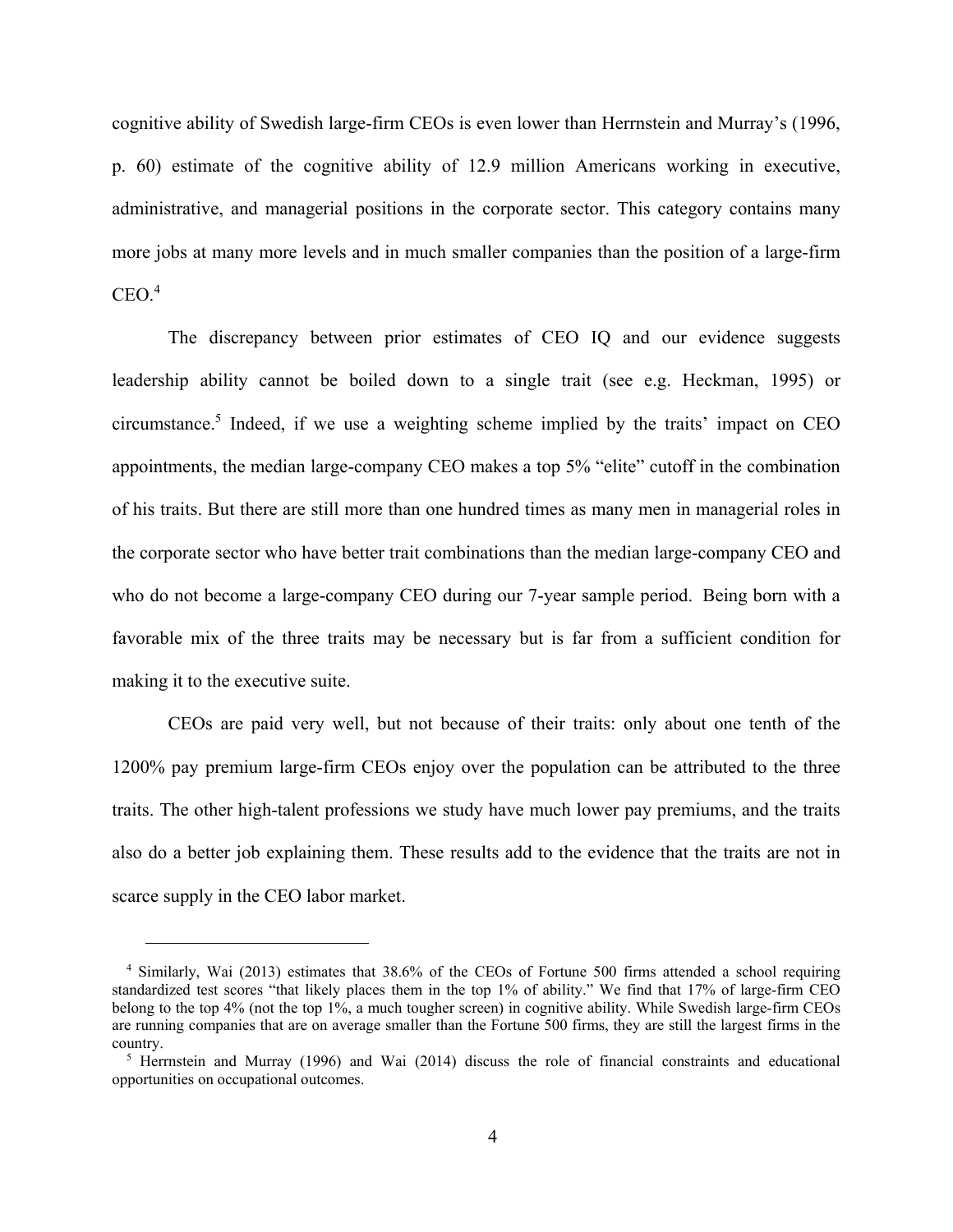cognitive ability of Swedish large-firm CEOs is even lower than Herrnstein and Murray's (1996, p. 60) estimate of the cognitive ability of 12.9 million Americans working in executive, administrative, and managerial positions in the corporate sector. This category contains many more jobs at many more levels and in much smaller companies than the position of a large-firm CEO.[4]

The discrepancy between prior estimates of CEO IQ and our evidence suggests leadership ability cannot be boiled down to a single trait (see e.g. Heckman, 1995) or circumstance.[5] Indeed, if we use a weighting scheme implied by the traits' impact on CEO appointments, the median large-company CEO makes a top 5% "elite" cutoff in the combination of his traits. But there are still more than one hundred times as many men in managerial roles in the corporate sector who have better trait combinations than the median large-company CEO and who do not become a large-company CEO during our 7-year sample period. Being born with a favorable mix of the three traits may be necessary but is far from a sufficient condition for making it to the executive suite.

CEOs are paid very well, but not because of their traits: only about one tenth of the 1200% pay premium large-firm CEOs enjoy over the population can be attributed to the three traits. The other high-talent professions we study have much lower pay premiums, and the traits also do a better job explaining them. These results add to the evidence that the traits are not in scarce supply in the CEO labor market.

---

[4] Similarly, Wai (2013) estimates that 38.6% of the CEOs of Fortune 500 firms attended a school requiring standardized test scores "that likely places them in the top 1% of ability." We find that 17% of large-firm CEO belong to the top 4% (not the top 1%, a much tougher screen) in cognitive ability. While Swedish large-firm CEOs are running companies that are on average smaller than the Fortune 500 firms, they are still the largest firms in the country.

[5] Herrnstein and Murray (1996) and Wai (2014) discuss the role of financial constraints and educational opportunities on occupational outcomes.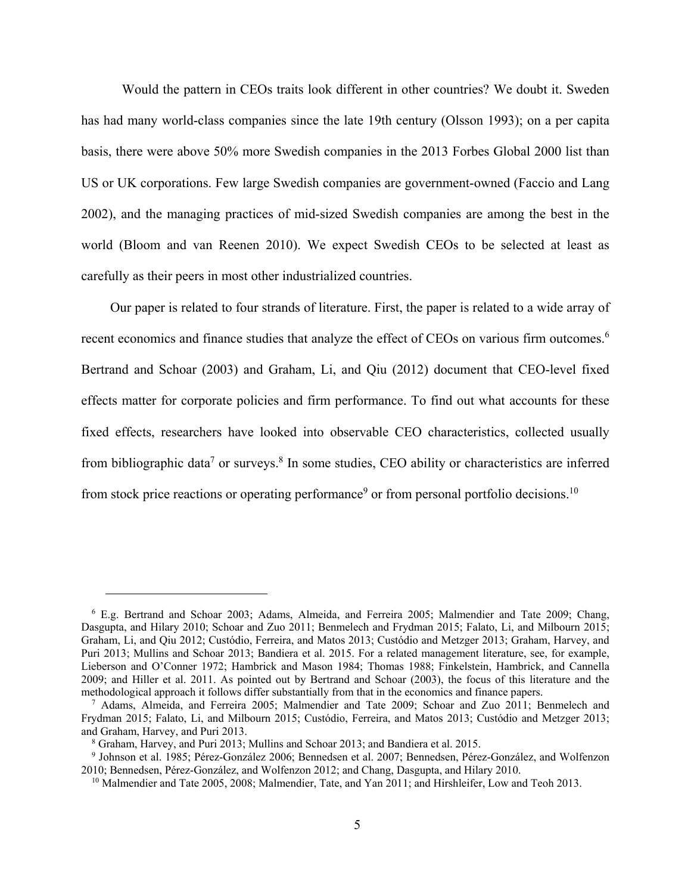Would the pattern in CEOs traits look different in other countries? We doubt it. Sweden has had many world-class companies since the late 19th century (Olsson 1993); on a per capita basis, there were above 50% more Swedish companies in the 2013 Forbes Global 2000 list than US or UK corporations. Few large Swedish companies are government-owned (Faccio and Lang 2002), and the managing practices of mid-sized Swedish companies are among the best in the world (Bloom and van Reenen 2010). We expect Swedish CEOs to be selected at least as carefully as their peers in most other industrialized countries.

Our paper is related to four strands of literature. First, the paper is related to a wide array of recent economics and finance studies that analyze the effect of CEOs on various firm outcomes.[6] Bertrand and Schoar (2003) and Graham, Li, and Qiu (2012) document that CEO-level fixed effects matter for corporate policies and firm performance. To find out what accounts for these fixed effects, researchers have looked into observable CEO characteristics, collected usually from bibliographic data[7] or surveys.[8] In some studies, CEO ability or characteristics are inferred from stock price reactions or operating performance[9] or from personal portfolio decisions.[10]

---

[6] E.g. Bertrand and Schoar 2003; Adams, Almeida, and Ferreira 2005; Malmendier and Tate 2009; Chang, Dasgupta, and Hilary 2010; Schoar and Zuo 2011; Benmelech and Frydman 2015; Falato, Li, and Milbourn 2015; Graham, Li, and Qiu 2012; Custódio, Ferreira, and Matos 2013; Custódio and Metzger 2013; Graham, Harvey, and Puri 2013; Mullins and Schoar 2013; Bandiera et al. 2015. For a related management literature, see, for example, Lieberson and O'Conner 1972; Hambrick and Mason 1984; Thomas 1988; Finkelstein, Hambrick, and Cannella 2009; and Hiller et al. 2011. As pointed out by Bertrand and Schoar (2003), the focus of this literature and the methodological approach it follows differ substantially from that in the economics and finance papers.

[7] Adams, Almeida, and Ferreira 2005; Malmendier and Tate 2009; Schoar and Zuo 2011; Benmelech and Frydman 2015; Falato, Li, and Milbourn 2015; Custódio, Ferreira, and Matos 2013; Custódio and Metzger 2013; and Graham, Harvey, and Puri 2013.

[8] Graham, Harvey, and Puri 2013; Mullins and Schoar 2013; and Bandiera et al. 2015.

[9] Johnson et al. 1985; Pérez-González 2006; Bennedsen et al. 2007; Bennedsen, Pérez-González, and Wolfenzon 2010; Bennedsen, Pérez-González, and Wolfenzon 2012; and Chang, Dasgupta, and Hilary 2010.

[10] Malmendier and Tate 2005, 2008; Malmendier, Tate, and Yan 2011; and Hirshleifer, Low and Teoh 2013.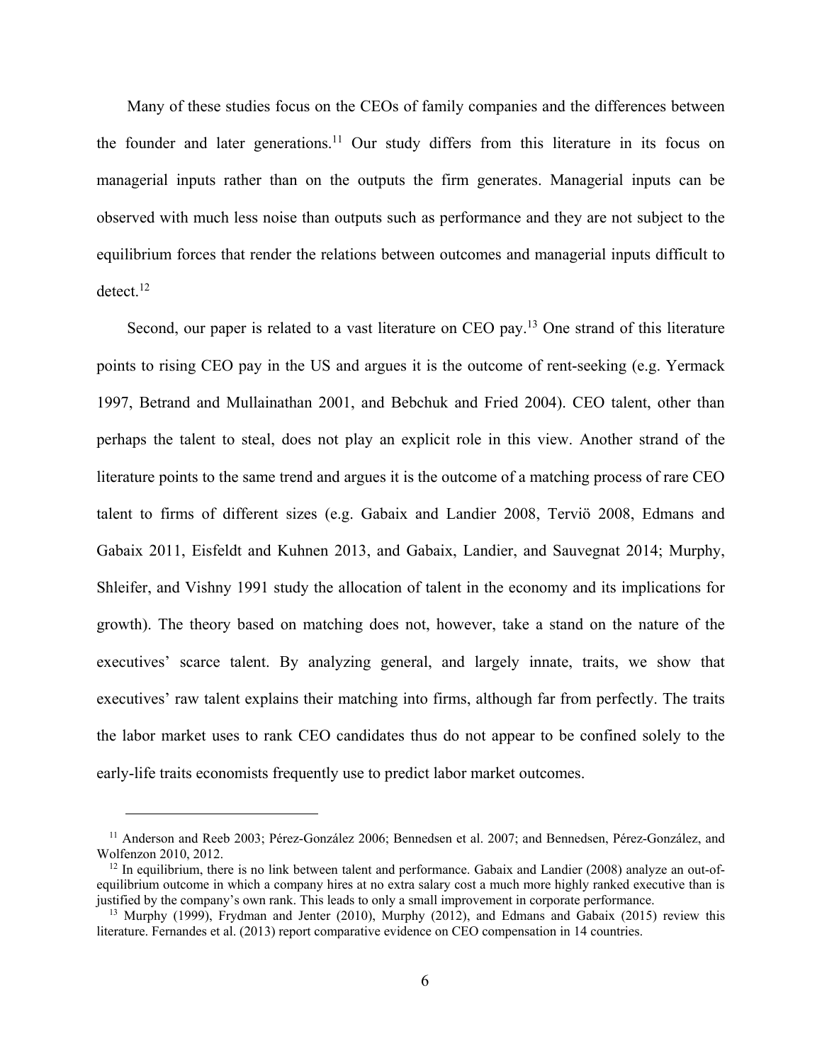Many of these studies focus on the CEOs of family companies and the differences between the founder and later generations.[11] Our study differs from this literature in its focus on managerial inputs rather than on the outputs the firm generates. Managerial inputs can be observed with much less noise than outputs such as performance and they are not subject to the equilibrium forces that render the relations between outcomes and managerial inputs difficult to detect.[12]

Second, our paper is related to a vast literature on CEO pay.[13] One strand of this literature points to rising CEO pay in the US and argues it is the outcome of rent-seeking (e.g. Yermack 1997, Betrand and Mullainathan 2001, and Bebchuk and Fried 2004). CEO talent, other than perhaps the talent to steal, does not play an explicit role in this view. Another strand of the literature points to the same trend and argues it is the outcome of a matching process of rare CEO talent to firms of different sizes (e.g. Gabaix and Landier 2008, Terviö 2008, Edmans and Gabaix 2011, Eisfeldt and Kuhnen 2013, and Gabaix, Landier, and Sauvegnat 2014; Murphy, Shleifer, and Vishny 1991 study the allocation of talent in the economy and its implications for growth). The theory based on matching does not, however, take a stand on the nature of the executives' scarce talent. By analyzing general, and largely innate, traits, we show that executives' raw talent explains their matching into firms, although far from perfectly. The traits the labor market uses to rank CEO candidates thus do not appear to be confined solely to the early-life traits economists frequently use to predict labor market outcomes.

---

[11] Anderson and Reeb 2003; Pérez-González 2006; Bennedsen et al. 2007; and Bennedsen, Pérez-González, and Wolfenzon 2010, 2012.

[12] In equilibrium, there is no link between talent and performance. Gabaix and Landier (2008) analyze an out-of-equilibrium outcome in which a company hires at no extra salary cost a much more highly ranked executive than is justified by the company's own rank. This leads to only a small improvement in corporate performance.

[13] Murphy (1999), Frydman and Jenter (2010), Murphy (2012), and Edmans and Gabaix (2015) review this literature. Fernandes et al. (2013) report comparative evidence on CEO compensation in 14 countries.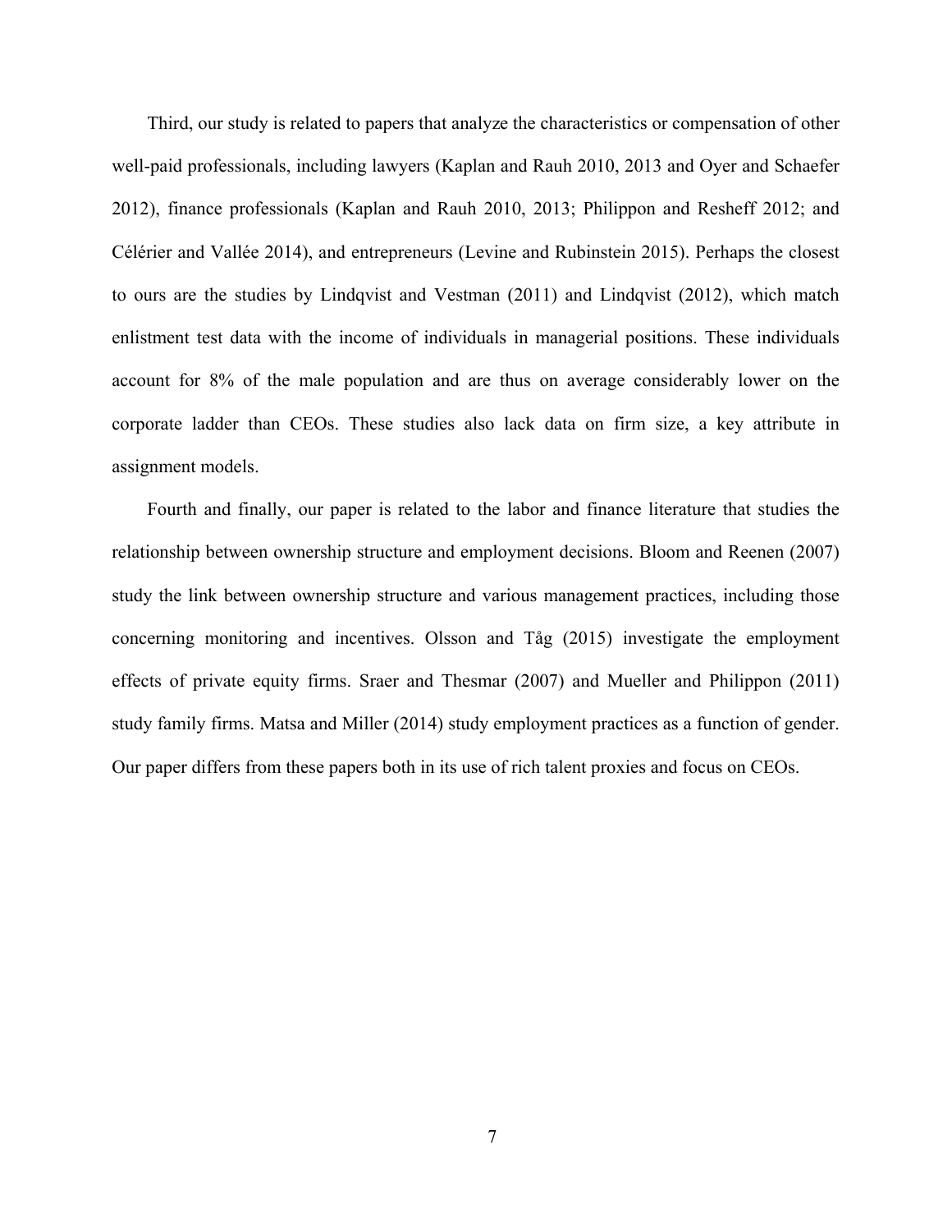Third, our study is related to papers that analyze the characteristics or compensation of other well-paid professionals, including lawyers (Kaplan and Rauh 2010, 2013 and Oyer and Schaefer 2012), finance professionals (Kaplan and Rauh 2010, 2013; Philippon and Resheff 2012; and Célérier and Vallée 2014), and entrepreneurs (Levine and Rubinstein 2015). Perhaps the closest to ours are the studies by Lindqvist and Vestman (2011) and Lindqvist (2012), which match enlistment test data with the income of individuals in managerial positions. These individuals account for 8% of the male population and are thus on average considerably lower on the corporate ladder than CEOs. These studies also lack data on firm size, a key attribute in assignment models.

Fourth and finally, our paper is related to the labor and finance literature that studies the relationship between ownership structure and employment decisions. Bloom and Reenen (2007) study the link between ownership structure and various management practices, including those concerning monitoring and incentives. Olsson and Tåg (2015) investigate the employment effects of private equity firms. Sraer and Thesmar (2007) and Mueller and Philippon (2011) study family firms. Matsa and Miller (2014) study employment practices as a function of gender. Our paper differs from these papers both in its use of rich talent proxies and focus on CEOs.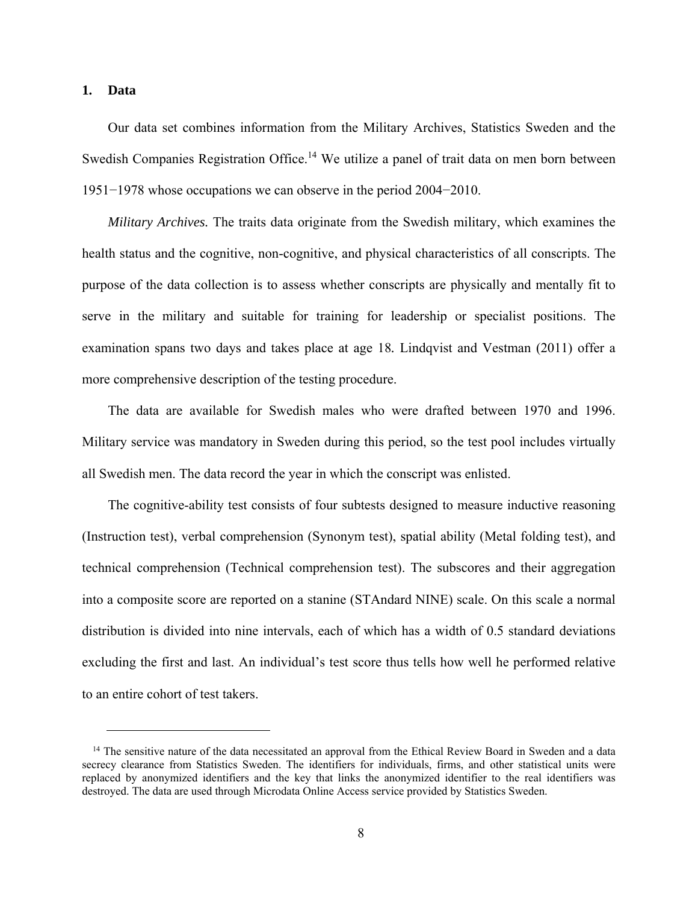## 1. Data

Our data set combines information from the Military Archives, Statistics Sweden and the Swedish Companies Registration Office.[14] We utilize a panel of trait data on men born between 1951−1978 whose occupations we can observe in the period 2004−2010.

*Military Archives.* The traits data originate from the Swedish military, which examines the health status and the cognitive, non-cognitive, and physical characteristics of all conscripts. The purpose of the data collection is to assess whether conscripts are physically and mentally fit to serve in the military and suitable for training for leadership or specialist positions. The examination spans two days and takes place at age 18. Lindqvist and Vestman (2011) offer a more comprehensive description of the testing procedure.

The data are available for Swedish males who were drafted between 1970 and 1996. Military service was mandatory in Sweden during this period, so the test pool includes virtually all Swedish men. The data record the year in which the conscript was enlisted.

The cognitive-ability test consists of four subtests designed to measure inductive reasoning (Instruction test), verbal comprehension (Synonym test), spatial ability (Metal folding test), and technical comprehension (Technical comprehension test). The subscores and their aggregation into a composite score are reported on a stanine (STAndard NINE) scale. On this scale a normal distribution is divided into nine intervals, each of which has a width of 0.5 standard deviations excluding the first and last. An individual's test score thus tells how well he performed relative to an entire cohort of test takers.

[14] The sensitive nature of the data necessitated an approval from the Ethical Review Board in Sweden and a data secrecy clearance from Statistics Sweden. The identifiers for individuals, firms, and other statistical units were replaced by anonymized identifiers and the key that links the anonymized identifier to the real identifiers was destroyed. The data are used through Microdata Online Access service provided by Statistics Sweden.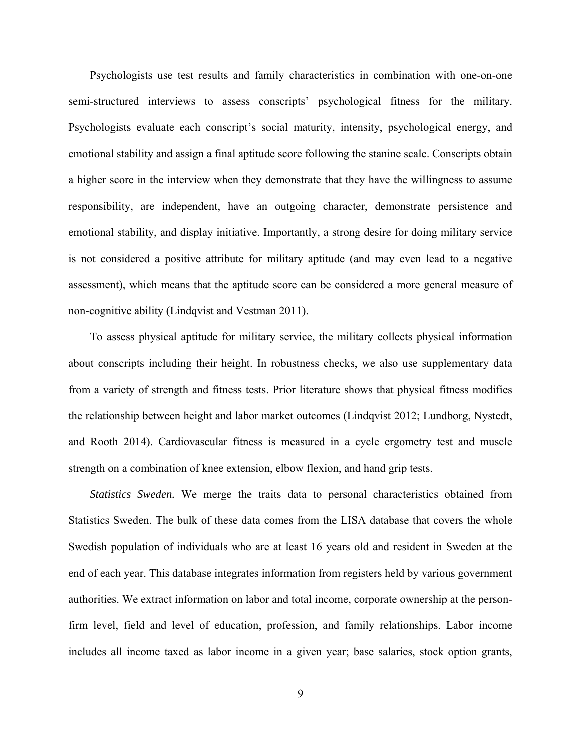Psychologists use test results and family characteristics in combination with one-on-one semi-structured interviews to assess conscripts' psychological fitness for the military. Psychologists evaluate each conscript's social maturity, intensity, psychological energy, and emotional stability and assign a final aptitude score following the stanine scale. Conscripts obtain a higher score in the interview when they demonstrate that they have the willingness to assume responsibility, are independent, have an outgoing character, demonstrate persistence and emotional stability, and display initiative. Importantly, a strong desire for doing military service is not considered a positive attribute for military aptitude (and may even lead to a negative assessment), which means that the aptitude score can be considered a more general measure of non-cognitive ability (Lindqvist and Vestman 2011).

To assess physical aptitude for military service, the military collects physical information about conscripts including their height. In robustness checks, we also use supplementary data from a variety of strength and fitness tests. Prior literature shows that physical fitness modifies the relationship between height and labor market outcomes (Lindqvist 2012; Lundborg, Nystedt, and Rooth 2014). Cardiovascular fitness is measured in a cycle ergometry test and muscle strength on a combination of knee extension, elbow flexion, and hand grip tests.

*Statistics Sweden.* We merge the traits data to personal characteristics obtained from Statistics Sweden. The bulk of these data comes from the LISA database that covers the whole Swedish population of individuals who are at least 16 years old and resident in Sweden at the end of each year. This database integrates information from registers held by various government authorities. We extract information on labor and total income, corporate ownership at the person-firm level, field and level of education, profession, and family relationships. Labor income includes all income taxed as labor income in a given year; base salaries, stock option grants,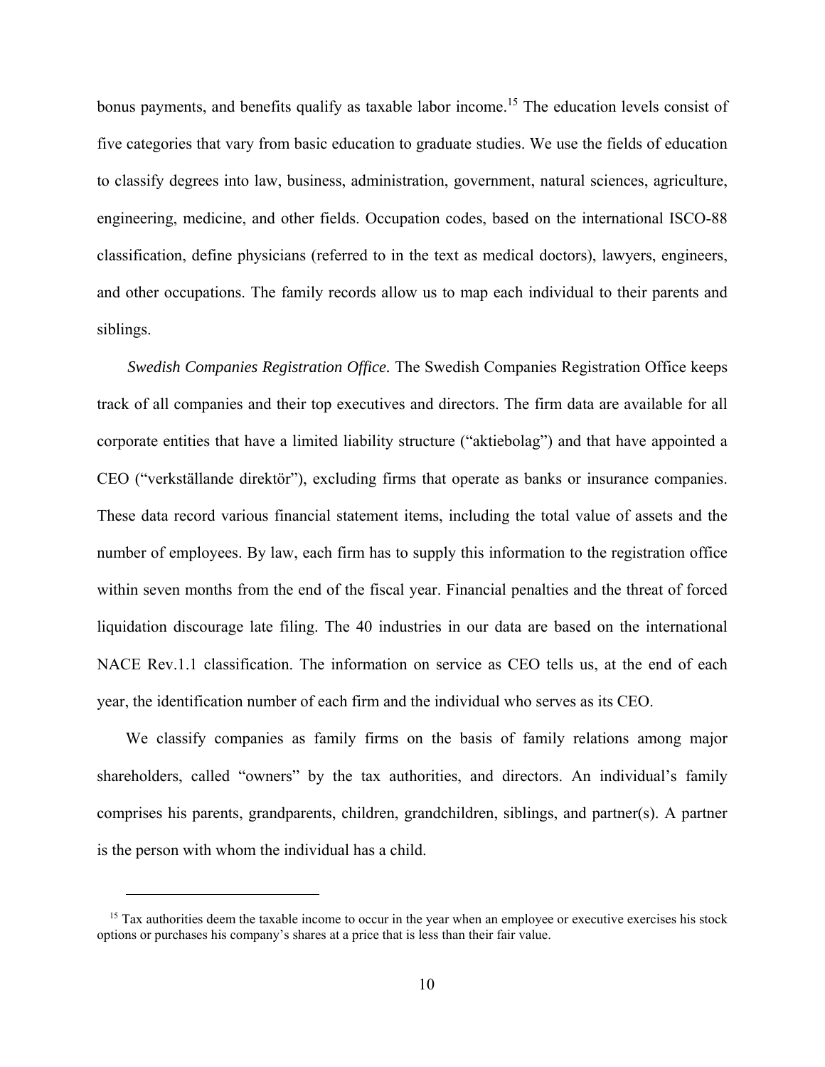bonus payments, and benefits qualify as taxable labor income.[15] The education levels consist of five categories that vary from basic education to graduate studies. We use the fields of education to classify degrees into law, business, administration, government, natural sciences, agriculture, engineering, medicine, and other fields. Occupation codes, based on the international ISCO-88 classification, define physicians (referred to in the text as medical doctors), lawyers, engineers, and other occupations. The family records allow us to map each individual to their parents and siblings.

*Swedish Companies Registration Office.* The Swedish Companies Registration Office keeps track of all companies and their top executives and directors. The firm data are available for all corporate entities that have a limited liability structure ("aktiebolag") and that have appointed a CEO ("verkställande direktör"), excluding firms that operate as banks or insurance companies. These data record various financial statement items, including the total value of assets and the number of employees. By law, each firm has to supply this information to the registration office within seven months from the end of the fiscal year. Financial penalties and the threat of forced liquidation discourage late filing. The 40 industries in our data are based on the international NACE Rev.1.1 classification. The information on service as CEO tells us, at the end of each year, the identification number of each firm and the individual who serves as its CEO.

We classify companies as family firms on the basis of family relations among major shareholders, called "owners" by the tax authorities, and directors. An individual's family comprises his parents, grandparents, children, grandchildren, siblings, and partner(s). A partner is the person with whom the individual has a child.

---

[15] Tax authorities deem the taxable income to occur in the year when an employee or executive exercises his stock options or purchases his company's shares at a price that is less than their fair value.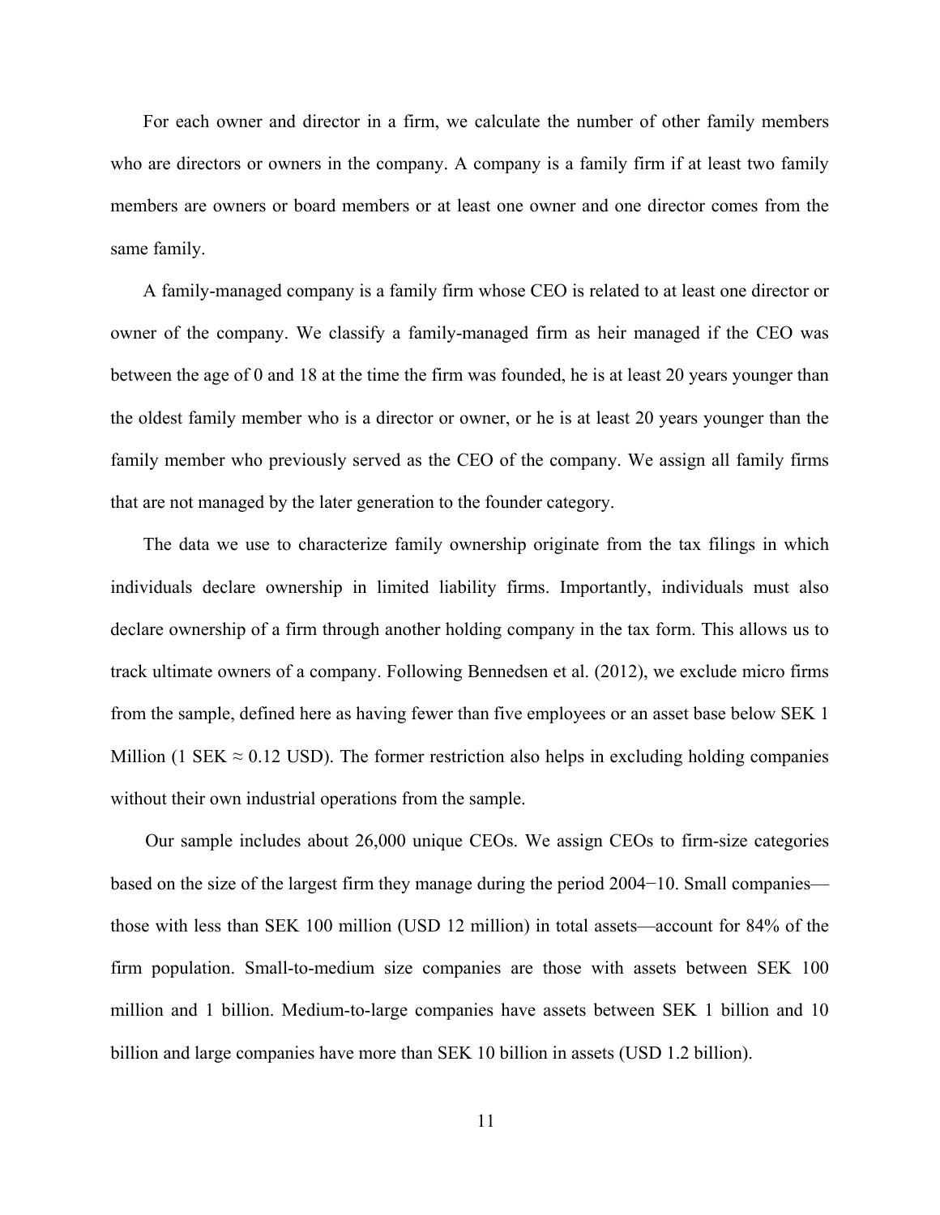For each owner and director in a firm, we calculate the number of other family members who are directors or owners in the company. A company is a family firm if at least two family members are owners or board members or at least one owner and one director comes from the same family.

A family-managed company is a family firm whose CEO is related to at least one director or owner of the company. We classify a family-managed firm as heir managed if the CEO was between the age of 0 and 18 at the time the firm was founded, he is at least 20 years younger than the oldest family member who is a director or owner, or he is at least 20 years younger than the family member who previously served as the CEO of the company. We assign all family firms that are not managed by the later generation to the founder category.

The data we use to characterize family ownership originate from the tax filings in which individuals declare ownership in limited liability firms. Importantly, individuals must also declare ownership of a firm through another holding company in the tax form. This allows us to track ultimate owners of a company. Following Bennedsen et al. (2012), we exclude micro firms from the sample, defined here as having fewer than five employees or an asset base below SEK 1 Million (1 SEK ≈ 0.12 USD). The former restriction also helps in excluding holding companies without their own industrial operations from the sample.

Our sample includes about 26,000 unique CEOs. We assign CEOs to firm-size categories based on the size of the largest firm they manage during the period 2004−10. Small companies—those with less than SEK 100 million (USD 12 million) in total assets—account for 84% of the firm population. Small-to-medium size companies are those with assets between SEK 100 million and 1 billion. Medium-to-large companies have assets between SEK 1 billion and 10 billion and large companies have more than SEK 10 billion in assets (USD 1.2 billion).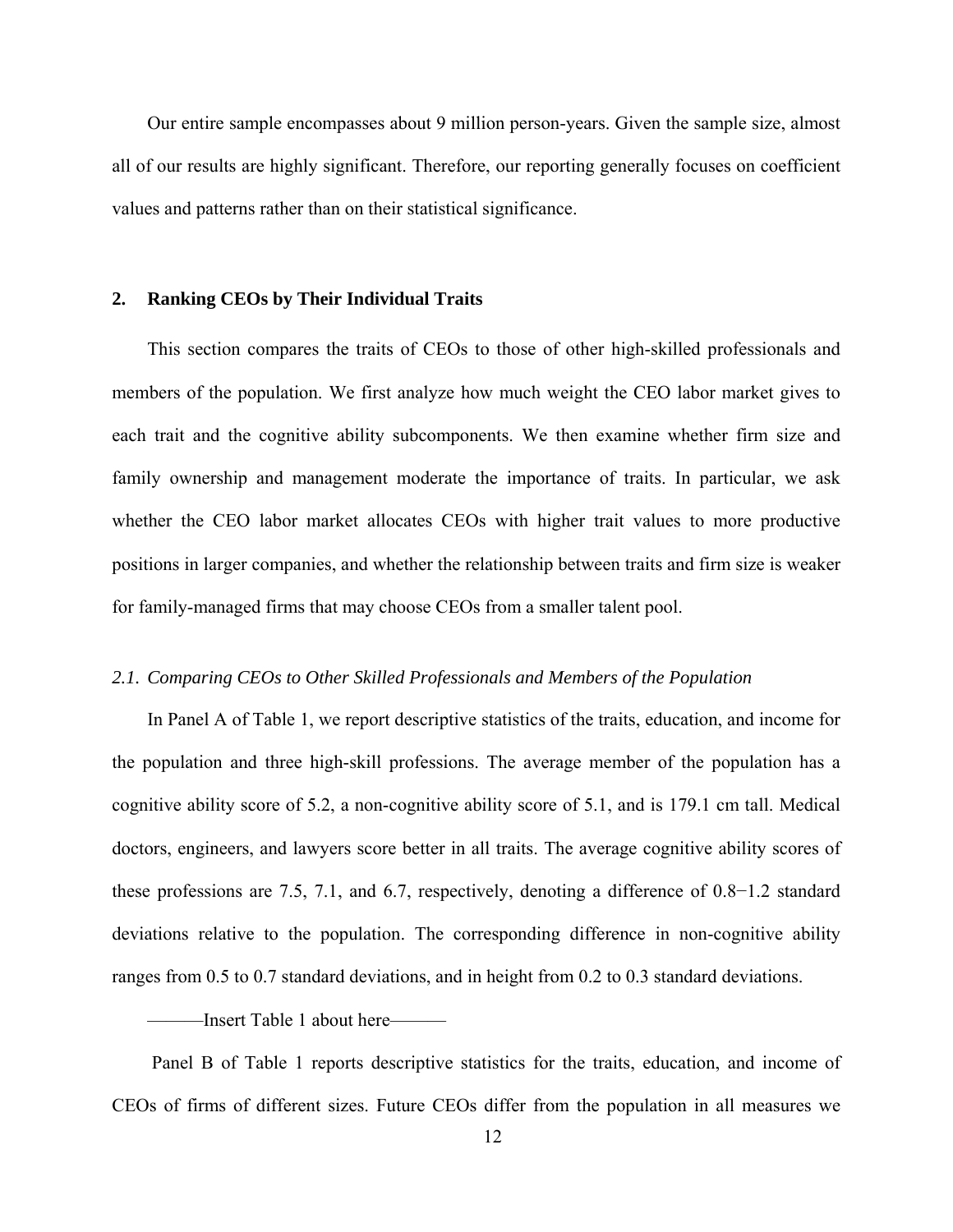Our entire sample encompasses about 9 million person-years. Given the sample size, almost all of our results are highly significant. Therefore, our reporting generally focuses on coefficient values and patterns rather than on their statistical significance.

## 2. Ranking CEOs by Their Individual Traits

This section compares the traits of CEOs to those of other high-skilled professionals and members of the population. We first analyze how much weight the CEO labor market gives to each trait and the cognitive ability subcomponents. We then examine whether firm size and family ownership and management moderate the importance of traits. In particular, we ask whether the CEO labor market allocates CEOs with higher trait values to more productive positions in larger companies, and whether the relationship between traits and firm size is weaker for family-managed firms that may choose CEOs from a smaller talent pool.

### *2.1. Comparing CEOs to Other Skilled Professionals and Members of the Population*

In Panel A of Table 1, we report descriptive statistics of the traits, education, and income for the population and three high-skill professions. The average member of the population has a cognitive ability score of 5.2, a non-cognitive ability score of 5.1, and is 179.1 cm tall. Medical doctors, engineers, and lawyers score better in all traits. The average cognitive ability scores of these professions are 7.5, 7.1, and 6.7, respectively, denoting a difference of 0.8−1.2 standard deviations relative to the population. The corresponding difference in non-cognitive ability ranges from 0.5 to 0.7 standard deviations, and in height from 0.2 to 0.3 standard deviations.

———Insert Table 1 about here———

Panel B of Table 1 reports descriptive statistics for the traits, education, and income of CEOs of firms of different sizes. Future CEOs differ from the population in all measures we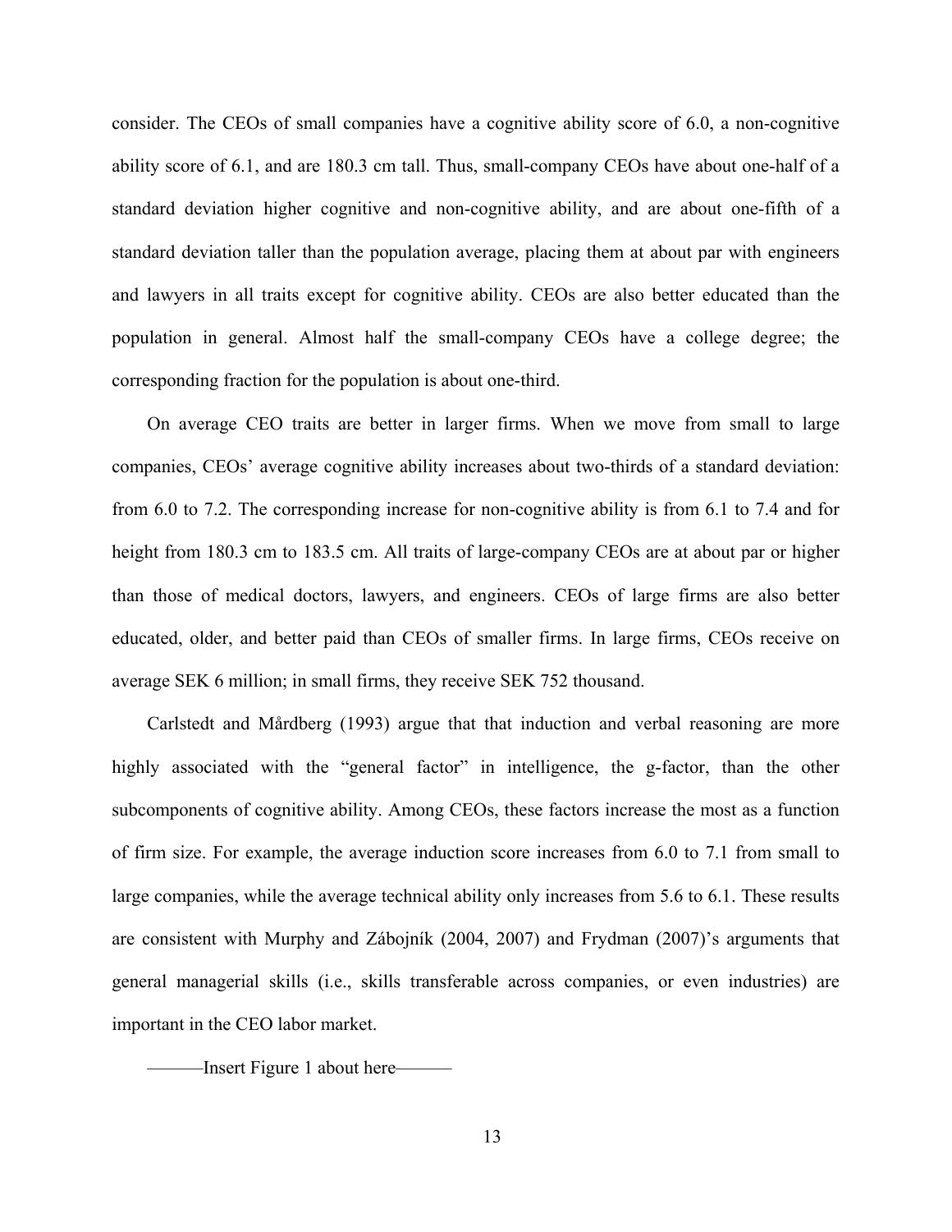consider. The CEOs of small companies have a cognitive ability score of 6.0, a non-cognitive ability score of 6.1, and are 180.3 cm tall. Thus, small-company CEOs have about one-half of a standard deviation higher cognitive and non-cognitive ability, and are about one-fifth of a standard deviation taller than the population average, placing them at about par with engineers and lawyers in all traits except for cognitive ability. CEOs are also better educated than the population in general. Almost half the small-company CEOs have a college degree; the corresponding fraction for the population is about one-third.

On average CEO traits are better in larger firms. When we move from small to large companies, CEOs' average cognitive ability increases about two-thirds of a standard deviation: from 6.0 to 7.2. The corresponding increase for non-cognitive ability is from 6.1 to 7.4 and for height from 180.3 cm to 183.5 cm. All traits of large-company CEOs are at about par or higher than those of medical doctors, lawyers, and engineers. CEOs of large firms are also better educated, older, and better paid than CEOs of smaller firms. In large firms, CEOs receive on average SEK 6 million; in small firms, they receive SEK 752 thousand.

Carlstedt and Mårdberg (1993) argue that that induction and verbal reasoning are more highly associated with the "general factor" in intelligence, the g-factor, than the other subcomponents of cognitive ability. Among CEOs, these factors increase the most as a function of firm size. For example, the average induction score increases from 6.0 to 7.1 from small to large companies, while the average technical ability only increases from 5.6 to 6.1. These results are consistent with Murphy and Zábojník (2004, 2007) and Frydman (2007)'s arguments that general managerial skills (i.e., skills transferable across companies, or even industries) are important in the CEO labor market.

———Insert Figure 1 about here———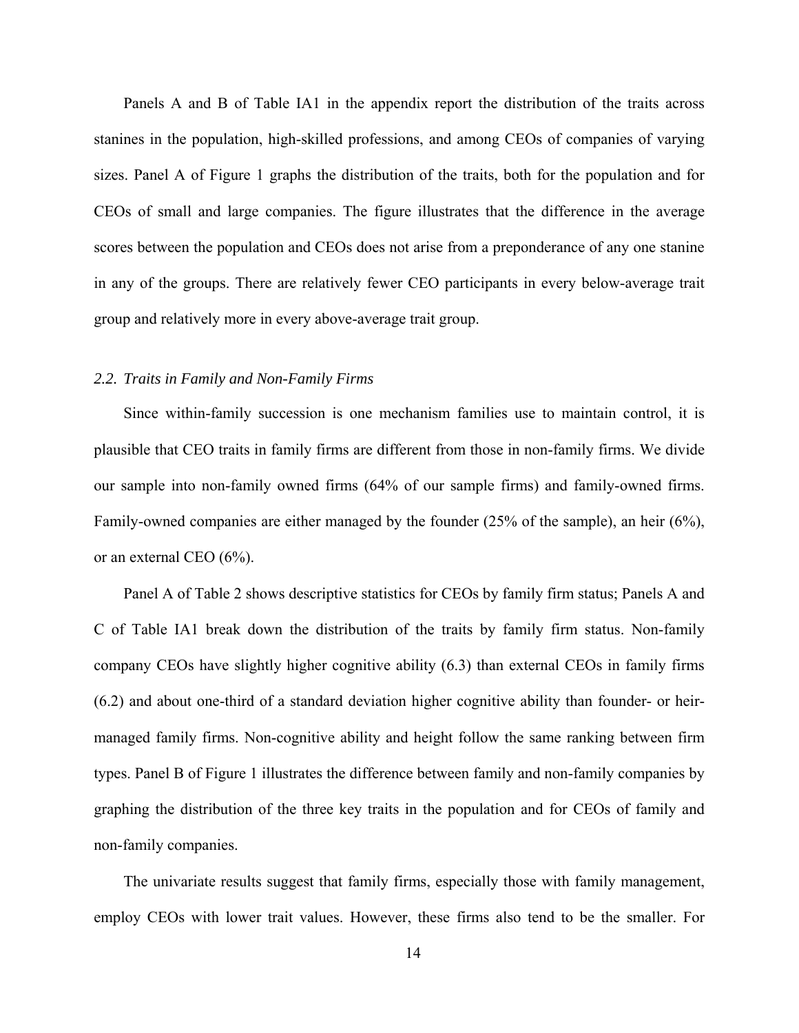Panels A and B of Table IA1 in the appendix report the distribution of the traits across stanines in the population, high-skilled professions, and among CEOs of companies of varying sizes. Panel A of Figure 1 graphs the distribution of the traits, both for the population and for CEOs of small and large companies. The figure illustrates that the difference in the average scores between the population and CEOs does not arise from a preponderance of any one stanine in any of the groups. There are relatively fewer CEO participants in every below-average trait group and relatively more in every above-average trait group.

### *2.2. Traits in Family and Non-Family Firms*

Since within-family succession is one mechanism families use to maintain control, it is plausible that CEO traits in family firms are different from those in non-family firms. We divide our sample into non-family owned firms (64% of our sample firms) and family-owned firms. Family-owned companies are either managed by the founder (25% of the sample), an heir (6%), or an external CEO (6%).

Panel A of Table 2 shows descriptive statistics for CEOs by family firm status; Panels A and C of Table IA1 break down the distribution of the traits by family firm status. Non-family company CEOs have slightly higher cognitive ability (6.3) than external CEOs in family firms (6.2) and about one-third of a standard deviation higher cognitive ability than founder- or heir-managed family firms. Non-cognitive ability and height follow the same ranking between firm types. Panel B of Figure 1 illustrates the difference between family and non-family companies by graphing the distribution of the three key traits in the population and for CEOs of family and non-family companies.

The univariate results suggest that family firms, especially those with family management, employ CEOs with lower trait values. However, these firms also tend to be the smaller. For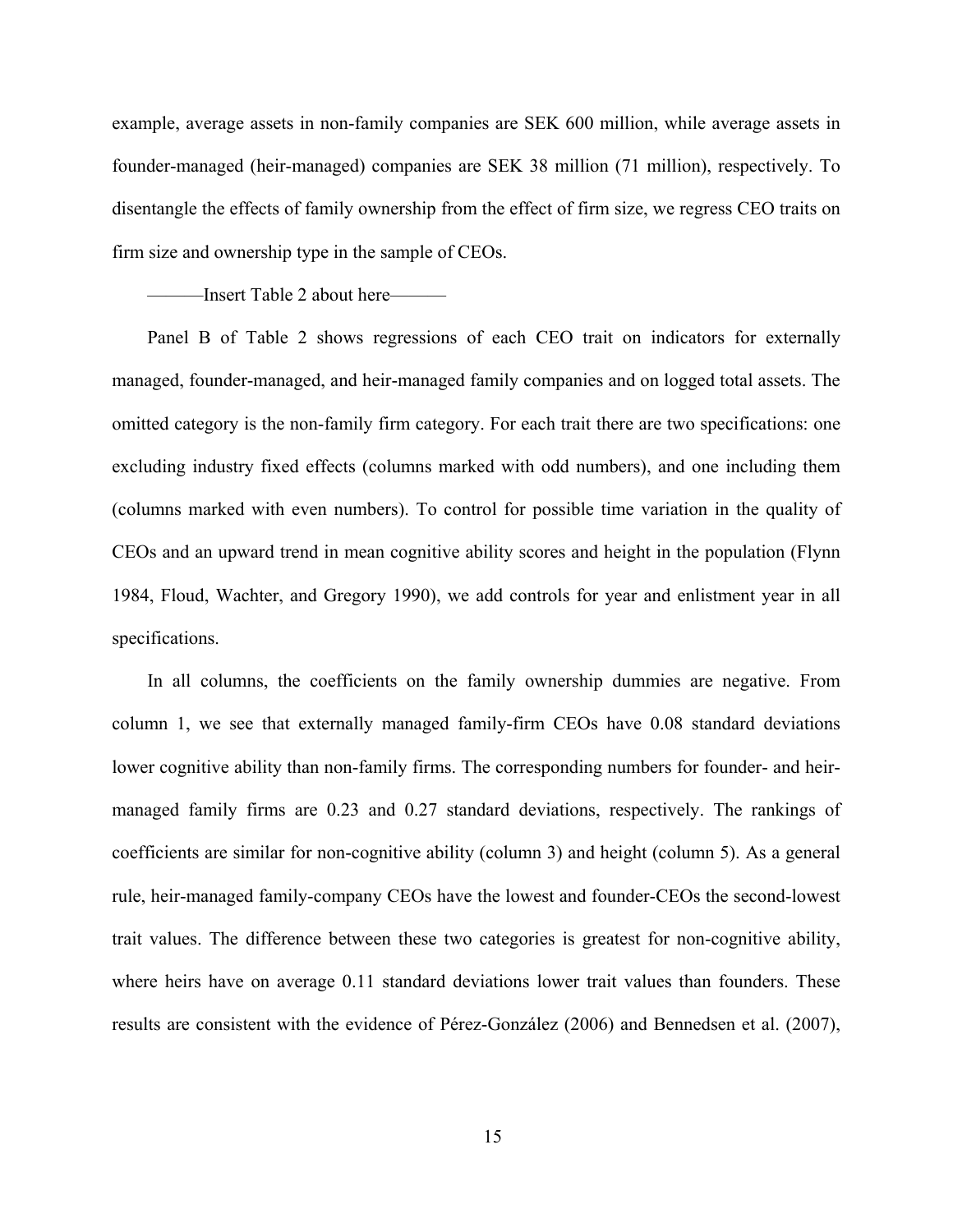example, average assets in non-family companies are SEK 600 million, while average assets in founder-managed (heir-managed) companies are SEK 38 million (71 million), respectively. To disentangle the effects of family ownership from the effect of firm size, we regress CEO traits on firm size and ownership type in the sample of CEOs.

———Insert Table 2 about here———

Panel B of Table 2 shows regressions of each CEO trait on indicators for externally managed, founder-managed, and heir-managed family companies and on logged total assets. The omitted category is the non-family firm category. For each trait there are two specifications: one excluding industry fixed effects (columns marked with odd numbers), and one including them (columns marked with even numbers). To control for possible time variation in the quality of CEOs and an upward trend in mean cognitive ability scores and height in the population (Flynn 1984, Floud, Wachter, and Gregory 1990), we add controls for year and enlistment year in all specifications.

In all columns, the coefficients on the family ownership dummies are negative. From column 1, we see that externally managed family-firm CEOs have 0.08 standard deviations lower cognitive ability than non-family firms. The corresponding numbers for founder- and heir-managed family firms are 0.23 and 0.27 standard deviations, respectively. The rankings of coefficients are similar for non-cognitive ability (column 3) and height (column 5). As a general rule, heir-managed family-company CEOs have the lowest and founder-CEOs the second-lowest trait values. The difference between these two categories is greatest for non-cognitive ability, where heirs have on average 0.11 standard deviations lower trait values than founders. These results are consistent with the evidence of Pérez-González (2006) and Bennedsen et al. (2007),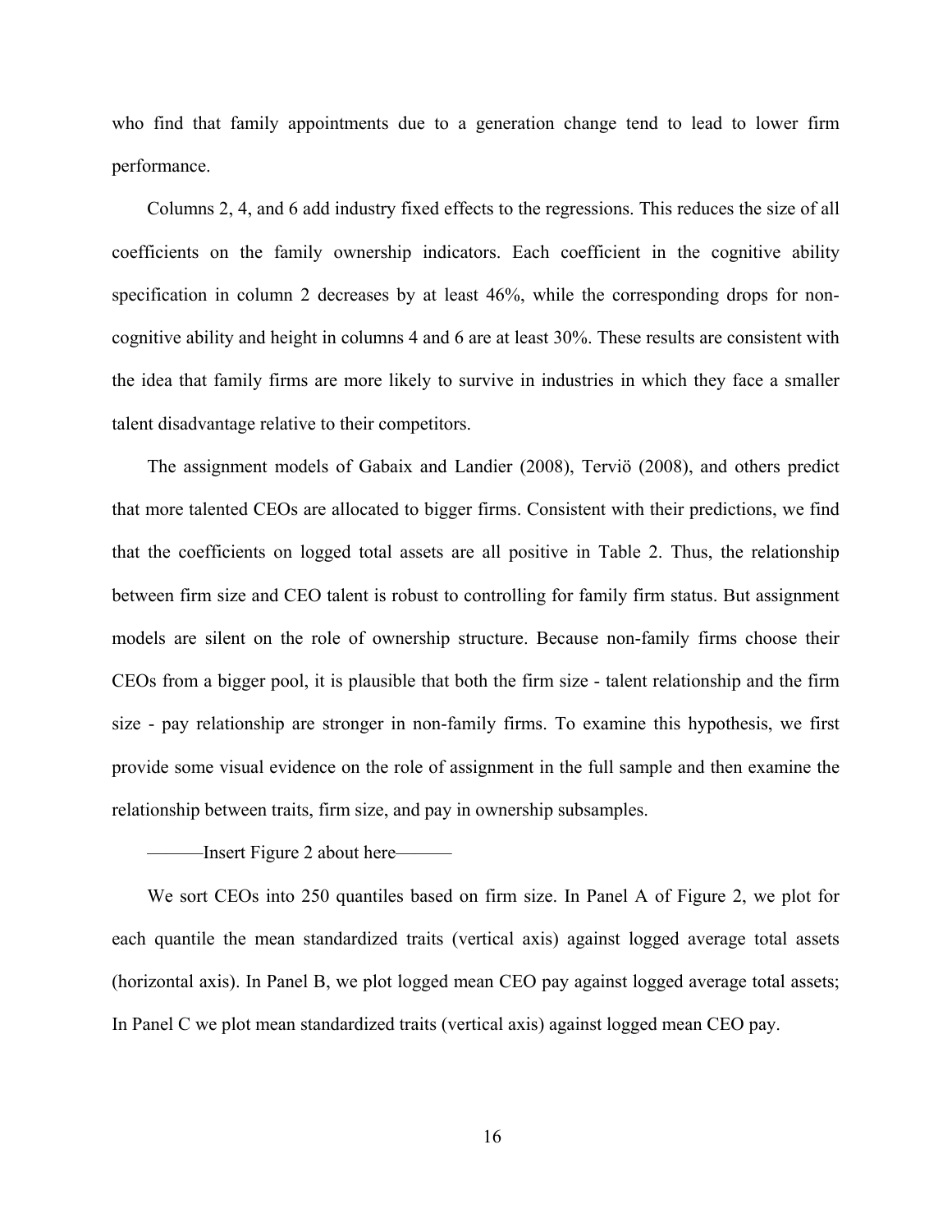who find that family appointments due to a generation change tend to lead to lower firm performance.

Columns 2, 4, and 6 add industry fixed effects to the regressions. This reduces the size of all coefficients on the family ownership indicators. Each coefficient in the cognitive ability specification in column 2 decreases by at least 46%, while the corresponding drops for non-cognitive ability and height in columns 4 and 6 are at least 30%. These results are consistent with the idea that family firms are more likely to survive in industries in which they face a smaller talent disadvantage relative to their competitors.

The assignment models of Gabaix and Landier (2008), Terviö (2008), and others predict that more talented CEOs are allocated to bigger firms. Consistent with their predictions, we find that the coefficients on logged total assets are all positive in Table 2. Thus, the relationship between firm size and CEO talent is robust to controlling for family firm status. But assignment models are silent on the role of ownership structure. Because non-family firms choose their CEOs from a bigger pool, it is plausible that both the firm size - talent relationship and the firm size - pay relationship are stronger in non-family firms. To examine this hypothesis, we first provide some visual evidence on the role of assignment in the full sample and then examine the relationship between traits, firm size, and pay in ownership subsamples.

———Insert Figure 2 about here———

We sort CEOs into 250 quantiles based on firm size. In Panel A of Figure 2, we plot for each quantile the mean standardized traits (vertical axis) against logged average total assets (horizontal axis). In Panel B, we plot logged mean CEO pay against logged average total assets; In Panel C we plot mean standardized traits (vertical axis) against logged mean CEO pay.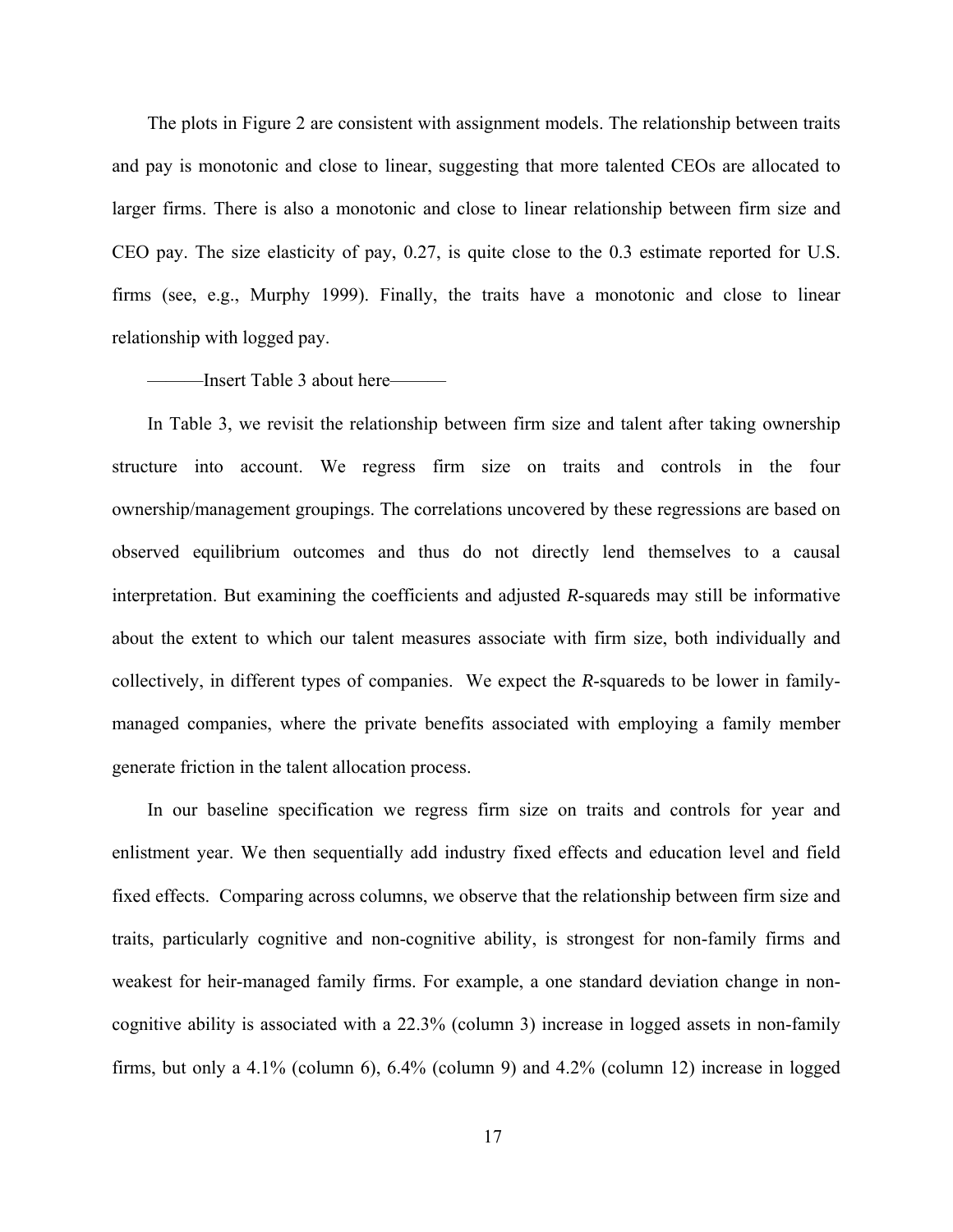The plots in Figure 2 are consistent with assignment models. The relationship between traits and pay is monotonic and close to linear, suggesting that more talented CEOs are allocated to larger firms. There is also a monotonic and close to linear relationship between firm size and CEO pay. The size elasticity of pay, 0.27, is quite close to the 0.3 estimate reported for U.S. firms (see, e.g., Murphy 1999). Finally, the traits have a monotonic and close to linear relationship with logged pay.

———Insert Table 3 about here———

In Table 3, we revisit the relationship between firm size and talent after taking ownership structure into account. We regress firm size on traits and controls in the four ownership/management groupings. The correlations uncovered by these regressions are based on observed equilibrium outcomes and thus do not directly lend themselves to a causal interpretation. But examining the coefficients and adjusted *R*-squareds may still be informative about the extent to which our talent measures associate with firm size, both individually and collectively, in different types of companies. We expect the *R*-squareds to be lower in family-managed companies, where the private benefits associated with employing a family member generate friction in the talent allocation process.

In our baseline specification we regress firm size on traits and controls for year and enlistment year. We then sequentially add industry fixed effects and education level and field fixed effects. Comparing across columns, we observe that the relationship between firm size and traits, particularly cognitive and non-cognitive ability, is strongest for non-family firms and weakest for heir-managed family firms. For example, a one standard deviation change in non-cognitive ability is associated with a 22.3% (column 3) increase in logged assets in non-family firms, but only a 4.1% (column 6), 6.4% (column 9) and 4.2% (column 12) increase in logged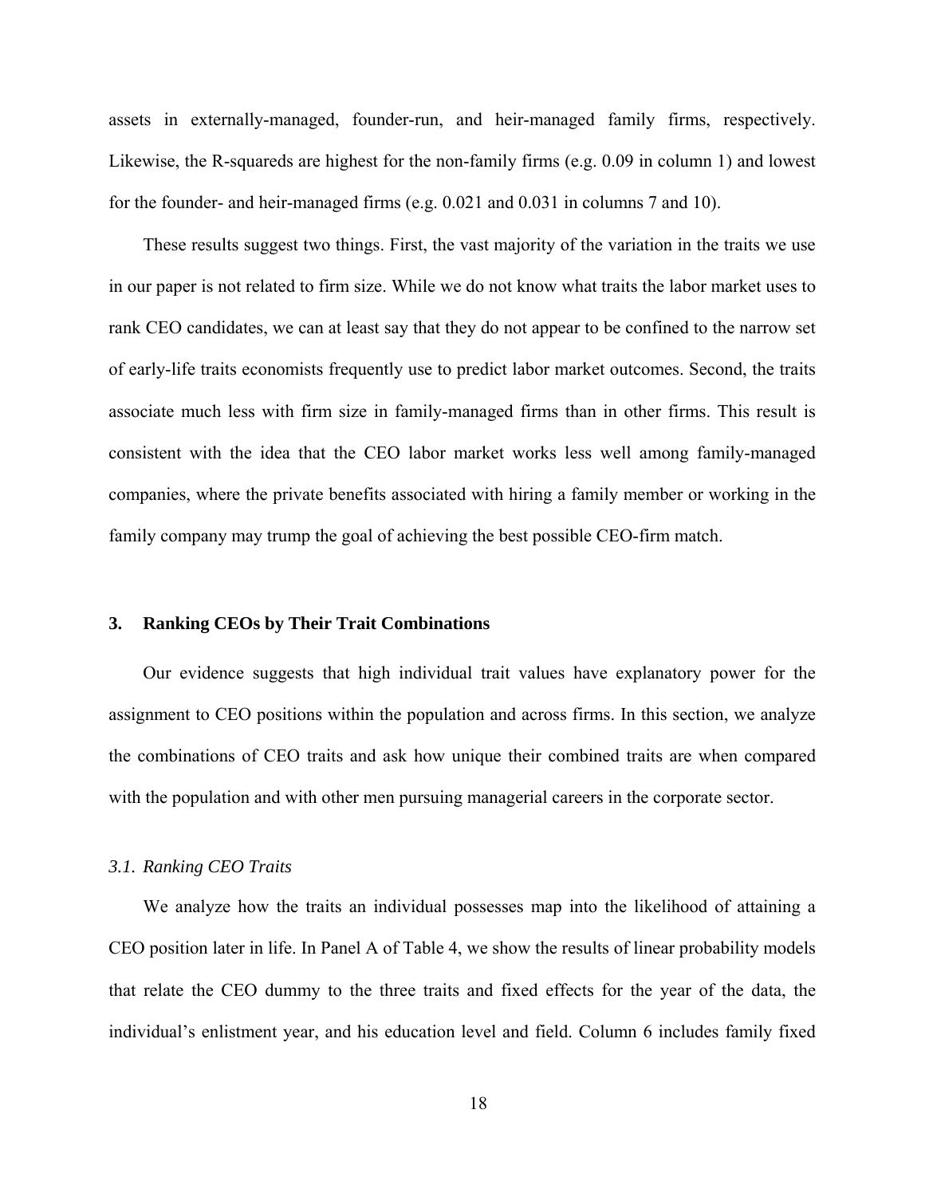assets in externally-managed, founder-run, and heir-managed family firms, respectively. Likewise, the R-squareds are highest for the non-family firms (e.g. 0.09 in column 1) and lowest for the founder- and heir-managed firms (e.g. 0.021 and 0.031 in columns 7 and 10).

These results suggest two things. First, the vast majority of the variation in the traits we use in our paper is not related to firm size. While we do not know what traits the labor market uses to rank CEO candidates, we can at least say that they do not appear to be confined to the narrow set of early-life traits economists frequently use to predict labor market outcomes. Second, the traits associate much less with firm size in family-managed firms than in other firms. This result is consistent with the idea that the CEO labor market works less well among family-managed companies, where the private benefits associated with hiring a family member or working in the family company may trump the goal of achieving the best possible CEO-firm match.

## 3. Ranking CEOs by Their Trait Combinations

Our evidence suggests that high individual trait values have explanatory power for the assignment to CEO positions within the population and across firms. In this section, we analyze the combinations of CEO traits and ask how unique their combined traits are when compared with the population and with other men pursuing managerial careers in the corporate sector.

### *3.1. Ranking CEO Traits*

We analyze how the traits an individual possesses map into the likelihood of attaining a CEO position later in life. In Panel A of Table 4, we show the results of linear probability models that relate the CEO dummy to the three traits and fixed effects for the year of the data, the individual's enlistment year, and his education level and field. Column 6 includes family fixed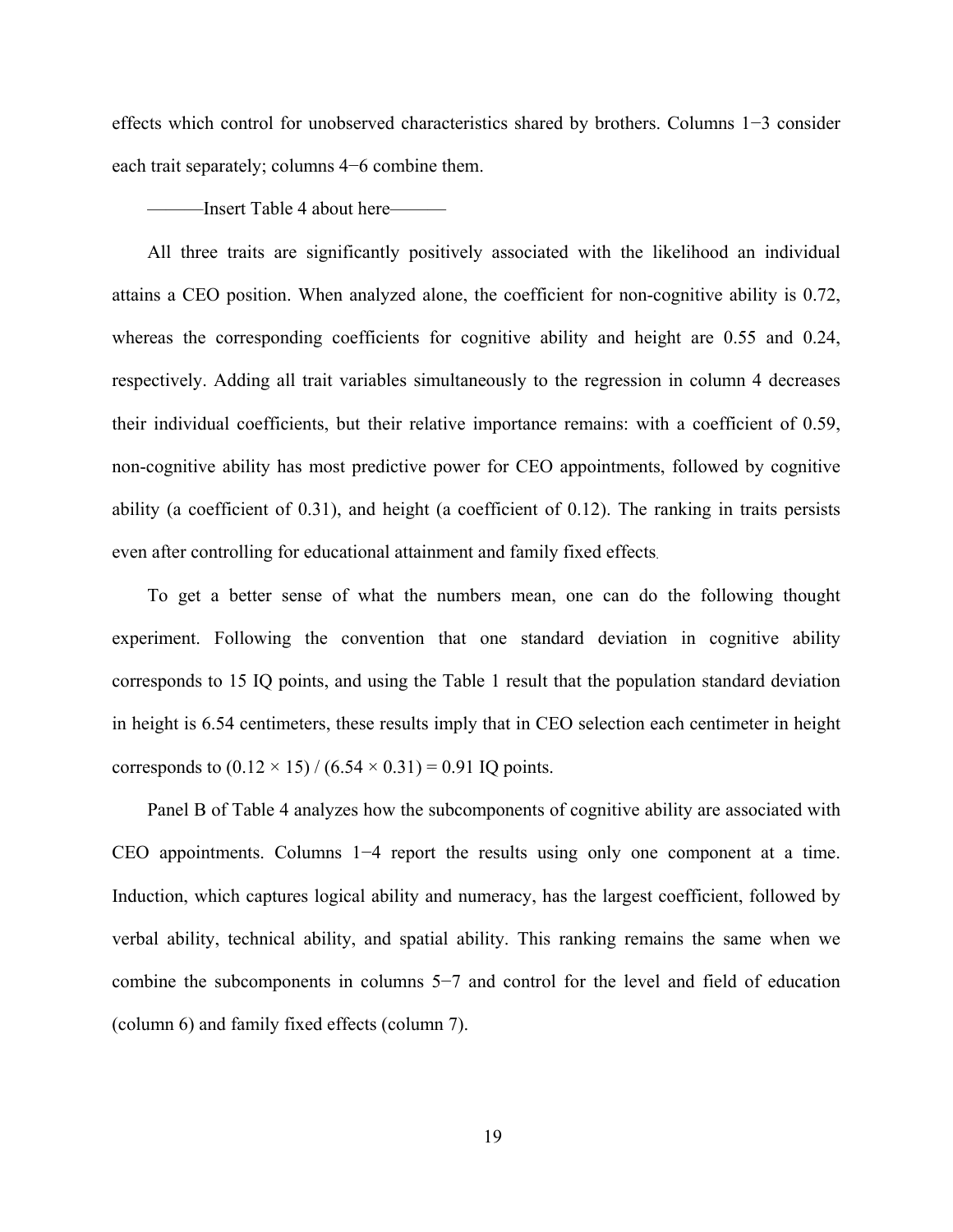effects which control for unobserved characteristics shared by brothers. Columns 1−3 consider each trait separately; columns 4−6 combine them.

———Insert Table 4 about here———

All three traits are significantly positively associated with the likelihood an individual attains a CEO position. When analyzed alone, the coefficient for non-cognitive ability is 0.72, whereas the corresponding coefficients for cognitive ability and height are 0.55 and 0.24, respectively. Adding all trait variables simultaneously to the regression in column 4 decreases their individual coefficients, but their relative importance remains: with a coefficient of 0.59, non-cognitive ability has most predictive power for CEO appointments, followed by cognitive ability (a coefficient of 0.31), and height (a coefficient of 0.12). The ranking in traits persists even after controlling for educational attainment and family fixed effects.

To get a better sense of what the numbers mean, one can do the following thought experiment. Following the convention that one standard deviation in cognitive ability corresponds to 15 IQ points, and using the Table 1 result that the population standard deviation in height is 6.54 centimeters, these results imply that in CEO selection each centimeter in height corresponds to $(0.12 \times 15) / (6.54 \times 0.31) = 0.91$ IQ points.

Panel B of Table 4 analyzes how the subcomponents of cognitive ability are associated with CEO appointments. Columns 1−4 report the results using only one component at a time. Induction, which captures logical ability and numeracy, has the largest coefficient, followed by verbal ability, technical ability, and spatial ability. This ranking remains the same when we combine the subcomponents in columns 5−7 and control for the level and field of education (column 6) and family fixed effects (column 7).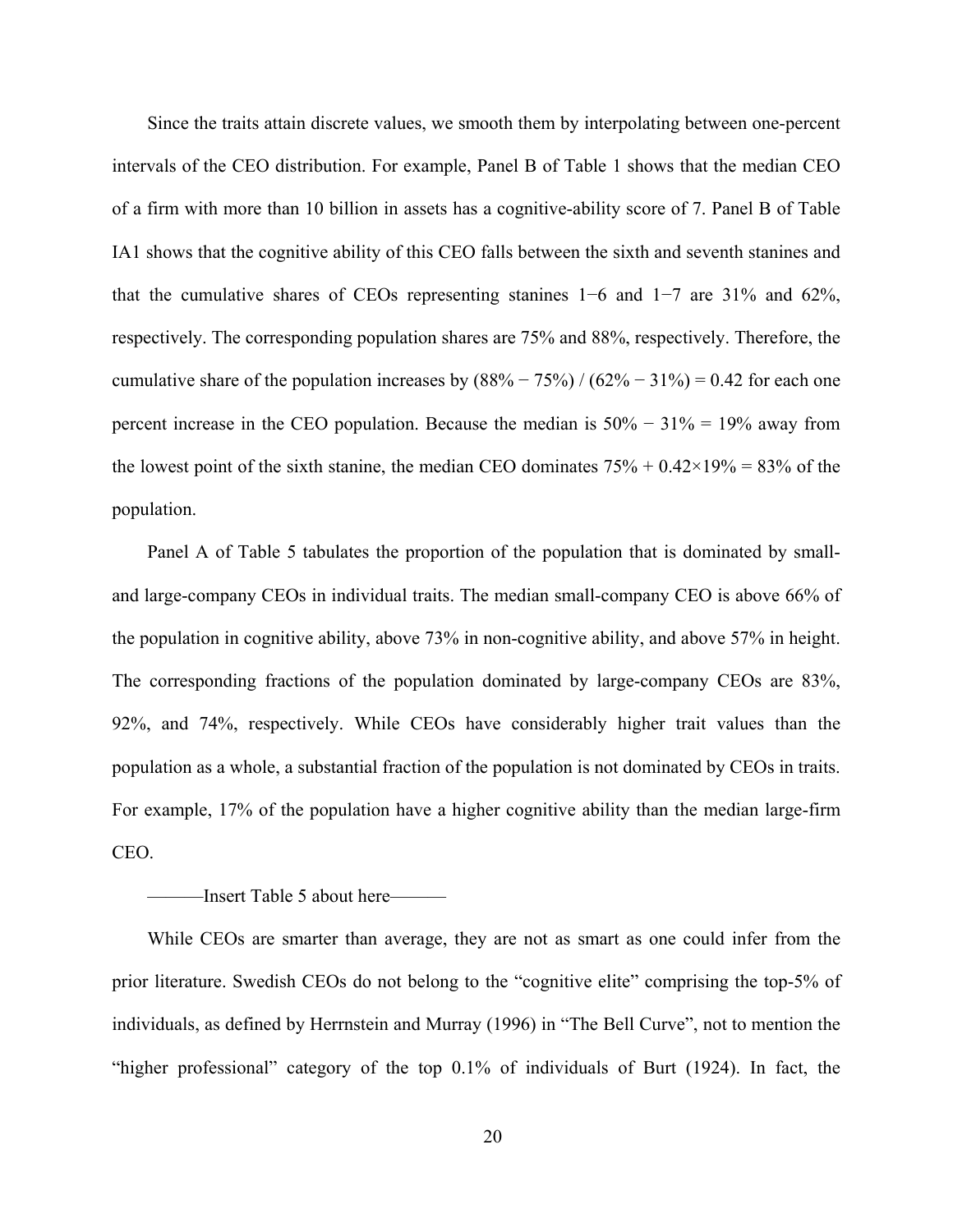Since the traits attain discrete values, we smooth them by interpolating between one-percent intervals of the CEO distribution. For example, Panel B of Table 1 shows that the median CEO of a firm with more than 10 billion in assets has a cognitive-ability score of 7. Panel B of Table IA1 shows that the cognitive ability of this CEO falls between the sixth and seventh stanines and that the cumulative shares of CEOs representing stanines 1−6 and 1−7 are 31% and 62%, respectively. The corresponding population shares are 75% and 88%, respectively. Therefore, the cumulative share of the population increases by (88% − 75%) / (62% − 31%) = 0.42 for each one percent increase in the CEO population. Because the median is 50% − 31% = 19% away from the lowest point of the sixth stanine, the median CEO dominates 75% + 0.42×19% = 83% of the population.

Panel A of Table 5 tabulates the proportion of the population that is dominated by small- and large-company CEOs in individual traits. The median small-company CEO is above 66% of the population in cognitive ability, above 73% in non-cognitive ability, and above 57% in height. The corresponding fractions of the population dominated by large-company CEOs are 83%, 92%, and 74%, respectively. While CEOs have considerably higher trait values than the population as a whole, a substantial fraction of the population is not dominated by CEOs in traits. For example, 17% of the population have a higher cognitive ability than the median large-firm CEO.

———Insert Table 5 about here———

While CEOs are smarter than average, they are not as smart as one could infer from the prior literature. Swedish CEOs do not belong to the "cognitive elite" comprising the top-5% of individuals, as defined by Herrnstein and Murray (1996) in "The Bell Curve", not to mention the "higher professional" category of the top 0.1% of individuals of Burt (1924). In fact, the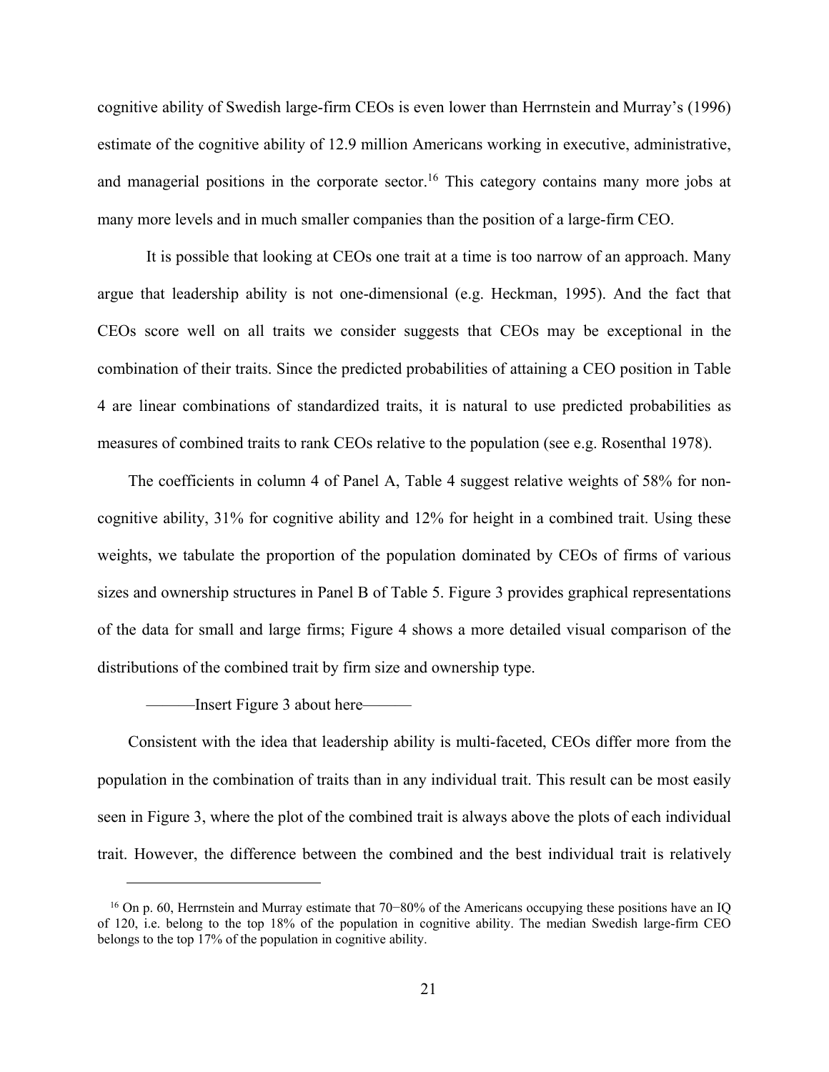cognitive ability of Swedish large-firm CEOs is even lower than Herrnstein and Murray's (1996) estimate of the cognitive ability of 12.9 million Americans working in executive, administrative, and managerial positions in the corporate sector.[16] This category contains many more jobs at many more levels and in much smaller companies than the position of a large-firm CEO.

It is possible that looking at CEOs one trait at a time is too narrow of an approach. Many argue that leadership ability is not one-dimensional (e.g. Heckman, 1995). And the fact that CEOs score well on all traits we consider suggests that CEOs may be exceptional in the combination of their traits. Since the predicted probabilities of attaining a CEO position in Table 4 are linear combinations of standardized traits, it is natural to use predicted probabilities as measures of combined traits to rank CEOs relative to the population (see e.g. Rosenthal 1978).

The coefficients in column 4 of Panel A, Table 4 suggest relative weights of 58% for non-cognitive ability, 31% for cognitive ability and 12% for height in a combined trait. Using these weights, we tabulate the proportion of the population dominated by CEOs of firms of various sizes and ownership structures in Panel B of Table 5. Figure 3 provides graphical representations of the data for small and large firms; Figure 4 shows a more detailed visual comparison of the distributions of the combined trait by firm size and ownership type.

———Insert Figure 3 about here———

Consistent with the idea that leadership ability is multi-faceted, CEOs differ more from the population in the combination of traits than in any individual trait. This result can be most easily seen in Figure 3, where the plot of the combined trait is always above the plots of each individual trait. However, the difference between the combined and the best individual trait is relatively

[16] On p. 60, Herrnstein and Murray estimate that 70−80% of the Americans occupying these positions have an IQ of 120, i.e. belong to the top 18% of the population in cognitive ability. The median Swedish large-firm CEO belongs to the top 17% of the population in cognitive ability.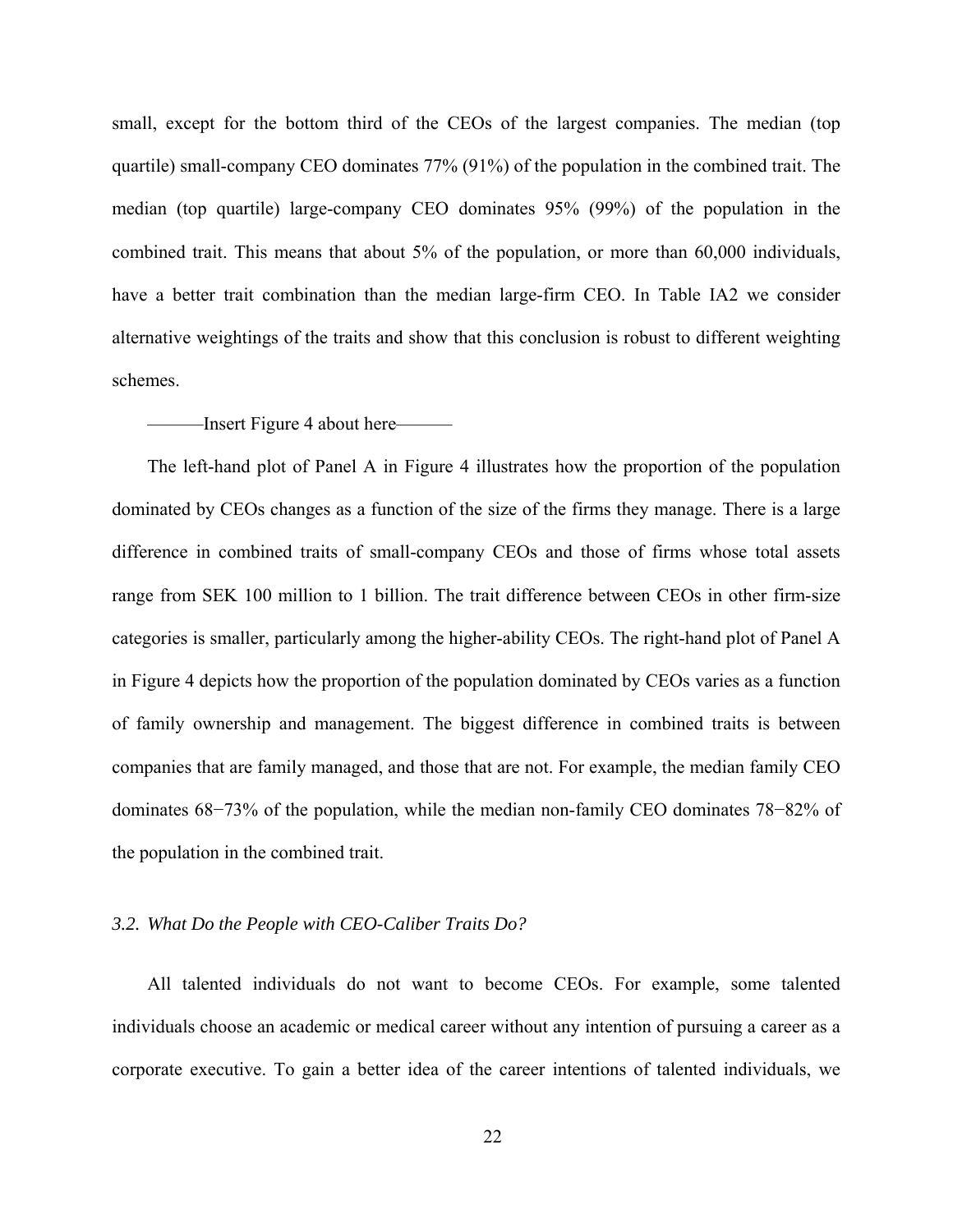small, except for the bottom third of the CEOs of the largest companies. The median (top quartile) small-company CEO dominates 77% (91%) of the population in the combined trait. The median (top quartile) large-company CEO dominates 95% (99%) of the population in the combined trait. This means that about 5% of the population, or more than 60,000 individuals, have a better trait combination than the median large-firm CEO. In Table IA2 we consider alternative weightings of the traits and show that this conclusion is robust to different weighting schemes.

———Insert Figure 4 about here———

The left-hand plot of Panel A in Figure 4 illustrates how the proportion of the population dominated by CEOs changes as a function of the size of the firms they manage. There is a large difference in combined traits of small-company CEOs and those of firms whose total assets range from SEK 100 million to 1 billion. The trait difference between CEOs in other firm-size categories is smaller, particularly among the higher-ability CEOs. The right-hand plot of Panel A in Figure 4 depicts how the proportion of the population dominated by CEOs varies as a function of family ownership and management. The biggest difference in combined traits is between companies that are family managed, and those that are not. For example, the median family CEO dominates 68−73% of the population, while the median non-family CEO dominates 78−82% of the population in the combined trait.

### *3.2. What Do the People with CEO-Caliber Traits Do?*

All talented individuals do not want to become CEOs. For example, some talented individuals choose an academic or medical career without any intention of pursuing a career as a corporate executive. To gain a better idea of the career intentions of talented individuals, we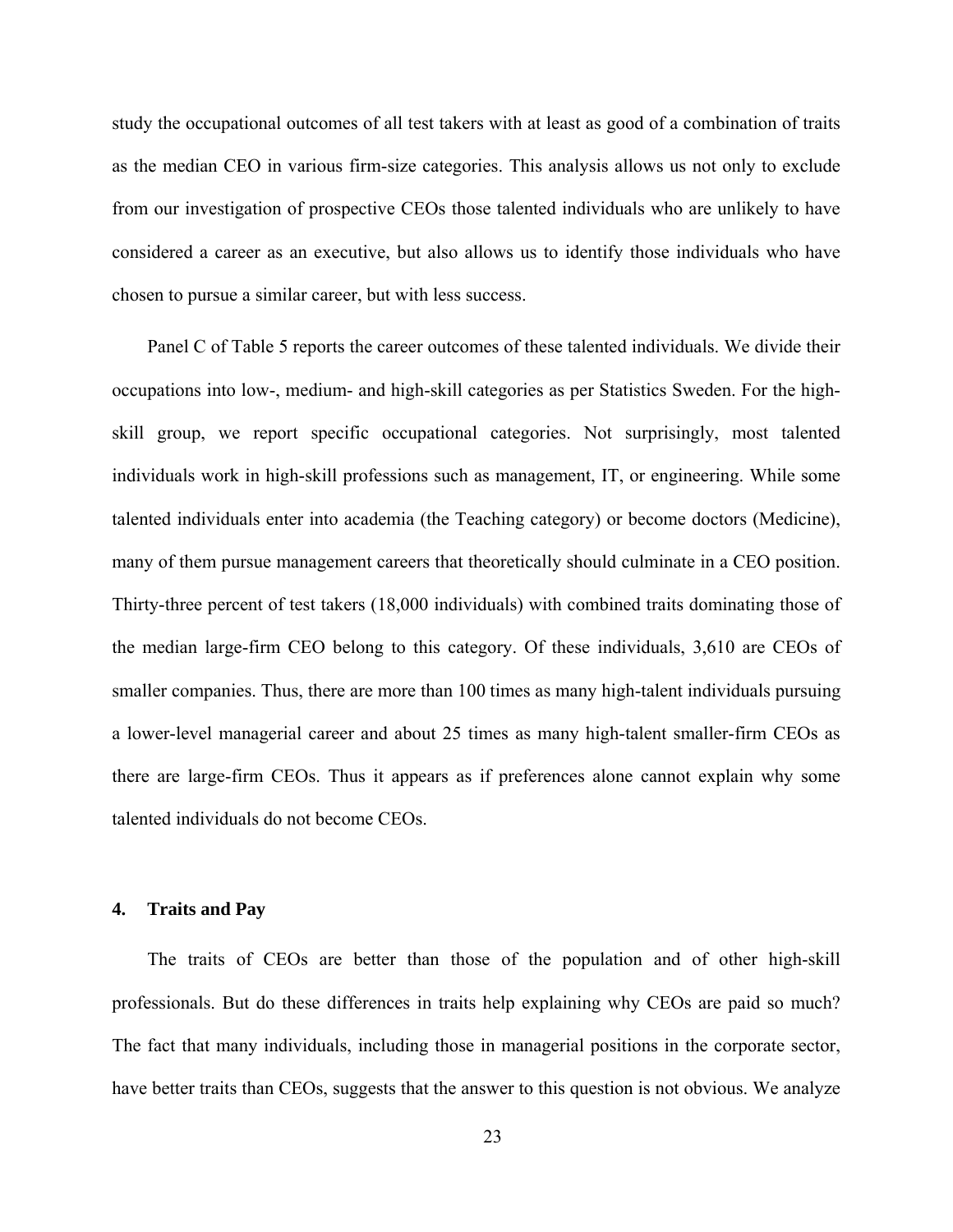study the occupational outcomes of all test takers with at least as good of a combination of traits as the median CEO in various firm-size categories. This analysis allows us not only to exclude from our investigation of prospective CEOs those talented individuals who are unlikely to have considered a career as an executive, but also allows us to identify those individuals who have chosen to pursue a similar career, but with less success.

Panel C of Table 5 reports the career outcomes of these talented individuals. We divide their occupations into low-, medium- and high-skill categories as per Statistics Sweden. For the high-skill group, we report specific occupational categories. Not surprisingly, most talented individuals work in high-skill professions such as management, IT, or engineering. While some talented individuals enter into academia (the Teaching category) or become doctors (Medicine), many of them pursue management careers that theoretically should culminate in a CEO position. Thirty-three percent of test takers (18,000 individuals) with combined traits dominating those of the median large-firm CEO belong to this category. Of these individuals, 3,610 are CEOs of smaller companies. Thus, there are more than 100 times as many high-talent individuals pursuing a lower-level managerial career and about 25 times as many high-talent smaller-firm CEOs as there are large-firm CEOs. Thus it appears as if preferences alone cannot explain why some talented individuals do not become CEOs.

## 4. Traits and Pay

The traits of CEOs are better than those of the population and of other high-skill professionals. But do these differences in traits help explaining why CEOs are paid so much? The fact that many individuals, including those in managerial positions in the corporate sector, have better traits than CEOs, suggests that the answer to this question is not obvious. We analyze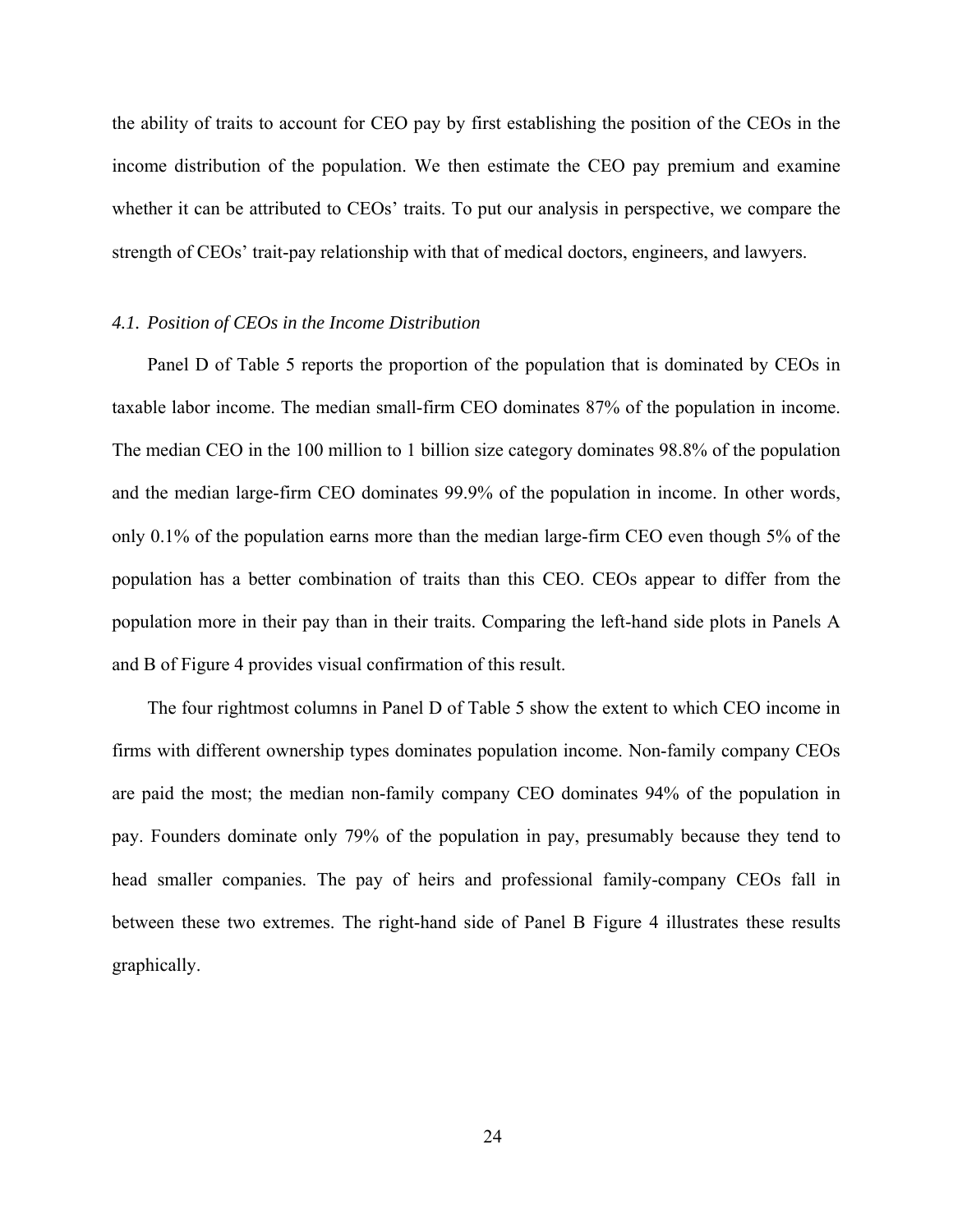the ability of traits to account for CEO pay by first establishing the position of the CEOs in the income distribution of the population. We then estimate the CEO pay premium and examine whether it can be attributed to CEOs' traits. To put our analysis in perspective, we compare the strength of CEOs' trait-pay relationship with that of medical doctors, engineers, and lawyers.

### *4.1. Position of CEOs in the Income Distribution*

Panel D of Table 5 reports the proportion of the population that is dominated by CEOs in taxable labor income. The median small-firm CEO dominates 87% of the population in income. The median CEO in the 100 million to 1 billion size category dominates 98.8% of the population and the median large-firm CEO dominates 99.9% of the population in income. In other words, only 0.1% of the population earns more than the median large-firm CEO even though 5% of the population has a better combination of traits than this CEO. CEOs appear to differ from the population more in their pay than in their traits. Comparing the left-hand side plots in Panels A and B of Figure 4 provides visual confirmation of this result.

The four rightmost columns in Panel D of Table 5 show the extent to which CEO income in firms with different ownership types dominates population income. Non-family company CEOs are paid the most; the median non-family company CEO dominates 94% of the population in pay. Founders dominate only 79% of the population in pay, presumably because they tend to head smaller companies. The pay of heirs and professional family-company CEOs fall in between these two extremes. The right-hand side of Panel B Figure 4 illustrates these results graphically.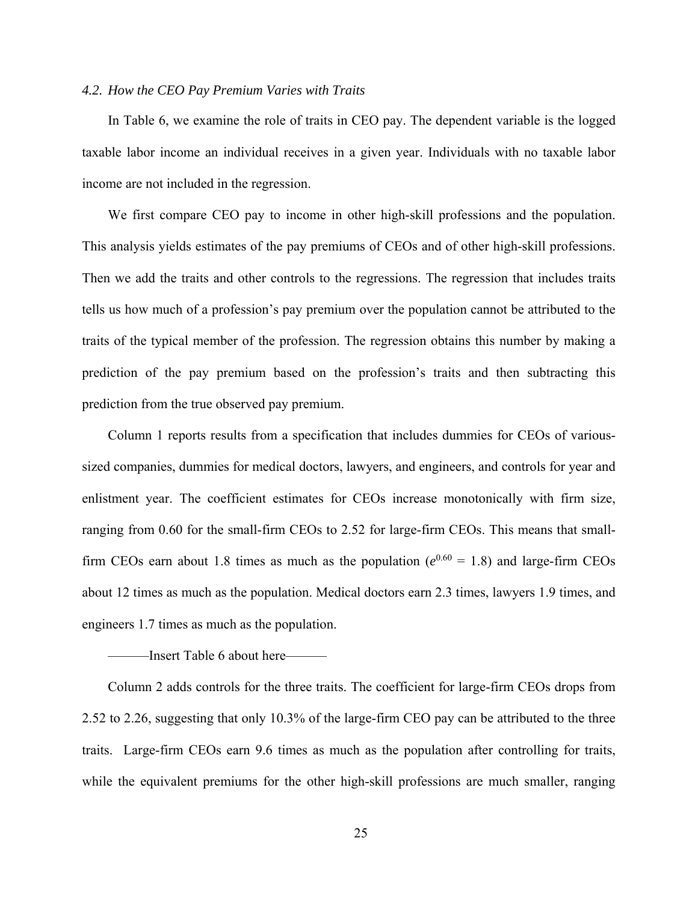### *4.2. How the CEO Pay Premium Varies with Traits*

In Table 6, we examine the role of traits in CEO pay. The dependent variable is the logged taxable labor income an individual receives in a given year. Individuals with no taxable labor income are not included in the regression.

We first compare CEO pay to income in other high-skill professions and the population. This analysis yields estimates of the pay premiums of CEOs and of other high-skill professions. Then we add the traits and other controls to the regressions. The regression that includes traits tells us how much of a profession's pay premium over the population cannot be attributed to the traits of the typical member of the profession. The regression obtains this number by making a prediction of the pay premium based on the profession's traits and then subtracting this prediction from the true observed pay premium.

Column 1 reports results from a specification that includes dummies for CEOs of various-sized companies, dummies for medical doctors, lawyers, and engineers, and controls for year and enlistment year. The coefficient estimates for CEOs increase monotonically with firm size, ranging from 0.60 for the small-firm CEOs to 2.52 for large-firm CEOs. This means that small-firm CEOs earn about 1.8 times as much as the population ($e^{0.60} = 1.8$) and large-firm CEOs about 12 times as much as the population. Medical doctors earn 2.3 times, lawyers 1.9 times, and engineers 1.7 times as much as the population.

———Insert Table 6 about here———

Column 2 adds controls for the three traits. The coefficient for large-firm CEOs drops from 2.52 to 2.26, suggesting that only 10.3% of the large-firm CEO pay can be attributed to the three traits. Large-firm CEOs earn 9.6 times as much as the population after controlling for traits, while the equivalent premiums for the other high-skill professions are much smaller, ranging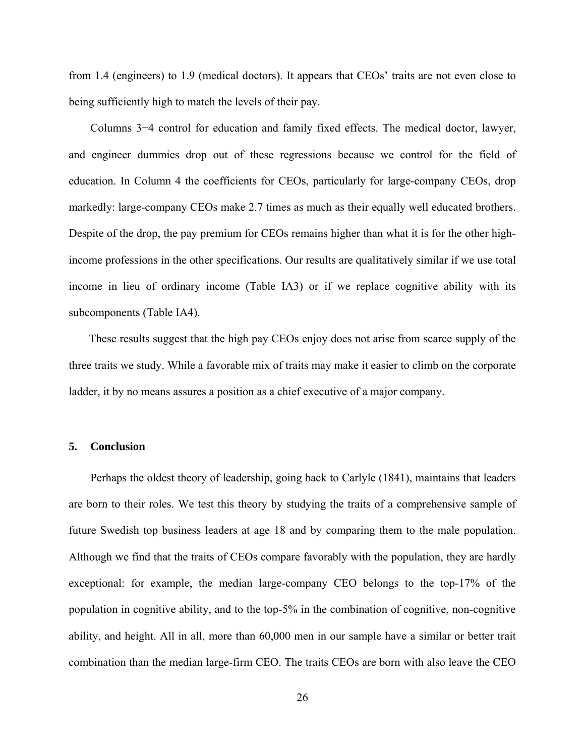from 1.4 (engineers) to 1.9 (medical doctors). It appears that CEOs' traits are not even close to being sufficiently high to match the levels of their pay.

Columns 3−4 control for education and family fixed effects. The medical doctor, lawyer, and engineer dummies drop out of these regressions because we control for the field of education. In Column 4 the coefficients for CEOs, particularly for large-company CEOs, drop markedly: large-company CEOs make 2.7 times as much as their equally well educated brothers. Despite of the drop, the pay premium for CEOs remains higher than what it is for the other high-income professions in the other specifications. Our results are qualitatively similar if we use total income in lieu of ordinary income (Table IA3) or if we replace cognitive ability with its subcomponents (Table IA4).

These results suggest that the high pay CEOs enjoy does not arise from scarce supply of the three traits we study. While a favorable mix of traits may make it easier to climb on the corporate ladder, it by no means assures a position as a chief executive of a major company.

## 5. Conclusion

Perhaps the oldest theory of leadership, going back to Carlyle (1841), maintains that leaders are born to their roles. We test this theory by studying the traits of a comprehensive sample of future Swedish top business leaders at age 18 and by comparing them to the male population. Although we find that the traits of CEOs compare favorably with the population, they are hardly exceptional: for example, the median large-company CEO belongs to the top-17% of the population in cognitive ability, and to the top-5% in the combination of cognitive, non-cognitive ability, and height. All in all, more than 60,000 men in our sample have a similar or better trait combination than the median large-firm CEO. The traits CEOs are born with also leave the CEO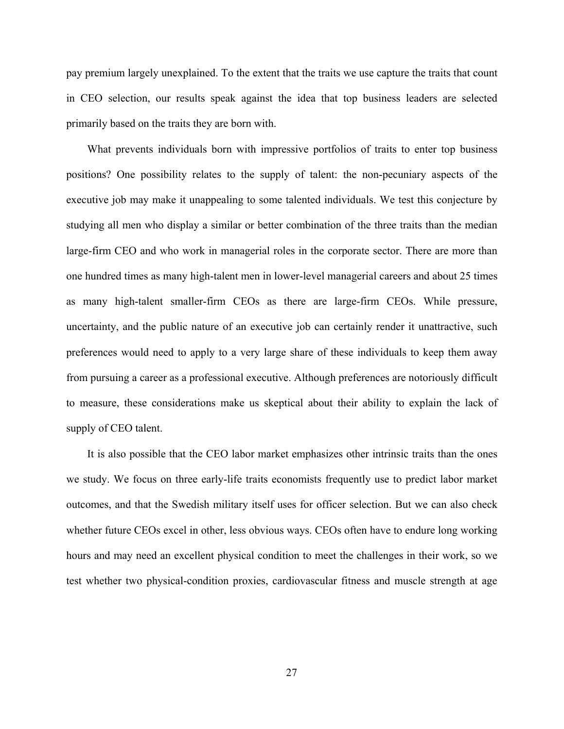pay premium largely unexplained. To the extent that the traits we use capture the traits that count in CEO selection, our results speak against the idea that top business leaders are selected primarily based on the traits they are born with.

What prevents individuals born with impressive portfolios of traits to enter top business positions? One possibility relates to the supply of talent: the non-pecuniary aspects of the executive job may make it unappealing to some talented individuals. We test this conjecture by studying all men who display a similar or better combination of the three traits than the median large-firm CEO and who work in managerial roles in the corporate sector. There are more than one hundred times as many high-talent men in lower-level managerial careers and about 25 times as many high-talent smaller-firm CEOs as there are large-firm CEOs. While pressure, uncertainty, and the public nature of an executive job can certainly render it unattractive, such preferences would need to apply to a very large share of these individuals to keep them away from pursuing a career as a professional executive. Although preferences are notoriously difficult to measure, these considerations make us skeptical about their ability to explain the lack of supply of CEO talent.

It is also possible that the CEO labor market emphasizes other intrinsic traits than the ones we study. We focus on three early-life traits economists frequently use to predict labor market outcomes, and that the Swedish military itself uses for officer selection. But we can also check whether future CEOs excel in other, less obvious ways. CEOs often have to endure long working hours and may need an excellent physical condition to meet the challenges in their work, so we test whether two physical-condition proxies, cardiovascular fitness and muscle strength at age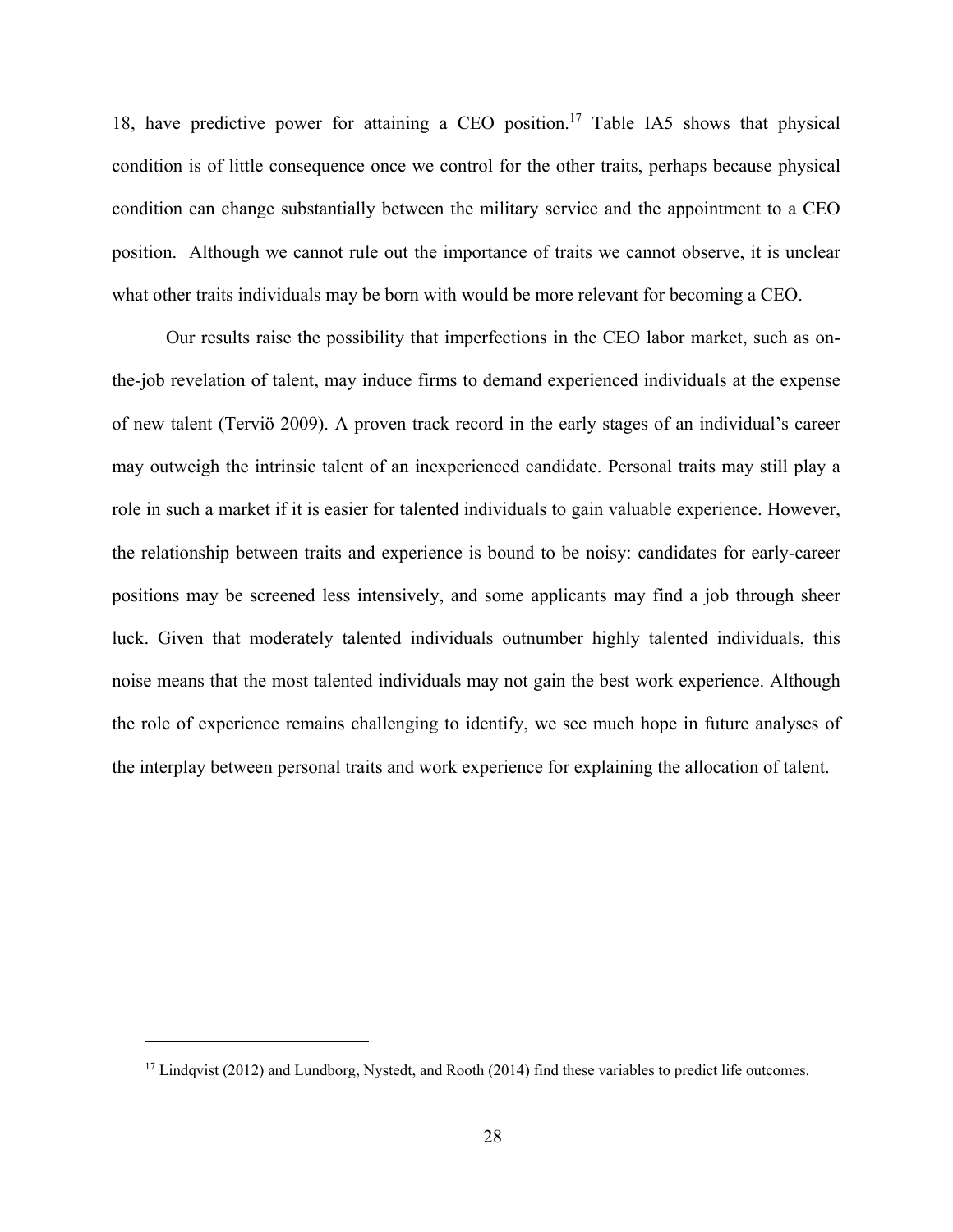18, have predictive power for attaining a CEO position.[17] Table IA5 shows that physical condition is of little consequence once we control for the other traits, perhaps because physical condition can change substantially between the military service and the appointment to a CEO position. Although we cannot rule out the importance of traits we cannot observe, it is unclear what other traits individuals may be born with would be more relevant for becoming a CEO.

Our results raise the possibility that imperfections in the CEO labor market, such as on-the-job revelation of talent, may induce firms to demand experienced individuals at the expense of new talent (Terviö 2009). A proven track record in the early stages of an individual's career may outweigh the intrinsic talent of an inexperienced candidate. Personal traits may still play a role in such a market if it is easier for talented individuals to gain valuable experience. However, the relationship between traits and experience is bound to be noisy: candidates for early-career positions may be screened less intensively, and some applicants may find a job through sheer luck. Given that moderately talented individuals outnumber highly talented individuals, this noise means that the most talented individuals may not gain the best work experience. Although the role of experience remains challenging to identify, we see much hope in future analyses of the interplay between personal traits and work experience for explaining the allocation of talent.

[17] Lindqvist (2012) and Lundborg, Nystedt, and Rooth (2014) find these variables to predict life outcomes.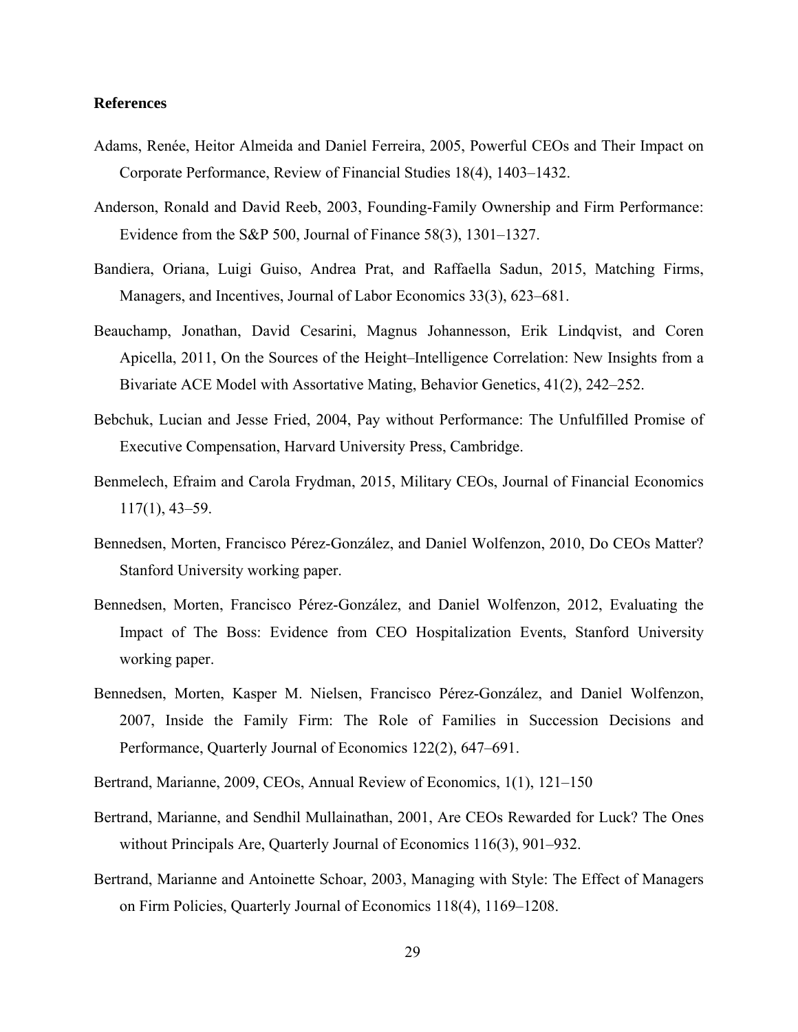**References**

Adams, Renée, Heitor Almeida and Daniel Ferreira, 2005, Powerful CEOs and Their Impact on Corporate Performance, Review of Financial Studies 18(4), 1403–1432.

Anderson, Ronald and David Reeb, 2003, Founding-Family Ownership and Firm Performance: Evidence from the S&P 500, Journal of Finance 58(3), 1301–1327.

Bandiera, Oriana, Luigi Guiso, Andrea Prat, and Raffaella Sadun, 2015, Matching Firms, Managers, and Incentives, Journal of Labor Economics 33(3), 623–681.

Beauchamp, Jonathan, David Cesarini, Magnus Johannesson, Erik Lindqvist, and Coren Apicella, 2011, On the Sources of the Height–Intelligence Correlation: New Insights from a Bivariate ACE Model with Assortative Mating, Behavior Genetics, 41(2), 242–252.

Bebchuk, Lucian and Jesse Fried, 2004, Pay without Performance: The Unfulfilled Promise of Executive Compensation, Harvard University Press, Cambridge.

Benmelech, Efraim and Carola Frydman, 2015, Military CEOs, Journal of Financial Economics 117(1), 43–59.

Bennedsen, Morten, Francisco Pérez-González, and Daniel Wolfenzon, 2010, Do CEOs Matter? Stanford University working paper.

Bennedsen, Morten, Francisco Pérez-González, and Daniel Wolfenzon, 2012, Evaluating the Impact of The Boss: Evidence from CEO Hospitalization Events, Stanford University working paper.

Bennedsen, Morten, Kasper M. Nielsen, Francisco Pérez-González, and Daniel Wolfenzon, 2007, Inside the Family Firm: The Role of Families in Succession Decisions and Performance, Quarterly Journal of Economics 122(2), 647–691.

Bertrand, Marianne, 2009, CEOs, Annual Review of Economics, 1(1), 121–150

Bertrand, Marianne, and Sendhil Mullainathan, 2001, Are CEOs Rewarded for Luck? The Ones without Principals Are, Quarterly Journal of Economics 116(3), 901–932.

Bertrand, Marianne and Antoinette Schoar, 2003, Managing with Style: The Effect of Managers on Firm Policies, Quarterly Journal of Economics 118(4), 1169–1208.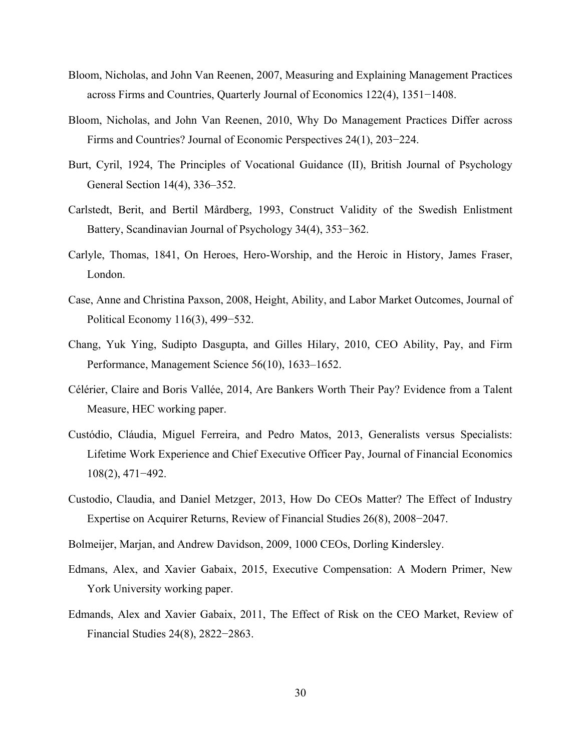Bloom, Nicholas, and John Van Reenen, 2007, Measuring and Explaining Management Practices across Firms and Countries, Quarterly Journal of Economics 122(4), 1351−1408.

Bloom, Nicholas, and John Van Reenen, 2010, Why Do Management Practices Differ across Firms and Countries? Journal of Economic Perspectives 24(1), 203−224.

Burt, Cyril, 1924, The Principles of Vocational Guidance (II), British Journal of Psychology General Section 14(4), 336–352.

Carlstedt, Berit, and Bertil Mårdberg, 1993, Construct Validity of the Swedish Enlistment Battery, Scandinavian Journal of Psychology 34(4), 353−362.

Carlyle, Thomas, 1841, On Heroes, Hero-Worship, and the Heroic in History, James Fraser, London.

Case, Anne and Christina Paxson, 2008, Height, Ability, and Labor Market Outcomes, Journal of Political Economy 116(3), 499−532.

Chang, Yuk Ying, Sudipto Dasgupta, and Gilles Hilary, 2010, CEO Ability, Pay, and Firm Performance, Management Science 56(10), 1633–1652.

Célérier, Claire and Boris Vallée, 2014, Are Bankers Worth Their Pay? Evidence from a Talent Measure, HEC working paper.

Custódio, Cláudia, Miguel Ferreira, and Pedro Matos, 2013, Generalists versus Specialists: Lifetime Work Experience and Chief Executive Officer Pay, Journal of Financial Economics 108(2), 471−492.

Custodio, Claudia, and Daniel Metzger, 2013, How Do CEOs Matter? The Effect of Industry Expertise on Acquirer Returns, Review of Financial Studies 26(8), 2008−2047.

Bolmeijer, Marjan, and Andrew Davidson, 2009, 1000 CEOs, Dorling Kindersley.

Edmans, Alex, and Xavier Gabaix, 2015, Executive Compensation: A Modern Primer, New York University working paper.

Edmands, Alex and Xavier Gabaix, 2011, The Effect of Risk on the CEO Market, Review of Financial Studies 24(8), 2822−2863.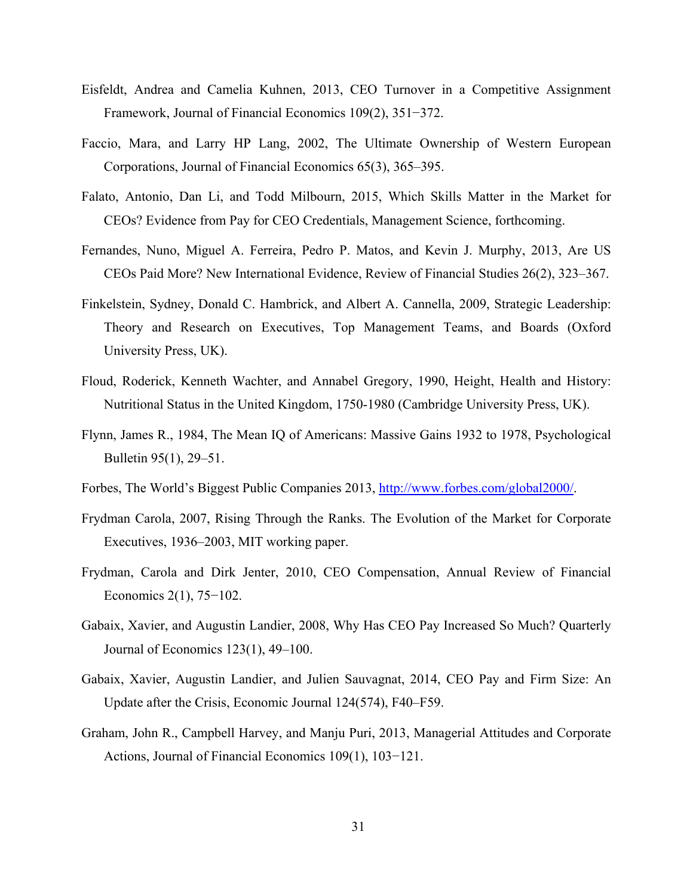Eisfeldt, Andrea and Camelia Kuhnen, 2013, CEO Turnover in a Competitive Assignment Framework, Journal of Financial Economics 109(2), 351−372.

Faccio, Mara, and Larry HP Lang, 2002, The Ultimate Ownership of Western European Corporations, Journal of Financial Economics 65(3), 365–395.

Falato, Antonio, Dan Li, and Todd Milbourn, 2015, Which Skills Matter in the Market for CEOs? Evidence from Pay for CEO Credentials, Management Science, forthcoming.

Fernandes, Nuno, Miguel A. Ferreira, Pedro P. Matos, and Kevin J. Murphy, 2013, Are US CEOs Paid More? New International Evidence, Review of Financial Studies 26(2), 323–367.

Finkelstein, Sydney, Donald C. Hambrick, and Albert A. Cannella, 2009, Strategic Leadership: Theory and Research on Executives, Top Management Teams, and Boards (Oxford University Press, UK).

Floud, Roderick, Kenneth Wachter, and Annabel Gregory, 1990, Height, Health and History: Nutritional Status in the United Kingdom, 1750-1980 (Cambridge University Press, UK).

Flynn, James R., 1984, The Mean IQ of Americans: Massive Gains 1932 to 1978, Psychological Bulletin 95(1), 29–51.

Forbes, The World's Biggest Public Companies 2013, http://www.forbes.com/global2000/.

Frydman Carola, 2007, Rising Through the Ranks. The Evolution of the Market for Corporate Executives, 1936–2003, MIT working paper.

Frydman, Carola and Dirk Jenter, 2010, CEO Compensation, Annual Review of Financial Economics 2(1), 75−102.

Gabaix, Xavier, and Augustin Landier, 2008, Why Has CEO Pay Increased So Much? Quarterly Journal of Economics 123(1), 49–100.

Gabaix, Xavier, Augustin Landier, and Julien Sauvagnat, 2014, CEO Pay and Firm Size: An Update after the Crisis, Economic Journal 124(574), F40–F59.

Graham, John R., Campbell Harvey, and Manju Puri, 2013, Managerial Attitudes and Corporate Actions, Journal of Financial Economics 109(1), 103−121.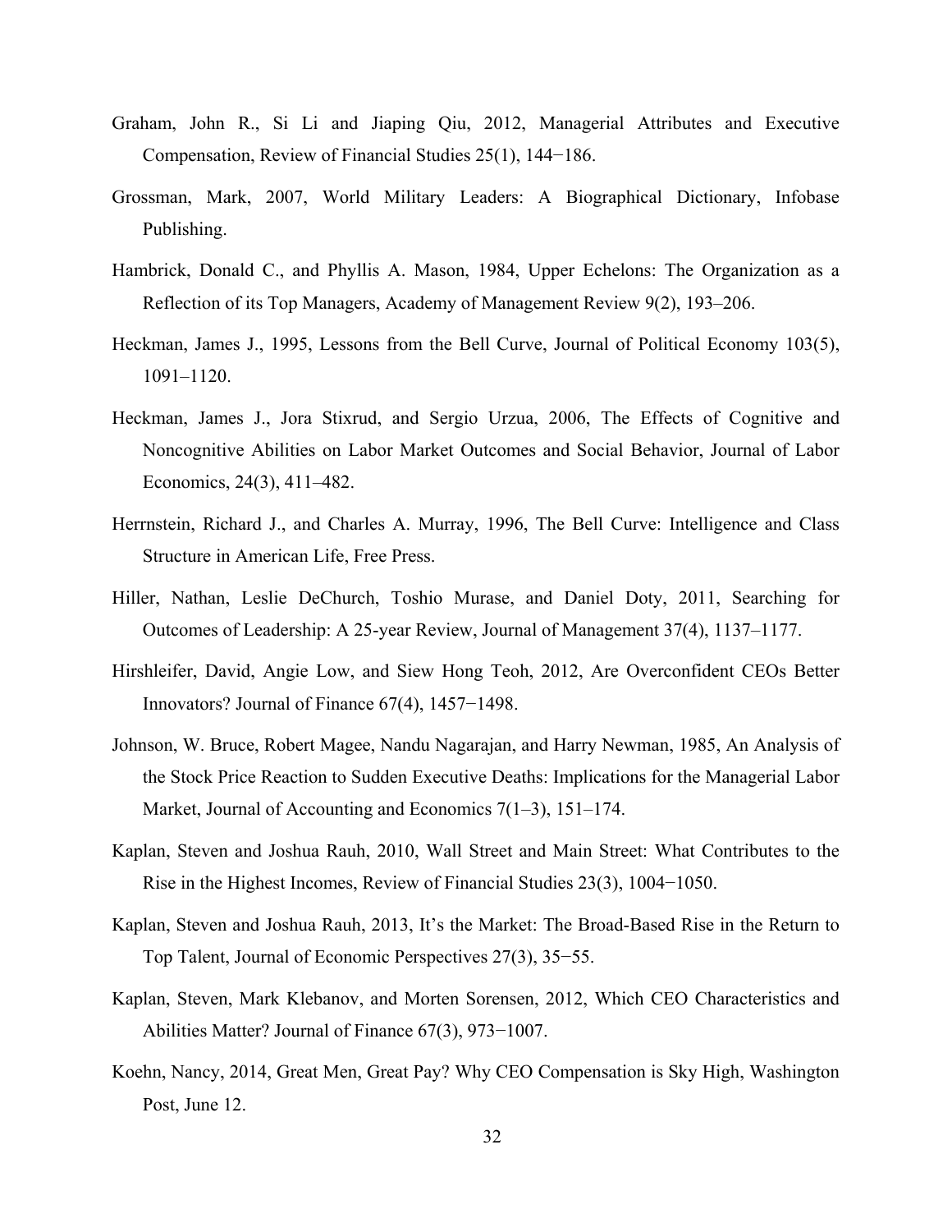Graham, John R., Si Li and Jiaping Qiu, 2012, Managerial Attributes and Executive Compensation, Review of Financial Studies 25(1), 144−186.

Grossman, Mark, 2007, World Military Leaders: A Biographical Dictionary, Infobase Publishing.

Hambrick, Donald C., and Phyllis A. Mason, 1984, Upper Echelons: The Organization as a Reflection of its Top Managers, Academy of Management Review 9(2), 193–206.

Heckman, James J., 1995, Lessons from the Bell Curve, Journal of Political Economy 103(5), 1091–1120.

Heckman, James J., Jora Stixrud, and Sergio Urzua, 2006, The Effects of Cognitive and Noncognitive Abilities on Labor Market Outcomes and Social Behavior, Journal of Labor Economics, 24(3), 411–482.

Herrnstein, Richard J., and Charles A. Murray, 1996, The Bell Curve: Intelligence and Class Structure in American Life, Free Press.

Hiller, Nathan, Leslie DeChurch, Toshio Murase, and Daniel Doty, 2011, Searching for Outcomes of Leadership: A 25-year Review, Journal of Management 37(4), 1137–1177.

Hirshleifer, David, Angie Low, and Siew Hong Teoh, 2012, Are Overconfident CEOs Better Innovators? Journal of Finance 67(4), 1457−1498.

Johnson, W. Bruce, Robert Magee, Nandu Nagarajan, and Harry Newman, 1985, An Analysis of the Stock Price Reaction to Sudden Executive Deaths: Implications for the Managerial Labor Market, Journal of Accounting and Economics 7(1–3), 151–174.

Kaplan, Steven and Joshua Rauh, 2010, Wall Street and Main Street: What Contributes to the Rise in the Highest Incomes, Review of Financial Studies 23(3), 1004−1050.

Kaplan, Steven and Joshua Rauh, 2013, It's the Market: The Broad-Based Rise in the Return to Top Talent, Journal of Economic Perspectives 27(3), 35−55.

Kaplan, Steven, Mark Klebanov, and Morten Sorensen, 2012, Which CEO Characteristics and Abilities Matter? Journal of Finance 67(3), 973−1007.

Koehn, Nancy, 2014, Great Men, Great Pay? Why CEO Compensation is Sky High, Washington Post, June 12.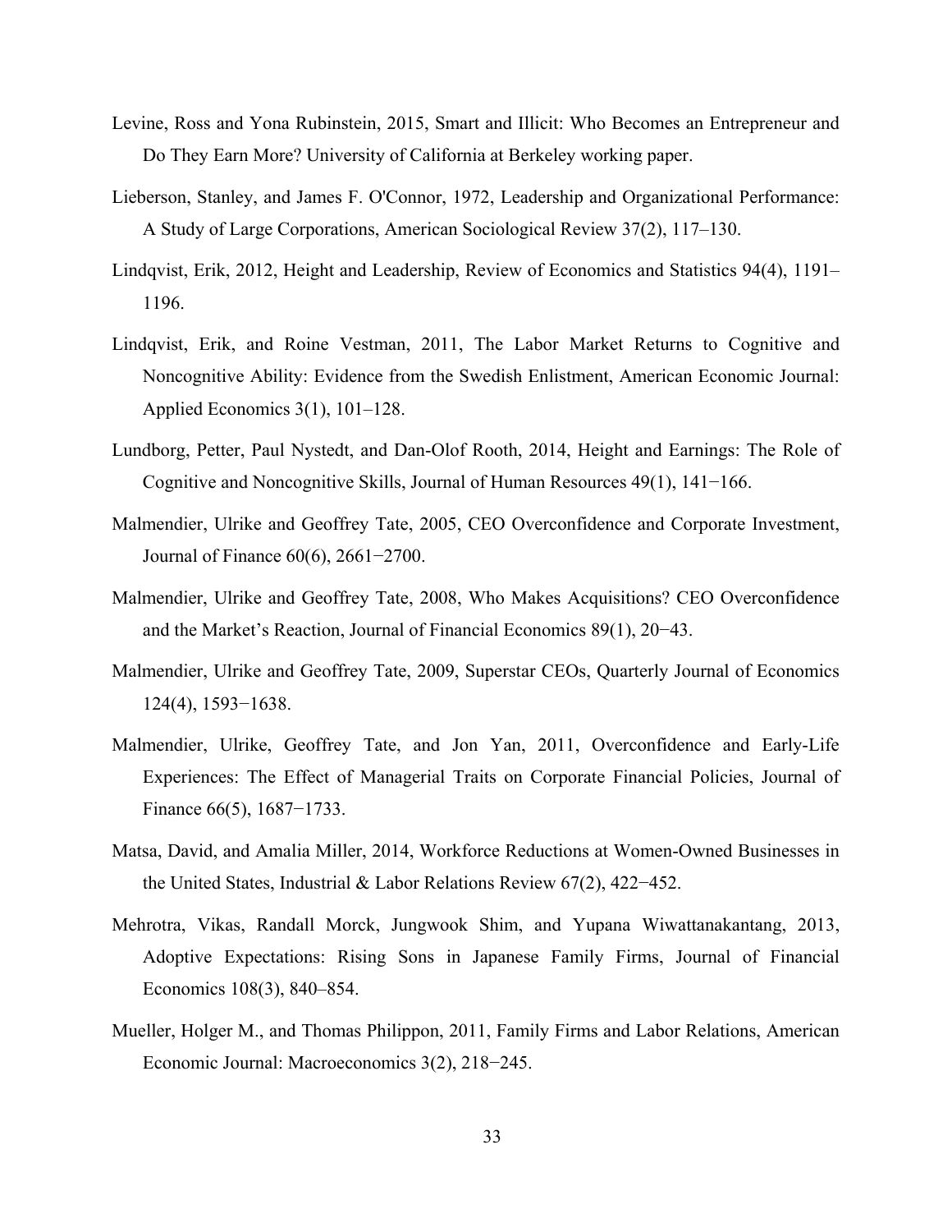Levine, Ross and Yona Rubinstein, 2015, Smart and Illicit: Who Becomes an Entrepreneur and Do They Earn More? University of California at Berkeley working paper.

Lieberson, Stanley, and James F. O'Connor, 1972, Leadership and Organizational Performance: A Study of Large Corporations, American Sociological Review 37(2), 117–130.

Lindqvist, Erik, 2012, Height and Leadership, Review of Economics and Statistics 94(4), 1191–1196.

Lindqvist, Erik, and Roine Vestman, 2011, The Labor Market Returns to Cognitive and Noncognitive Ability: Evidence from the Swedish Enlistment, American Economic Journal: Applied Economics 3(1), 101–128.

Lundborg, Petter, Paul Nystedt, and Dan-Olof Rooth, 2014, Height and Earnings: The Role of Cognitive and Noncognitive Skills, Journal of Human Resources 49(1), 141−166.

Malmendier, Ulrike and Geoffrey Tate, 2005, CEO Overconfidence and Corporate Investment, Journal of Finance 60(6), 2661−2700.

Malmendier, Ulrike and Geoffrey Tate, 2008, Who Makes Acquisitions? CEO Overconfidence and the Market's Reaction, Journal of Financial Economics 89(1), 20−43.

Malmendier, Ulrike and Geoffrey Tate, 2009, Superstar CEOs, Quarterly Journal of Economics 124(4), 1593−1638.

Malmendier, Ulrike, Geoffrey Tate, and Jon Yan, 2011, Overconfidence and Early-Life Experiences: The Effect of Managerial Traits on Corporate Financial Policies, Journal of Finance 66(5), 1687−1733.

Matsa, David, and Amalia Miller, 2014, Workforce Reductions at Women-Owned Businesses in the United States, Industrial & Labor Relations Review 67(2), 422−452.

Mehrotra, Vikas, Randall Morck, Jungwook Shim, and Yupana Wiwattanakantang, 2013, Adoptive Expectations: Rising Sons in Japanese Family Firms, Journal of Financial Economics 108(3), 840–854.

Mueller, Holger M., and Thomas Philippon, 2011, Family Firms and Labor Relations, American Economic Journal: Macroeconomics 3(2), 218−245.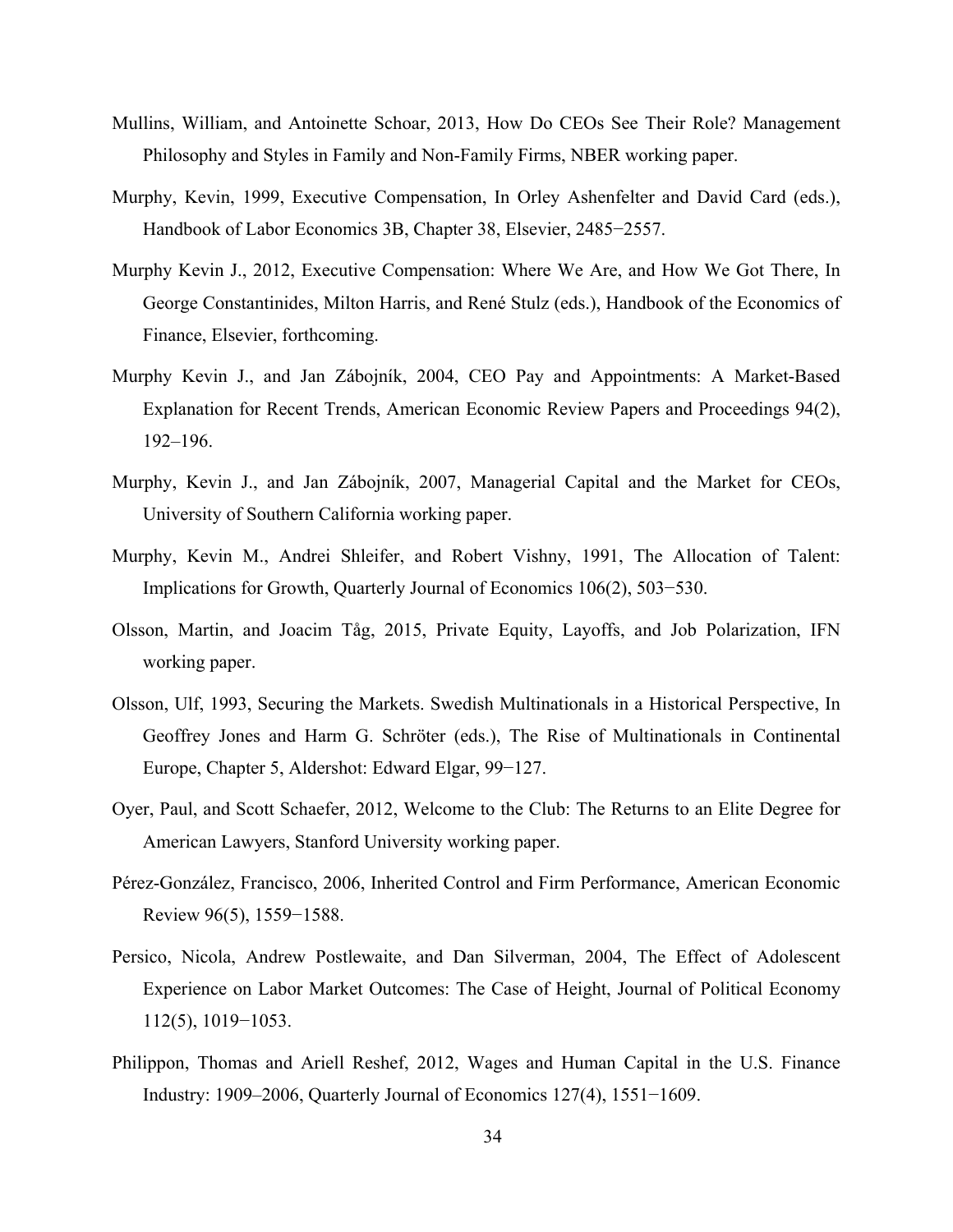Mullins, William, and Antoinette Schoar, 2013, How Do CEOs See Their Role? Management Philosophy and Styles in Family and Non-Family Firms, NBER working paper.

Murphy, Kevin, 1999, Executive Compensation, In Orley Ashenfelter and David Card (eds.), Handbook of Labor Economics 3B, Chapter 38, Elsevier, 2485−2557.

Murphy Kevin J., 2012, Executive Compensation: Where We Are, and How We Got There, In George Constantinides, Milton Harris, and René Stulz (eds.), Handbook of the Economics of Finance, Elsevier, forthcoming.

Murphy Kevin J., and Jan Zábojník, 2004, CEO Pay and Appointments: A Market-Based Explanation for Recent Trends, American Economic Review Papers and Proceedings 94(2), 192–196.

Murphy, Kevin J., and Jan Zábojník, 2007, Managerial Capital and the Market for CEOs, University of Southern California working paper.

Murphy, Kevin M., Andrei Shleifer, and Robert Vishny, 1991, The Allocation of Talent: Implications for Growth, Quarterly Journal of Economics 106(2), 503−530.

Olsson, Martin, and Joacim Tåg, 2015, Private Equity, Layoffs, and Job Polarization, IFN working paper.

Olsson, Ulf, 1993, Securing the Markets. Swedish Multinationals in a Historical Perspective, In Geoffrey Jones and Harm G. Schröter (eds.), The Rise of Multinationals in Continental Europe, Chapter 5, Aldershot: Edward Elgar, 99−127.

Oyer, Paul, and Scott Schaefer, 2012, Welcome to the Club: The Returns to an Elite Degree for American Lawyers, Stanford University working paper.

Pérez-González, Francisco, 2006, Inherited Control and Firm Performance, American Economic Review 96(5), 1559−1588.

Persico, Nicola, Andrew Postlewaite, and Dan Silverman, 2004, The Effect of Adolescent Experience on Labor Market Outcomes: The Case of Height, Journal of Political Economy 112(5), 1019−1053.

Philippon, Thomas and Ariell Reshef, 2012, Wages and Human Capital in the U.S. Finance Industry: 1909–2006, Quarterly Journal of Economics 127(4), 1551−1609.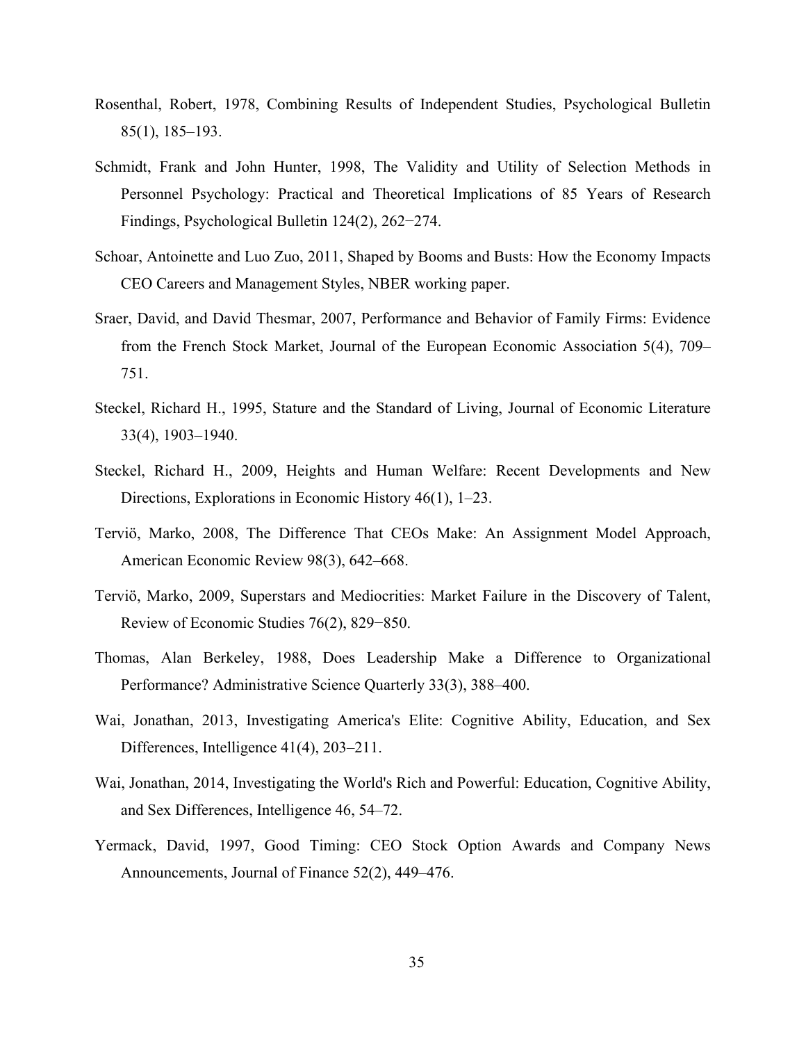Rosenthal, Robert, 1978, Combining Results of Independent Studies, Psychological Bulletin 85(1), 185–193.

Schmidt, Frank and John Hunter, 1998, The Validity and Utility of Selection Methods in Personnel Psychology: Practical and Theoretical Implications of 85 Years of Research Findings, Psychological Bulletin 124(2), 262−274.

Schoar, Antoinette and Luo Zuo, 2011, Shaped by Booms and Busts: How the Economy Impacts CEO Careers and Management Styles, NBER working paper.

Sraer, David, and David Thesmar, 2007, Performance and Behavior of Family Firms: Evidence from the French Stock Market, Journal of the European Economic Association 5(4), 709–751.

Steckel, Richard H., 1995, Stature and the Standard of Living, Journal of Economic Literature 33(4), 1903–1940.

Steckel, Richard H., 2009, Heights and Human Welfare: Recent Developments and New Directions, Explorations in Economic History 46(1), 1–23.

Terviö, Marko, 2008, The Difference That CEOs Make: An Assignment Model Approach, American Economic Review 98(3), 642–668.

Terviö, Marko, 2009, Superstars and Mediocrities: Market Failure in the Discovery of Talent, Review of Economic Studies 76(2), 829−850.

Thomas, Alan Berkeley, 1988, Does Leadership Make a Difference to Organizational Performance? Administrative Science Quarterly 33(3), 388–400.

Wai, Jonathan, 2013, Investigating America's Elite: Cognitive Ability, Education, and Sex Differences, Intelligence 41(4), 203–211.

Wai, Jonathan, 2014, Investigating the World's Rich and Powerful: Education, Cognitive Ability, and Sex Differences, Intelligence 46, 54–72.

Yermack, David, 1997, Good Timing: CEO Stock Option Awards and Company News Announcements, Journal of Finance 52(2), 449–476.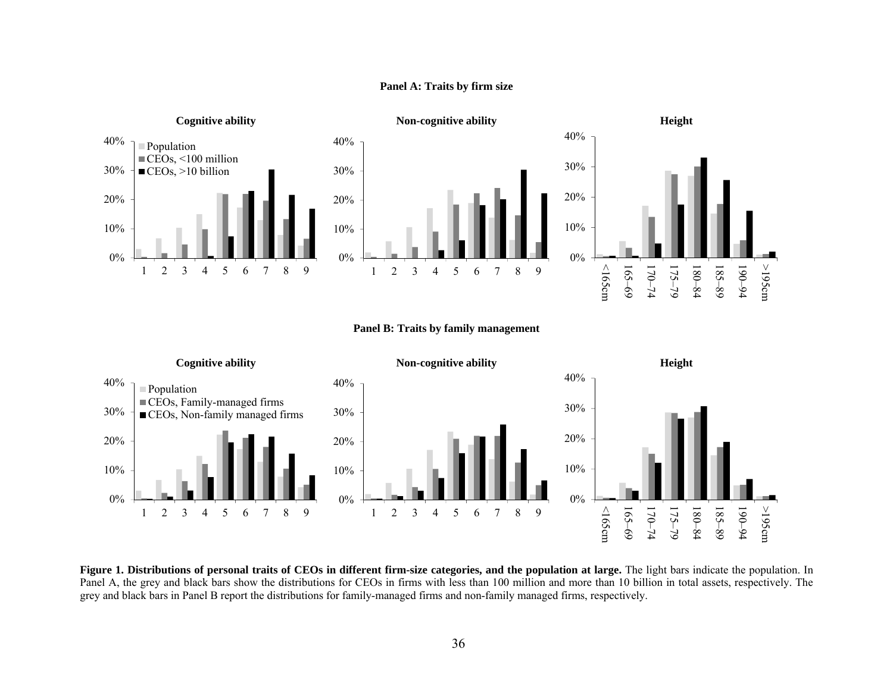**Panel A: Traits by firm size**

**Cognitive ability**

**Non-cognitive ability**

**Height**

**Panel B: Traits by family management**

**Cognitive ability**

**Non-cognitive ability**

**Height**

**Figure 1. Distributions of personal traits of CEOs in different firm-size categories, and the population at large.** The light bars indicate the population. In Panel A, the grey and black bars show the distributions for CEOs in firms with less than 100 million and more than 10 billion in total assets, respectively. The grey and black bars in Panel B report the distributions for family-managed firms and non-family managed firms, respectively.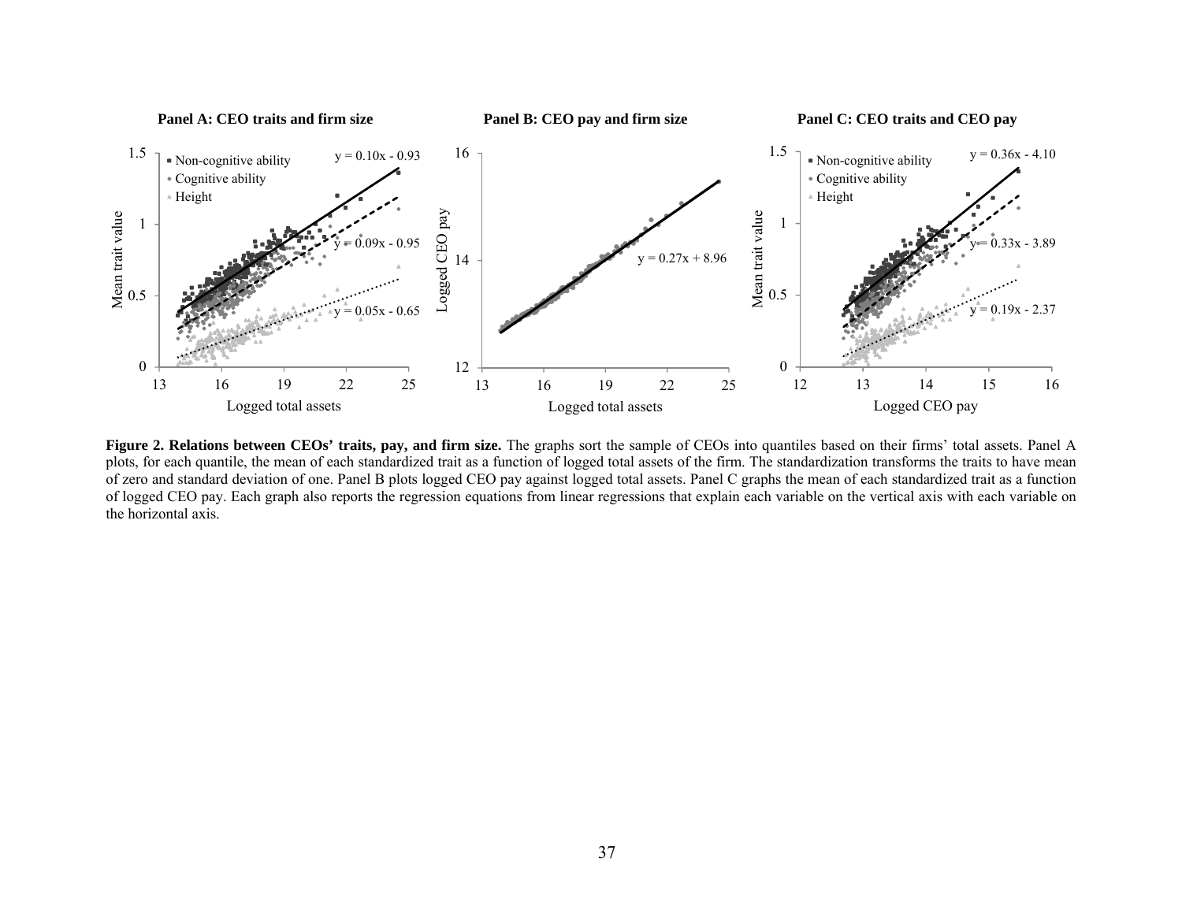**Panel A: CEO traits and firm size**

**Panel B: CEO pay and firm size**

**Panel C: CEO traits and CEO pay**

**Figure 2. Relations between CEOs' traits, pay, and firm size.** The graphs sort the sample of CEOs into quantiles based on their firms' total assets. Panel A plots, for each quantile, the mean of each standardized trait as a function of logged total assets of the firm. The standardization transforms the traits to have mean of zero and standard deviation of one. Panel B plots logged CEO pay against logged total assets. Panel C graphs the mean of each standardized trait as a function of logged CEO pay. Each graph also reports the regression equations from linear regressions that explain each variable on the vertical axis with each variable on the horizontal axis.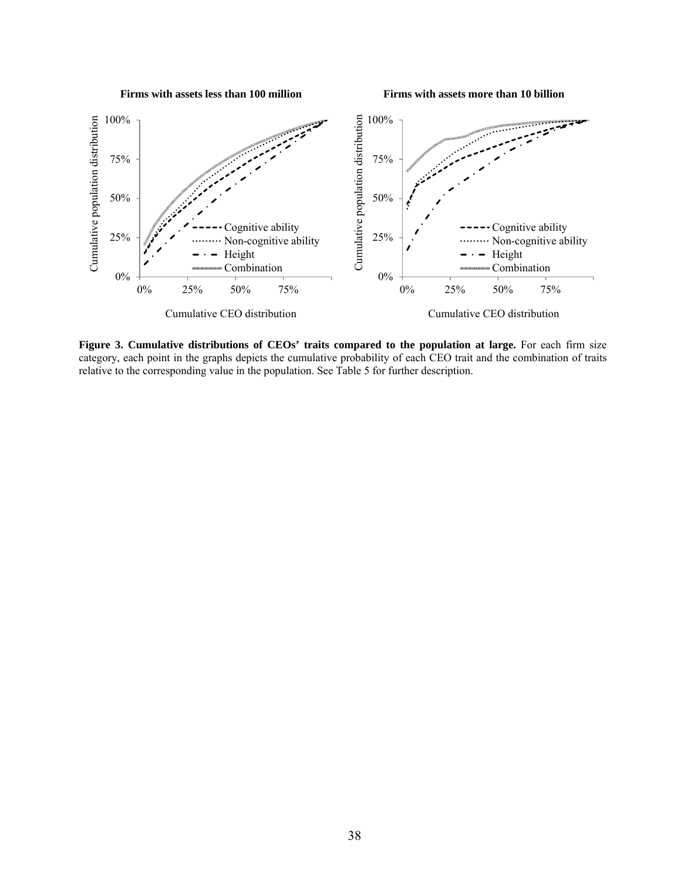**Figure 3. Cumulative distributions of CEOs' traits compared to the population at large.** For each firm size category, each point in the graphs depicts the cumulative probability of each CEO trait and the combination of traits relative to the corresponding value in the population. See Table 5 for further description.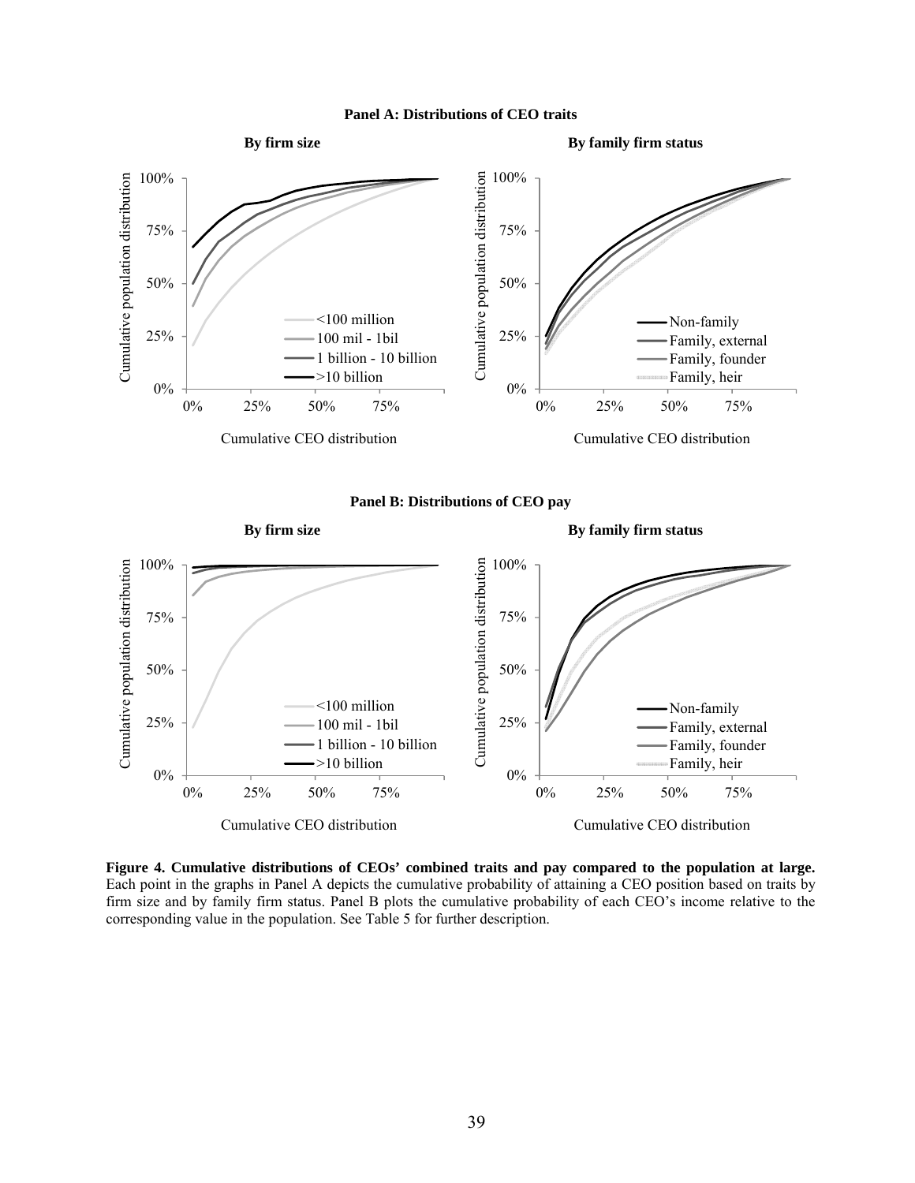**Panel A: Distributions of CEO traits**

**By firm size**

**By family firm status**

**Panel B: Distributions of CEO pay**

**By firm size**

**By family firm status**

**Figure 4. Cumulative distributions of CEOs' combined traits and pay compared to the population at large.** Each point in the graphs in Panel A depicts the cumulative probability of attaining a CEO position based on traits by firm size and by family firm status. Panel B plots the cumulative probability of each CEO's income relative to the corresponding value in the population. See Table 5 for further description.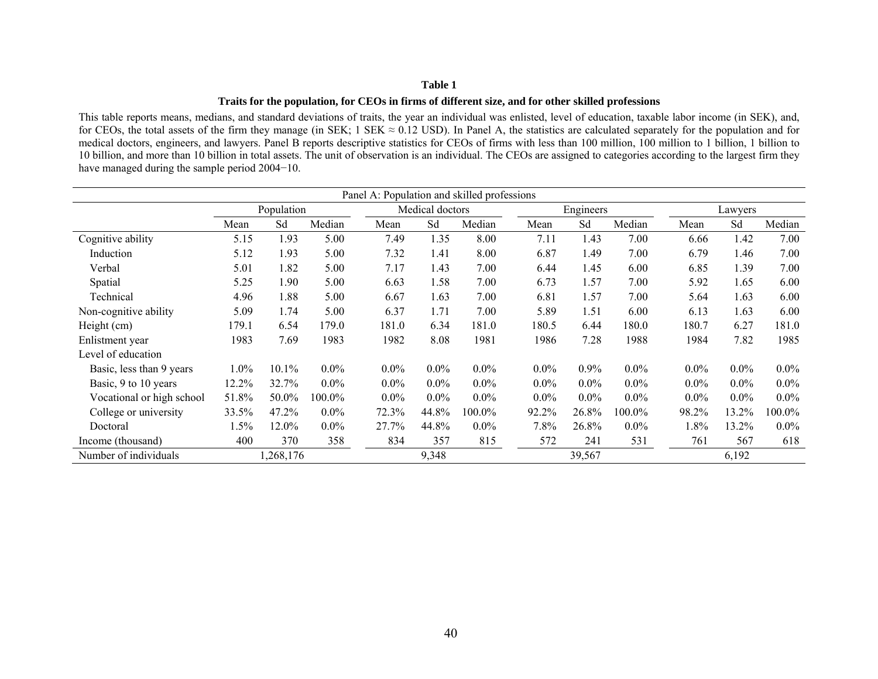**Table 1**

**Traits for the population, for CEOs in firms of different size, and for other skilled professions**

This table reports means, medians, and standard deviations of traits, the year an individual was enlisted, level of education, taxable labor income (in SEK), and, for CEOs, the total assets of the firm they manage (in SEK; 1 SEK ≈ 0.12 USD). In Panel A, the statistics are calculated separately for the population and for medical doctors, engineers, and lawyers. Panel B reports descriptive statistics for CEOs of firms with less than 100 million, 100 million to 1 billion, 1 billion to 10 billion, and more than 10 billion in total assets. The unit of observation is an individual. The CEOs are assigned to categories according to the largest firm they have managed during the sample period 2004−10.

| Panel A: Population and skilled professions | | | | | | | | | | | | |
|---|---|---|---|---|---|---|---|---|---|---|---|---|
| | Population | | | Medical doctors | | | Engineers | | | Lawyers | | |
| | Mean | Sd | Median | Mean | Sd | Median | Mean | Sd | Median | Mean | Sd | Median |
| Cognitive ability | 5.15 | 1.93 | 5.00 | 7.49 | 1.35 | 8.00 | 7.11 | 1.43 | 7.00 | 6.66 | 1.42 | 7.00 |
| Induction | 5.12 | 1.93 | 5.00 | 7.32 | 1.41 | 8.00 | 6.87 | 1.49 | 7.00 | 6.79 | 1.46 | 7.00 |
| Verbal | 5.01 | 1.82 | 5.00 | 7.17 | 1.43 | 7.00 | 6.44 | 1.45 | 6.00 | 6.85 | 1.39 | 7.00 |
| Spatial | 5.25 | 1.90 | 5.00 | 6.63 | 1.58 | 7.00 | 6.73 | 1.57 | 7.00 | 5.92 | 1.65 | 6.00 |
| Technical | 4.96 | 1.88 | 5.00 | 6.67 | 1.63 | 7.00 | 6.81 | 1.57 | 7.00 | 5.64 | 1.63 | 6.00 |
| Non-cognitive ability | 5.09 | 1.74 | 5.00 | 6.37 | 1.71 | 7.00 | 5.89 | 1.51 | 6.00 | 6.13 | 1.63 | 6.00 |
| Height (cm) | 179.1 | 6.54 | 179.0 | 181.0 | 6.34 | 181.0 | 180.5 | 6.44 | 180.0 | 180.7 | 6.27 | 181.0 |
| Enlistment year | 1983 | 7.69 | 1983 | 1982 | 8.08 | 1981 | 1986 | 7.28 | 1988 | 1984 | 7.82 | 1985 |
| Level of education | | | | | | | | | | | | |
| Basic, less than 9 years | 1.0% | 10.1% | 0.0% | 0.0% | 0.0% | 0.0% | 0.0% | 0.9% | 0.0% | 0.0% | 0.0% | 0.0% |
| Basic, 9 to 10 years | 12.2% | 32.7% | 0.0% | 0.0% | 0.0% | 0.0% | 0.0% | 0.0% | 0.0% | 0.0% | 0.0% | 0.0% |
| Vocational or high school | 51.8% | 50.0% | 100.0% | 0.0% | 0.0% | 0.0% | 0.0% | 0.0% | 0.0% | 0.0% | 0.0% | 0.0% |
| College or university | 33.5% | 47.2% | 0.0% | 72.3% | 44.8% | 100.0% | 92.2% | 26.8% | 100.0% | 98.2% | 13.2% | 100.0% |
| Doctoral | 1.5% | 12.0% | 0.0% | 27.7% | 44.8% | 0.0% | 7.8% | 26.8% | 0.0% | 1.8% | 13.2% | 0.0% |
| Income (thousand) | 400 | 370 | 358 | 834 | 357 | 815 | 572 | 241 | 531 | 761 | 567 | 618 |
| Number of individuals | | 1,268,176 | | | 9,348 | | | 39,567 | | | 6,192 | |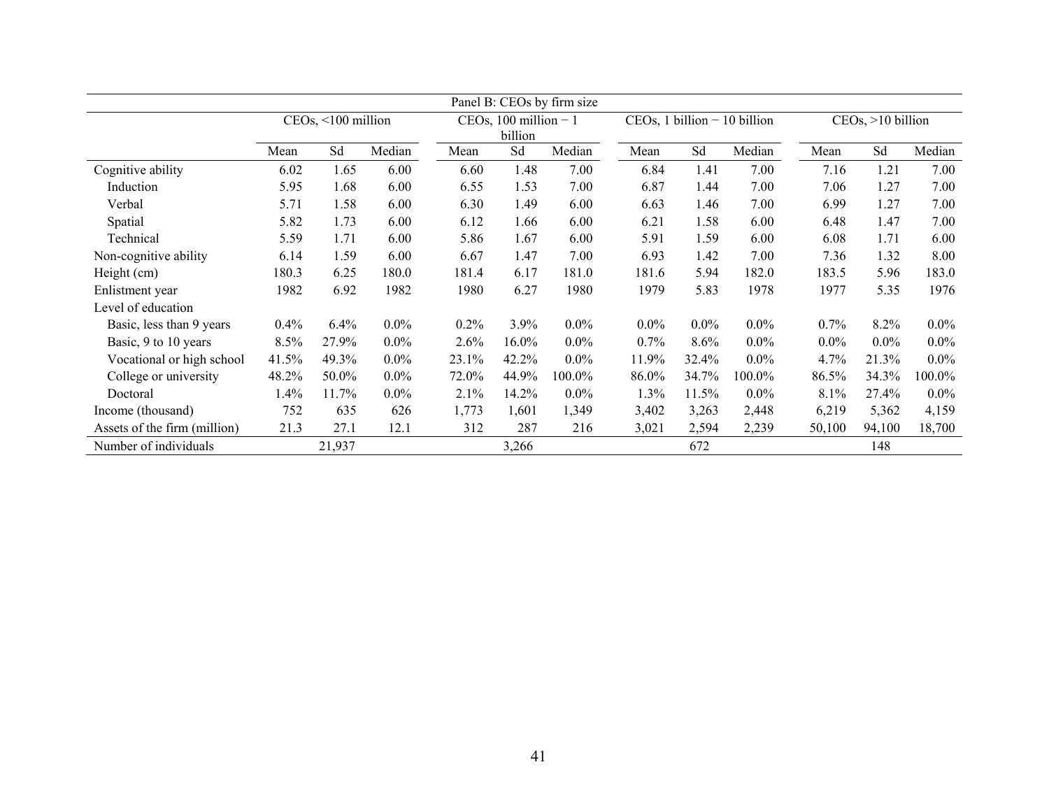| Panel B: CEOs by firm size | | | | | | | | | | | | |
|---|---|---|---|---|---|---|---|---|---|---|---|---|
| | CEOs, <100 million | | | CEOs, 100 million − 1 billion | | | CEOs, 1 billion − 10 billion | | | CEOs, >10 billion | | |
| | Mean | Sd | Median | Mean | Sd | Median | Mean | Sd | Median | Mean | Sd | Median |
| Cognitive ability | 6.02 | 1.65 | 6.00 | 6.60 | 1.48 | 7.00 | 6.84 | 1.41 | 7.00 | 7.16 | 1.21 | 7.00 |
| Induction | 5.95 | 1.68 | 6.00 | 6.55 | 1.53 | 7.00 | 6.87 | 1.44 | 7.00 | 7.06 | 1.27 | 7.00 |
| Verbal | 5.71 | 1.58 | 6.00 | 6.30 | 1.49 | 6.00 | 6.63 | 1.46 | 7.00 | 6.99 | 1.27 | 7.00 |
| Spatial | 5.82 | 1.73 | 6.00 | 6.12 | 1.66 | 6.00 | 6.21 | 1.58 | 6.00 | 6.48 | 1.47 | 7.00 |
| Technical | 5.59 | 1.71 | 6.00 | 5.86 | 1.67 | 6.00 | 5.91 | 1.59 | 6.00 | 6.08 | 1.71 | 6.00 |
| Non-cognitive ability | 6.14 | 1.59 | 6.00 | 6.67 | 1.47 | 7.00 | 6.93 | 1.42 | 7.00 | 7.36 | 1.32 | 8.00 |
| Height (cm) | 180.3 | 6.25 | 180.0 | 181.4 | 6.17 | 181.0 | 181.6 | 5.94 | 182.0 | 183.5 | 5.96 | 183.0 |
| Enlistment year | 1982 | 6.92 | 1982 | 1980 | 6.27 | 1980 | 1979 | 5.83 | 1978 | 1977 | 5.35 | 1976 |
| Level of education | | | | | | | | | | | | |
| Basic, less than 9 years | 0.4% | 6.4% | 0.0% | 0.2% | 3.9% | 0.0% | 0.0% | 0.0% | 0.0% | 0.7% | 8.2% | 0.0% |
| Basic, 9 to 10 years | 8.5% | 27.9% | 0.0% | 2.6% | 16.0% | 0.0% | 0.7% | 8.6% | 0.0% | 0.0% | 0.0% | 0.0% |
| Vocational or high school | 41.5% | 49.3% | 0.0% | 23.1% | 42.2% | 0.0% | 11.9% | 32.4% | 0.0% | 4.7% | 21.3% | 0.0% |
| College or university | 48.2% | 50.0% | 0.0% | 72.0% | 44.9% | 100.0% | 86.0% | 34.7% | 100.0% | 86.5% | 34.3% | 100.0% |
| Doctoral | 1.4% | 11.7% | 0.0% | 2.1% | 14.2% | 0.0% | 1.3% | 11.5% | 0.0% | 8.1% | 27.4% | 0.0% |
| Income (thousand) | 752 | 635 | 626 | 1,773 | 1,601 | 1,349 | 3,402 | 3,263 | 2,448 | 6,219 | 5,362 | 4,159 |
| Assets of the firm (million) | 21.3 | 27.1 | 12.1 | 312 | 287 | 216 | 3,021 | 2,594 | 2,239 | 50,100 | 94,100 | 18,700 |
| Number of individuals | | 21,937 | | | 3,266 | | | 672 | | | 148 | |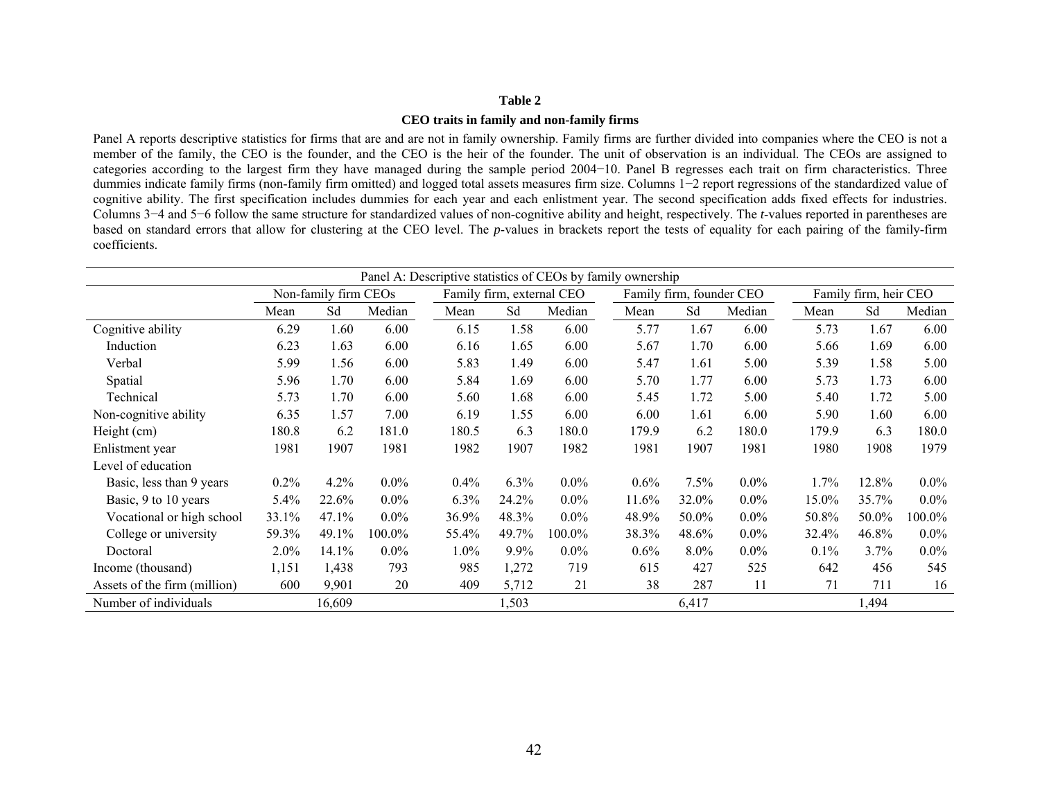**Table 2**

**CEO traits in family and non-family firms**

Panel A reports descriptive statistics for firms that are and are not in family ownership. Family firms are further divided into companies where the CEO is not a member of the family, the CEO is the founder, and the CEO is the heir of the founder. The unit of observation is an individual. The CEOs are assigned to categories according to the largest firm they have managed during the sample period 2004−10. Panel B regresses each trait on firm characteristics. Three dummies indicate family firms (non-family firm omitted) and logged total assets measures firm size. Columns 1−2 report regressions of the standardized value of cognitive ability. The first specification includes dummies for each year and each enlistment year. The second specification adds fixed effects for industries. Columns 3−4 and 5−6 follow the same structure for standardized values of non-cognitive ability and height, respectively. The *t*-values reported in parentheses are based on standard errors that allow for clustering at the CEO level. The *p*-values in brackets report the tests of equality for each pairing of the family-firm coefficients.

| Panel A: Descriptive statistics of CEOs by family ownership | | | | | | | | | | | | |
|---|---|---|---|---|---|---|---|---|---|---|---|---|
| | Non-family firm CEOs | | | Family firm, external CEO | | | Family firm, founder CEO | | | Family firm, heir CEO | | |
| | Mean | Sd | Median | Mean | Sd | Median | Mean | Sd | Median | Mean | Sd | Median |
| Cognitive ability | 6.29 | 1.60 | 6.00 | 6.15 | 1.58 | 6.00 | 5.77 | 1.67 | 6.00 | 5.73 | 1.67 | 6.00 |
| Induction | 6.23 | 1.63 | 6.00 | 6.16 | 1.65 | 6.00 | 5.67 | 1.70 | 6.00 | 5.66 | 1.69 | 6.00 |
| Verbal | 5.99 | 1.56 | 6.00 | 5.83 | 1.49 | 6.00 | 5.47 | 1.61 | 5.00 | 5.39 | 1.58 | 5.00 |
| Spatial | 5.96 | 1.70 | 6.00 | 5.84 | 1.69 | 6.00 | 5.70 | 1.77 | 6.00 | 5.73 | 1.73 | 6.00 |
| Technical | 5.73 | 1.70 | 6.00 | 5.60 | 1.68 | 6.00 | 5.45 | 1.72 | 5.00 | 5.40 | 1.72 | 5.00 |
| Non-cognitive ability | 6.35 | 1.57 | 7.00 | 6.19 | 1.55 | 6.00 | 6.00 | 1.61 | 6.00 | 5.90 | 1.60 | 6.00 |
| Height (cm) | 180.8 | 6.2 | 181.0 | 180.5 | 6.3 | 180.0 | 179.9 | 6.2 | 180.0 | 179.9 | 6.3 | 180.0 |
| Enlistment year | 1981 | 1907 | 1981 | 1982 | 1907 | 1982 | 1981 | 1907 | 1981 | 1980 | 1908 | 1979 |
| Level of education | | | | | | | | | | | | |
| Basic, less than 9 years | 0.2% | 4.2% | 0.0% | 0.4% | 6.3% | 0.0% | 0.6% | 7.5% | 0.0% | 1.7% | 12.8% | 0.0% |
| Basic, 9 to 10 years | 5.4% | 22.6% | 0.0% | 6.3% | 24.2% | 0.0% | 11.6% | 32.0% | 0.0% | 15.0% | 35.7% | 0.0% |
| Vocational or high school | 33.1% | 47.1% | 0.0% | 36.9% | 48.3% | 0.0% | 48.9% | 50.0% | 0.0% | 50.8% | 50.0% | 100.0% |
| College or university | 59.3% | 49.1% | 100.0% | 55.4% | 49.7% | 100.0% | 38.3% | 48.6% | 0.0% | 32.4% | 46.8% | 0.0% |
| Doctoral | 2.0% | 14.1% | 0.0% | 1.0% | 9.9% | 0.0% | 0.6% | 8.0% | 0.0% | 0.1% | 3.7% | 0.0% |
| Income (thousand) | 1,151 | 1,438 | 793 | 985 | 1,272 | 719 | 615 | 427 | 525 | 642 | 456 | 545 |
| Assets of the firm (million) | 600 | 9,901 | 20 | 409 | 5,712 | 21 | 38 | 287 | 11 | 71 | 711 | 16 |
| Number of individuals | | 16,609 | | | 1,503 | | | 6,417 | | | 1,494 | |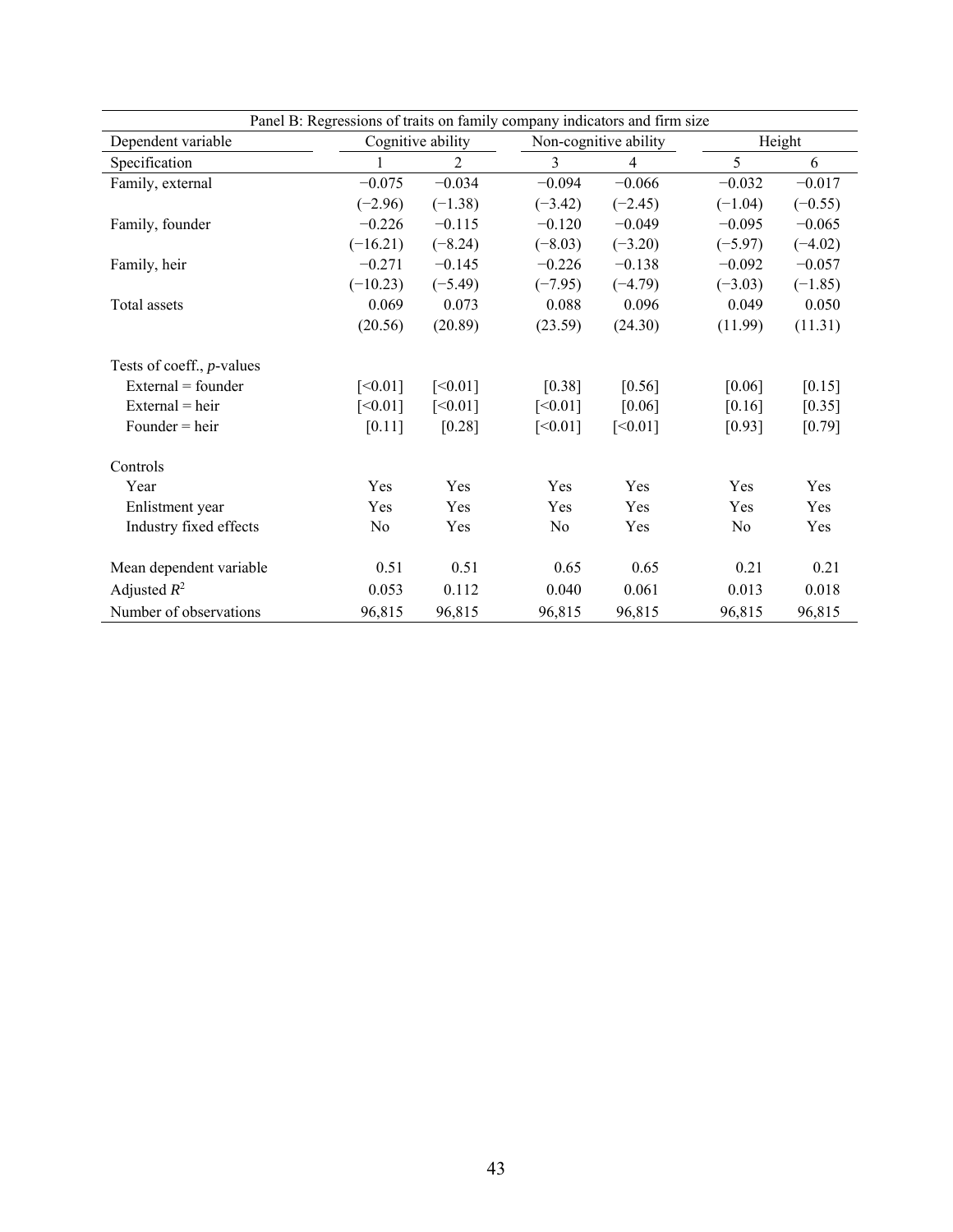| Panel B: Regressions of traits on family company indicators and firm size | | | | | | |
|---|---|---|---|---|---|---|
| Dependent variable | Cognitive ability | | Non-cognitive ability | | Height | |
| Specification | 1 | 2 | 3 | 4 | 5 | 6 |
| Family, external | −0.075 | −0.034 | −0.094 | −0.066 | −0.032 | −0.017 |
| | (−2.96) | (−1.38) | (−3.42) | (−2.45) | (−1.04) | (−0.55) |
| Family, founder | −0.226 | −0.115 | −0.120 | −0.049 | −0.095 | −0.065 |
| | (−16.21) | (−8.24) | (−8.03) | (−3.20) | (−5.97) | (−4.02) |
| Family, heir | −0.271 | −0.145 | −0.226 | −0.138 | −0.092 | −0.057 |
| | (−10.23) | (−5.49) | (−7.95) | (−4.79) | (−3.03) | (−1.85) |
| Total assets | 0.069 | 0.073 | 0.088 | 0.096 | 0.049 | 0.050 |
| | (20.56) | (20.89) | (23.59) | (24.30) | (11.99) | (11.31) |
| Tests of coeff., *p*-values | | | | | | |
| External = founder | [<0.01] | [<0.01] | [0.38] | [0.56] | [0.06] | [0.15] |
| External = heir | [<0.01] | [<0.01] | [<0.01] | [0.06] | [0.16] | [0.35] |
| Founder = heir | [0.11] | [0.28] | [<0.01] | [<0.01] | [0.93] | [0.79] |
| Controls | | | | | | |
| Year | Yes | Yes | Yes | Yes | Yes | Yes |
| Enlistment year | Yes | Yes | Yes | Yes | Yes | Yes |
| Industry fixed effects | No | Yes | No | Yes | No | Yes |
| Mean dependent variable | 0.51 | 0.51 | 0.65 | 0.65 | 0.21 | 0.21 |
| Adjusted $R^2$ | 0.053 | 0.112 | 0.040 | 0.061 | 0.013 | 0.018 |
| Number of observations | 96,815 | 96,815 | 96,815 | 96,815 | 96,815 | 96,815 |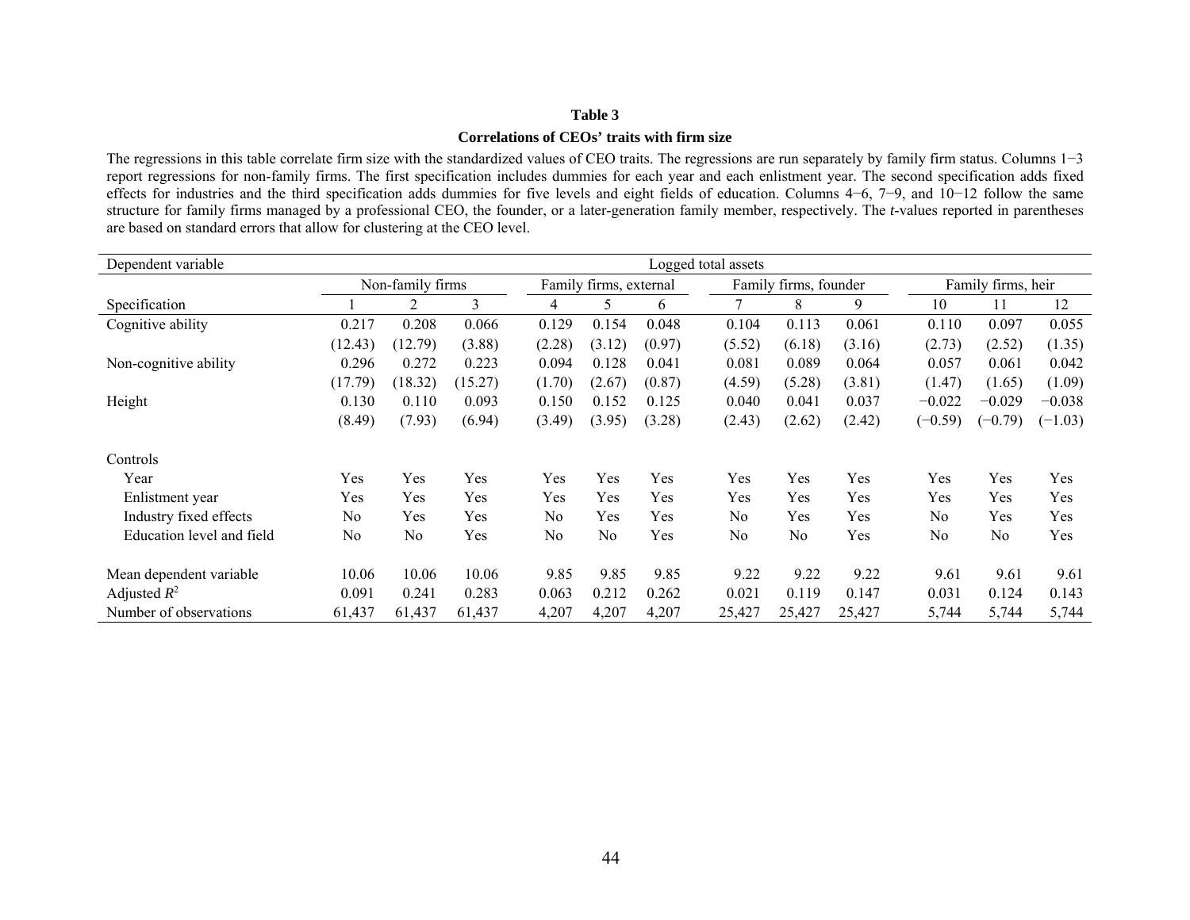**Table 3**

**Correlations of CEOs' traits with firm size**

The regressions in this table correlate firm size with the standardized values of CEO traits. The regressions are run separately by family firm status. Columns 1−3 report regressions for non-family firms. The first specification includes dummies for each year and each enlistment year. The second specification adds fixed effects for industries and the third specification adds dummies for five levels and eight fields of education. Columns 4−6, 7−9, and 10−12 follow the same structure for family firms managed by a professional CEO, the founder, or a later-generation family member, respectively. The *t*-values reported in parentheses are based on standard errors that allow for clustering at the CEO level.

| Dependent variable | Logged total assets | | | | | | | | | | | |
|---|---|---|---|---|---|---|---|---|---|---|---|---|
| | Non-family firms | | | Family firms, external | | | Family firms, founder | | | Family firms, heir | | |
| Specification | 1 | 2 | 3 | 4 | 5 | 6 | 7 | 8 | 9 | 10 | 11 | 12 |
| Cognitive ability | 0.217 | 0.208 | 0.066 | 0.129 | 0.154 | 0.048 | 0.104 | 0.113 | 0.061 | 0.110 | 0.097 | 0.055 |
| | (12.43) | (12.79) | (3.88) | (2.28) | (3.12) | (0.97) | (5.52) | (6.18) | (3.16) | (2.73) | (2.52) | (1.35) |
| Non-cognitive ability | 0.296 | 0.272 | 0.223 | 0.094 | 0.128 | 0.041 | 0.081 | 0.089 | 0.064 | 0.057 | 0.061 | 0.042 |
| | (17.79) | (18.32) | (15.27) | (1.70) | (2.67) | (0.87) | (4.59) | (5.28) | (3.81) | (1.47) | (1.65) | (1.09) |
| Height | 0.130 | 0.110 | 0.093 | 0.150 | 0.152 | 0.125 | 0.040 | 0.041 | 0.037 | −0.022 | −0.029 | −0.038 |
| | (8.49) | (7.93) | (6.94) | (3.49) | (3.95) | (3.28) | (2.43) | (2.62) | (2.42) | (−0.59) | (−0.79) | (−1.03) |
| Controls | | | | | | | | | | | | |
| Year | Yes | Yes | Yes | Yes | Yes | Yes | Yes | Yes | Yes | Yes | Yes | Yes |
| Enlistment year | Yes | Yes | Yes | Yes | Yes | Yes | Yes | Yes | Yes | Yes | Yes | Yes |
| Industry fixed effects | No | Yes | Yes | No | Yes | Yes | No | Yes | Yes | No | Yes | Yes |
| Education level and field | No | No | Yes | No | No | Yes | No | No | Yes | No | No | Yes |
| Mean dependent variable | 10.06 | 10.06 | 10.06 | 9.85 | 9.85 | 9.85 | 9.22 | 9.22 | 9.22 | 9.61 | 9.61 | 9.61 |
| Adjusted $R^2$ | 0.091 | 0.241 | 0.283 | 0.063 | 0.212 | 0.262 | 0.021 | 0.119 | 0.147 | 0.031 | 0.124 | 0.143 |
| Number of observations | 61,437 | 61,437 | 61,437 | 4,207 | 4,207 | 4,207 | 25,427 | 25,427 | 25,427 | 5,744 | 5,744 | 5,744 |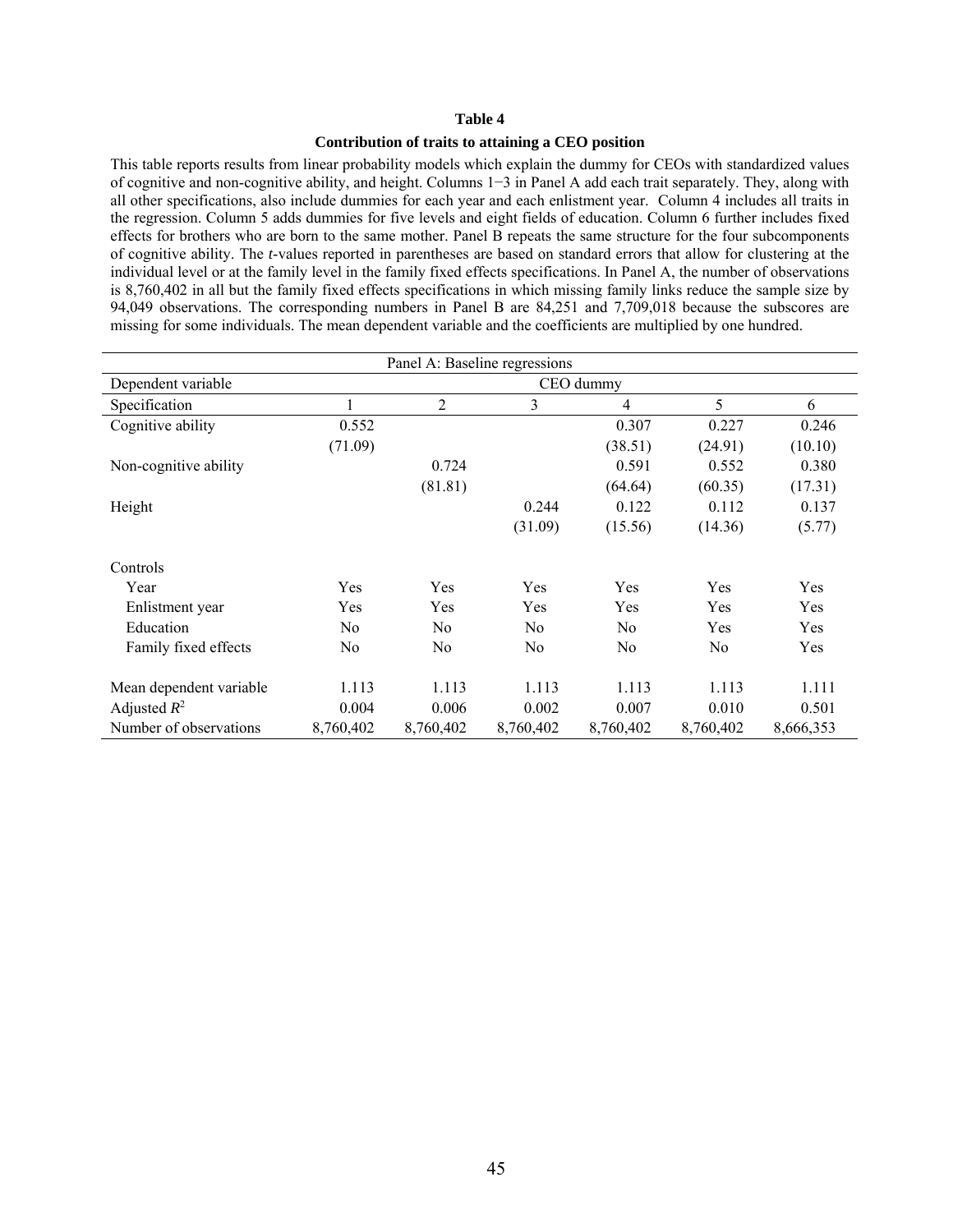**Table 4**

**Contribution of traits to attaining a CEO position**

This table reports results from linear probability models which explain the dummy for CEOs with standardized values of cognitive and non-cognitive ability, and height. Columns 1−3 in Panel A add each trait separately. They, along with all other specifications, also include dummies for each year and each enlistment year. Column 4 includes all traits in the regression. Column 5 adds dummies for five levels and eight fields of education. Column 6 further includes fixed effects for brothers who are born to the same mother. Panel B repeats the same structure for the four subcomponents of cognitive ability. The *t*-values reported in parentheses are based on standard errors that allow for clustering at the individual level or at the family level in the family fixed effects specifications. In Panel A, the number of observations is 8,760,402 in all but the family fixed effects specifications in which missing family links reduce the sample size by 94,049 observations. The corresponding numbers in Panel B are 84,251 and 7,709,018 because the subscores are missing for some individuals. The mean dependent variable and the coefficients are multiplied by one hundred.

| Panel A: Baseline regressions | | | | | | |
|---|---|---|---|---|---|---|
| Dependent variable | CEO dummy | | | | | |
| Specification | 1 | 2 | 3 | 4 | 5 | 6 |
| Cognitive ability | 0.552 | | | 0.307 | 0.227 | 0.246 |
| | (71.09) | | | (38.51) | (24.91) | (10.10) |
| Non-cognitive ability | | 0.724 | | 0.591 | 0.552 | 0.380 |
| | | (81.81) | | (64.64) | (60.35) | (17.31) |
| Height | | | 0.244 | 0.122 | 0.112 | 0.137 |
| | | | (31.09) | (15.56) | (14.36) | (5.77) |
| Controls | | | | | | |
| Year | Yes | Yes | Yes | Yes | Yes | Yes |
| Enlistment year | Yes | Yes | Yes | Yes | Yes | Yes |
| Education | No | No | No | No | Yes | Yes |
| Family fixed effects | No | No | No | No | No | Yes |
| Mean dependent variable | 1.113 | 1.113 | 1.113 | 1.113 | 1.113 | 1.111 |
| Adjusted $R^2$ | 0.004 | 0.006 | 0.002 | 0.007 | 0.010 | 0.501 |
| Number of observations | 8,760,402 | 8,760,402 | 8,760,402 | 8,760,402 | 8,760,402 | 8,666,353 |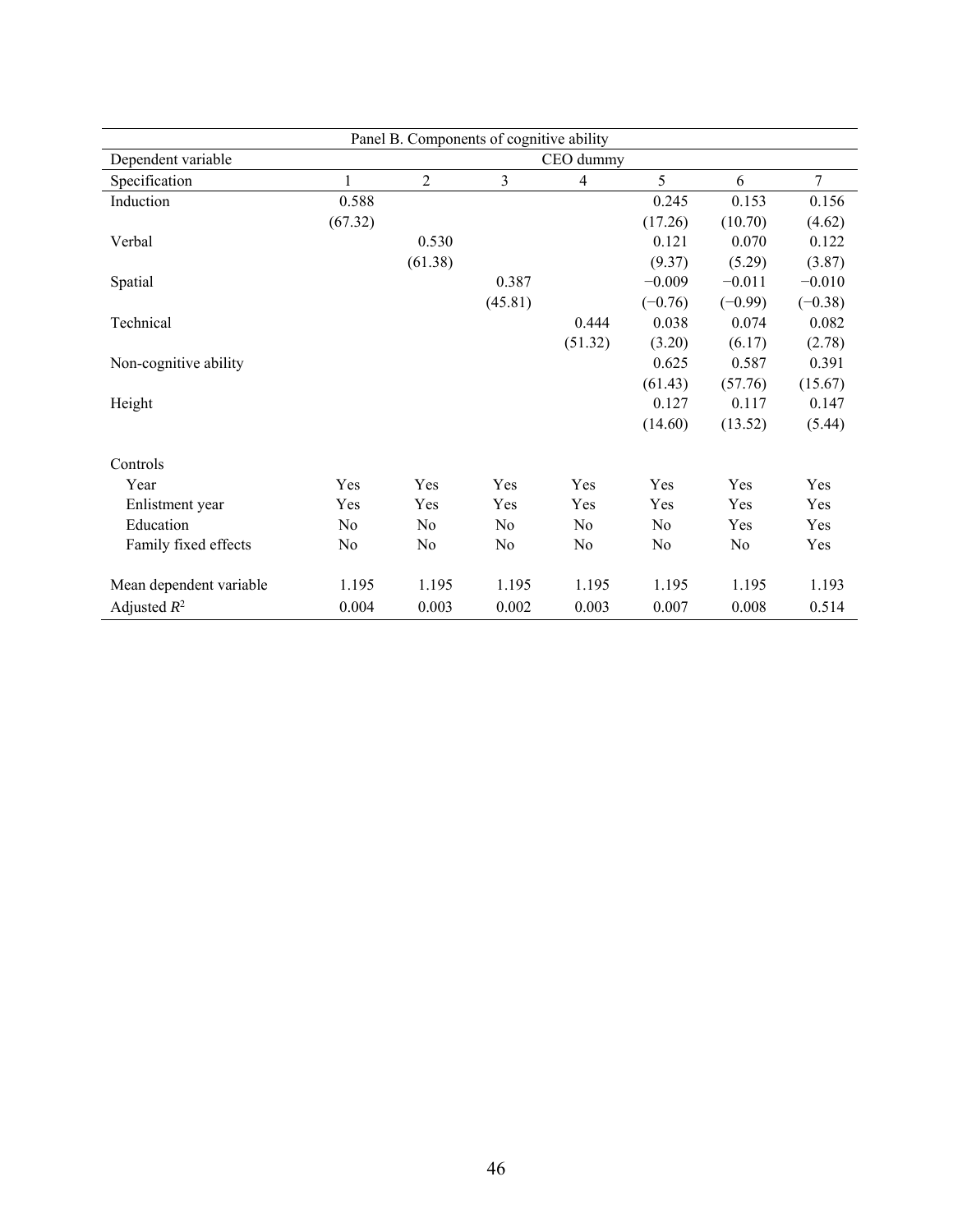| Panel B. Components of cognitive ability | | | | | | | |
|---|---|---|---|---|---|---|---|
| Dependent variable | CEO dummy | | | | | | |
| Specification | 1 | 2 | 3 | 4 | 5 | 6 | 7 |
| Induction | 0.588 | | | | 0.245 | 0.153 | 0.156 |
| | (67.32) | | | | (17.26) | (10.70) | (4.62) |
| Verbal | | 0.530 | | | 0.121 | 0.070 | 0.122 |
| | | (61.38) | | | (9.37) | (5.29) | (3.87) |
| Spatial | | | 0.387 | | −0.009 | −0.011 | −0.010 |
| | | | (45.81) | | (−0.76) | (−0.99) | (−0.38) |
| Technical | | | | 0.444 | 0.038 | 0.074 | 0.082 |
| | | | | (51.32) | (3.20) | (6.17) | (2.78) |
| Non-cognitive ability | | | | | 0.625 | 0.587 | 0.391 |
| | | | | | (61.43) | (57.76) | (15.67) |
| Height | | | | | 0.127 | 0.117 | 0.147 |
| | | | | | (14.60) | (13.52) | (5.44) |
| Controls | | | | | | | |
| Year | Yes | Yes | Yes | Yes | Yes | Yes | Yes |
| Enlistment year | Yes | Yes | Yes | Yes | Yes | Yes | Yes |
| Education | No | No | No | No | No | Yes | Yes |
| Family fixed effects | No | No | No | No | No | No | Yes |
| Mean dependent variable | 1.195 | 1.195 | 1.195 | 1.195 | 1.195 | 1.195 | 1.193 |
| Adjusted $R^2$ | 0.004 | 0.003 | 0.002 | 0.003 | 0.007 | 0.008 | 0.514 |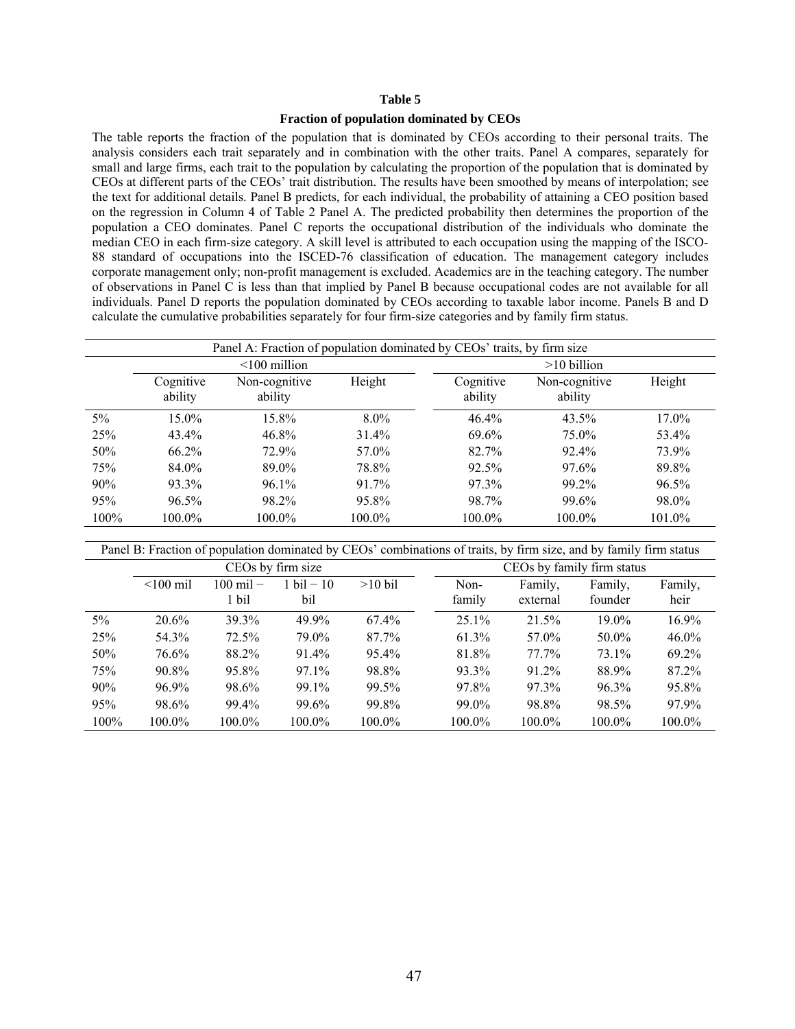**Table 5**

**Fraction of population dominated by CEOs**

The table reports the fraction of the population that is dominated by CEOs according to their personal traits. The analysis considers each trait separately and in combination with the other traits. Panel A compares, separately for small and large firms, each trait to the population by calculating the proportion of the population that is dominated by CEOs at different parts of the CEOs' trait distribution. The results have been smoothed by means of interpolation; see the text for additional details. Panel B predicts, for each individual, the probability of attaining a CEO position based on the regression in Column 4 of Table 2 Panel A. The predicted probability then determines the proportion of the population a CEO dominates. Panel C reports the occupational distribution of the individuals who dominate the median CEO in each firm-size category. A skill level is attributed to each occupation using the mapping of the ISCO-88 standard of occupations into the ISCED-76 classification of education. The management category includes corporate management only; non-profit management is excluded. Academics are in the teaching category. The number of observations in Panel C is less than that implied by Panel B because occupational codes are not available for all individuals. Panel D reports the population dominated by CEOs according to taxable labor income. Panels B and D calculate the cumulative probabilities separately for four firm-size categories and by family firm status.

Panel A: Fraction of population dominated by CEOs' traits, by firm size

| | <100 million | | | >10 billion | | |
|---|---|---|---|---|---|---|
| | Cognitive ability | Non-cognitive ability | Height | Cognitive ability | Non-cognitive ability | Height |
| 5% | 15.0% | 15.8% | 8.0% | 46.4% | 43.5% | 17.0% |
| 25% | 43.4% | 46.8% | 31.4% | 69.6% | 75.0% | 53.4% |
| 50% | 66.2% | 72.9% | 57.0% | 82.7% | 92.4% | 73.9% |
| 75% | 84.0% | 89.0% | 78.8% | 92.5% | 97.6% | 89.8% |
| 90% | 93.3% | 96.1% | 91.7% | 97.3% | 99.2% | 96.5% |
| 95% | 96.5% | 98.2% | 95.8% | 98.7% | 99.6% | 98.0% |
| 100% | 100.0% | 100.0% | 100.0% | 100.0% | 100.0% | 101.0% |

Panel B: Fraction of population dominated by CEOs' combinations of traits, by firm size, and by family firm status

| | CEOs by firm size | | | | CEOs by family firm status | | | |
|---|---|---|---|---|---|---|---|---|
| | <100 mil | 100 mil − 1 bil | 1 bil − 10 bil | >10 bil | Non-family | Family, external | Family, founder | Family, heir |
| 5% | 20.6% | 39.3% | 49.9% | 67.4% | 25.1% | 21.5% | 19.0% | 16.9% |
| 25% | 54.3% | 72.5% | 79.0% | 87.7% | 61.3% | 57.0% | 50.0% | 46.0% |
| 50% | 76.6% | 88.2% | 91.4% | 95.4% | 81.8% | 77.7% | 73.1% | 69.2% |
| 75% | 90.8% | 95.8% | 97.1% | 98.8% | 93.3% | 91.2% | 88.9% | 87.2% |
| 90% | 96.9% | 98.6% | 99.1% | 99.5% | 97.8% | 97.3% | 96.3% | 95.8% |
| 95% | 98.6% | 99.4% | 99.6% | 99.8% | 99.0% | 98.8% | 98.5% | 97.9% |
| 100% | 100.0% | 100.0% | 100.0% | 100.0% | 100.0% | 100.0% | 100.0% | 100.0% |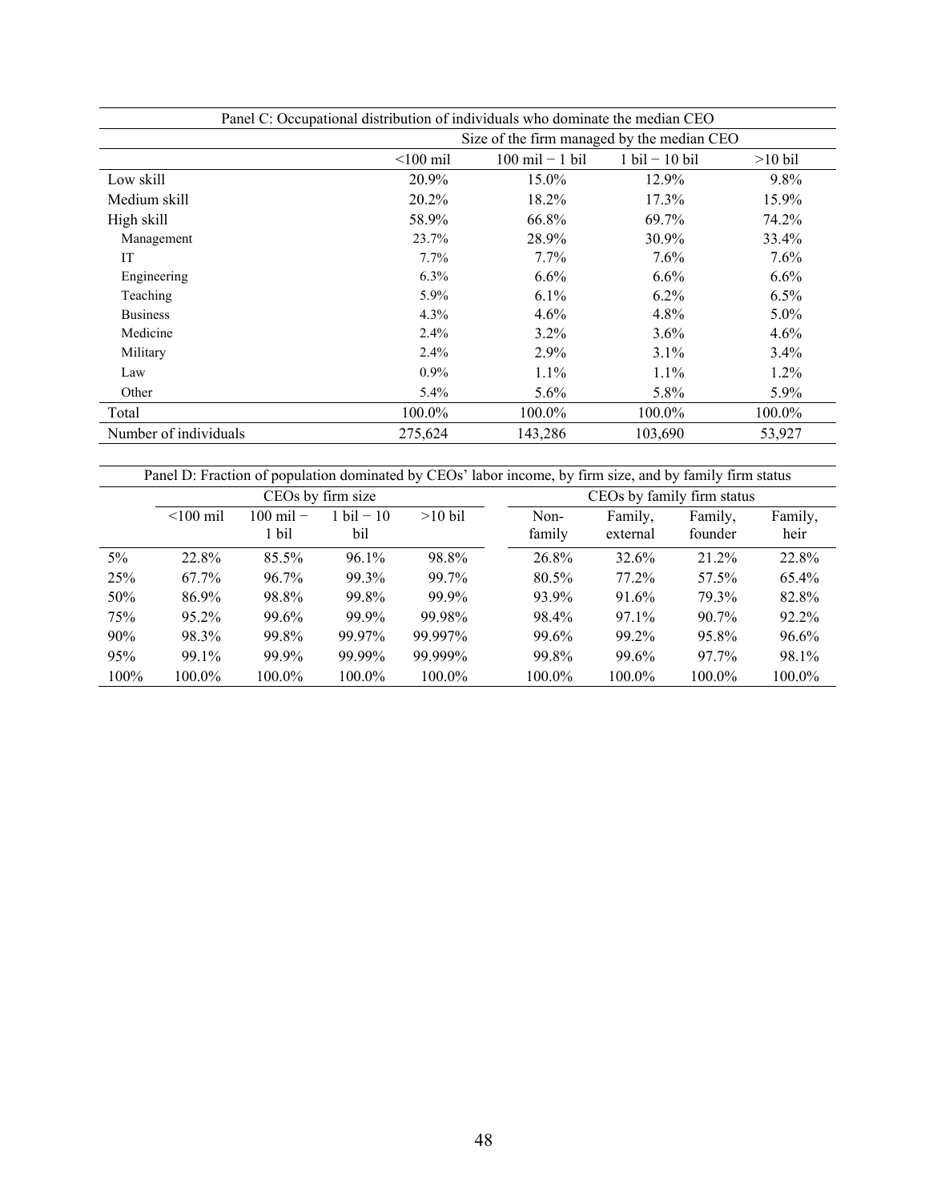| Panel C: Occupational distribution of individuals who dominate the median CEO | | | | |
|---|---|---|---|---|
| | Size of the firm managed by the median CEO | | | |
| | <100 mil | 100 mil − 1 bil | 1 bil − 10 bil | >10 bil |
| Low skill | 20.9% | 15.0% | 12.9% | 9.8% |
| Medium skill | 20.2% | 18.2% | 17.3% | 15.9% |
| High skill | 58.9% | 66.8% | 69.7% | 74.2% |
| Management | 23.7% | 28.9% | 30.9% | 33.4% |
| IT | 7.7% | 7.7% | 7.6% | 7.6% |
| Engineering | 6.3% | 6.6% | 6.6% | 6.6% |
| Teaching | 5.9% | 6.1% | 6.2% | 6.5% |
| Business | 4.3% | 4.6% | 4.8% | 5.0% |
| Medicine | 2.4% | 3.2% | 3.6% | 4.6% |
| Military | 2.4% | 2.9% | 3.1% | 3.4% |
| Law | 0.9% | 1.1% | 1.1% | 1.2% |
| Other | 5.4% | 5.6% | 5.8% | 5.9% |
| Total | 100.0% | 100.0% | 100.0% | 100.0% |
| Number of individuals | 275,624 | 143,286 | 103,690 | 53,927 |

| Panel D: Fraction of population dominated by CEOs' labor income, by firm size, and by family firm status | | | | | | | | |
|---|---|---|---|---|---|---|---|---|
| | CEOs by firm size | | | | CEOs by family firm status | | | |
| | <100 mil | 100 mil − 1 bil | 1 bil − 10 bil | >10 bil | Non-family | Family, external | Family, founder | Family, heir |
| 5% | 22.8% | 85.5% | 96.1% | 98.8% | 26.8% | 32.6% | 21.2% | 22.8% |
| 25% | 67.7% | 96.7% | 99.3% | 99.7% | 80.5% | 77.2% | 57.5% | 65.4% |
| 50% | 86.9% | 98.8% | 99.8% | 99.9% | 93.9% | 91.6% | 79.3% | 82.8% |
| 75% | 95.2% | 99.6% | 99.9% | 99.98% | 98.4% | 97.1% | 90.7% | 92.2% |
| 90% | 98.3% | 99.8% | 99.97% | 99.997% | 99.6% | 99.2% | 95.8% | 96.6% |
| 95% | 99.1% | 99.9% | 99.99% | 99.999% | 99.8% | 99.6% | 97.7% | 98.1% |
| 100% | 100.0% | 100.0% | 100.0% | 100.0% | 100.0% | 100.0% | 100.0% | 100.0% |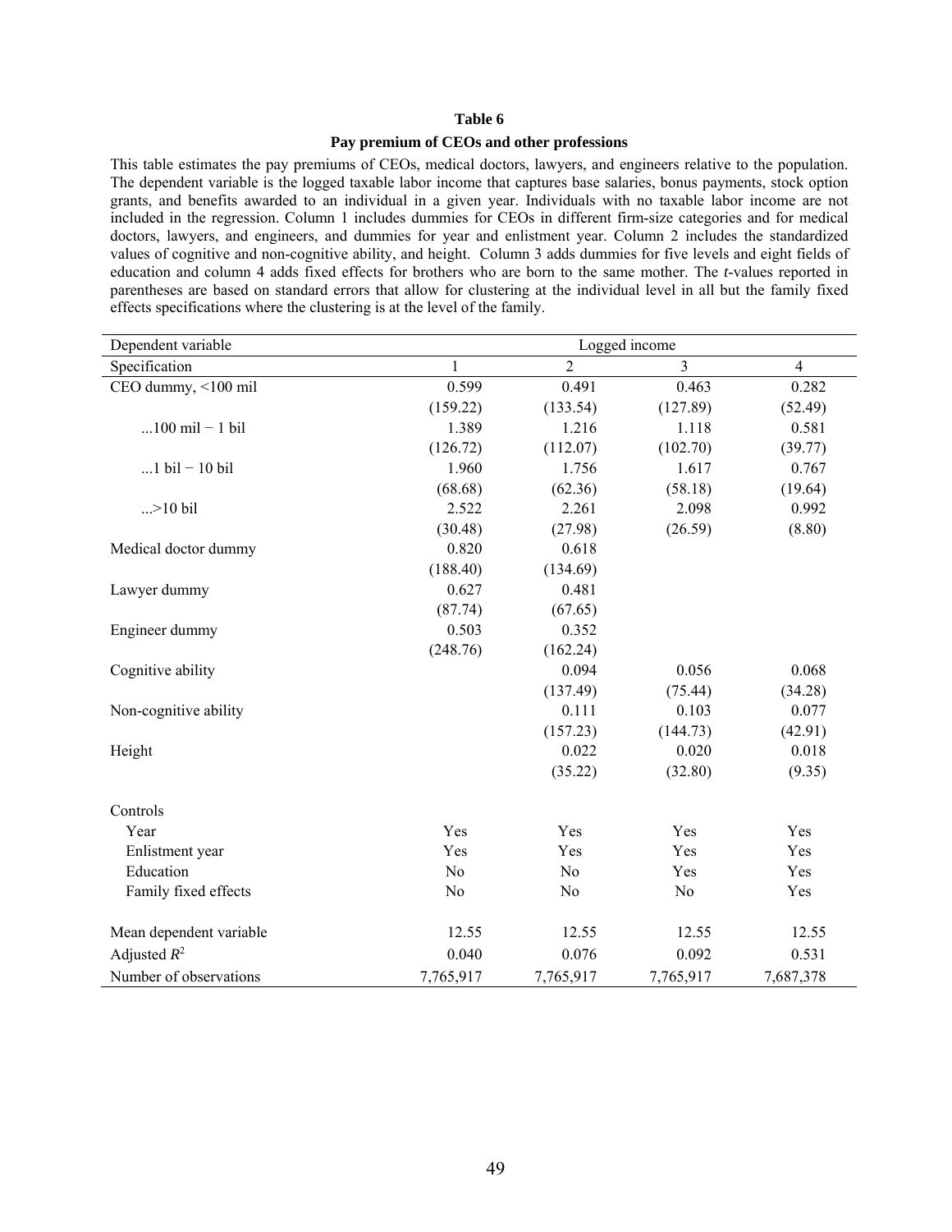**Table 6**

**Pay premium of CEOs and other professions**

This table estimates the pay premiums of CEOs, medical doctors, lawyers, and engineers relative to the population. The dependent variable is the logged taxable labor income that captures base salaries, bonus payments, stock option grants, and benefits awarded to an individual in a given year. Individuals with no taxable labor income are not included in the regression. Column 1 includes dummies for CEOs in different firm-size categories and for medical doctors, lawyers, and engineers, and dummies for year and enlistment year. Column 2 includes the standardized values of cognitive and non-cognitive ability, and height. Column 3 adds dummies for five levels and eight fields of education and column 4 adds fixed effects for brothers who are born to the same mother. The *t*-values reported in parentheses are based on standard errors that allow for clustering at the individual level in all but the family fixed effects specifications where the clustering is at the level of the family.

| Dependent variable | Logged income | | | |
|---|---|---|---|---|
| Specification | 1 | 2 | 3 | 4 |
| CEO dummy, <100 mil | 0.599 | 0.491 | 0.463 | 0.282 |
| | (159.22) | (133.54) | (127.89) | (52.49) |
| ...100 mil − 1 bil | 1.389 | 1.216 | 1.118 | 0.581 |
| | (126.72) | (112.07) | (102.70) | (39.77) |
| ...1 bil − 10 bil | 1.960 | 1.756 | 1.617 | 0.767 |
| | (68.68) | (62.36) | (58.18) | (19.64) |
| ...>10 bil | 2.522 | 2.261 | 2.098 | 0.992 |
| | (30.48) | (27.98) | (26.59) | (8.80) |
| Medical doctor dummy | 0.820 | 0.618 | | |
| | (188.40) | (134.69) | | |
| Lawyer dummy | 0.627 | 0.481 | | |
| | (87.74) | (67.65) | | |
| Engineer dummy | 0.503 | 0.352 | | |
| | (248.76) | (162.24) | | |
| Cognitive ability | | 0.094 | 0.056 | 0.068 |
| | | (137.49) | (75.44) | (34.28) |
| Non-cognitive ability | | 0.111 | 0.103 | 0.077 |
| | | (157.23) | (144.73) | (42.91) |
| Height | | 0.022 | 0.020 | 0.018 |
| | | (35.22) | (32.80) | (9.35) |
| Controls | | | | |
| Year | Yes | Yes | Yes | Yes |
| Enlistment year | Yes | Yes | Yes | Yes |
| Education | No | No | Yes | Yes |
| Family fixed effects | No | No | No | Yes |
| Mean dependent variable | 12.55 | 12.55 | 12.55 | 12.55 |
| Adjusted $R^2$ | 0.040 | 0.076 | 0.092 | 0.531 |
| Number of observations | 7,765,917 | 7,765,917 | 7,765,917 | 7,687,378 |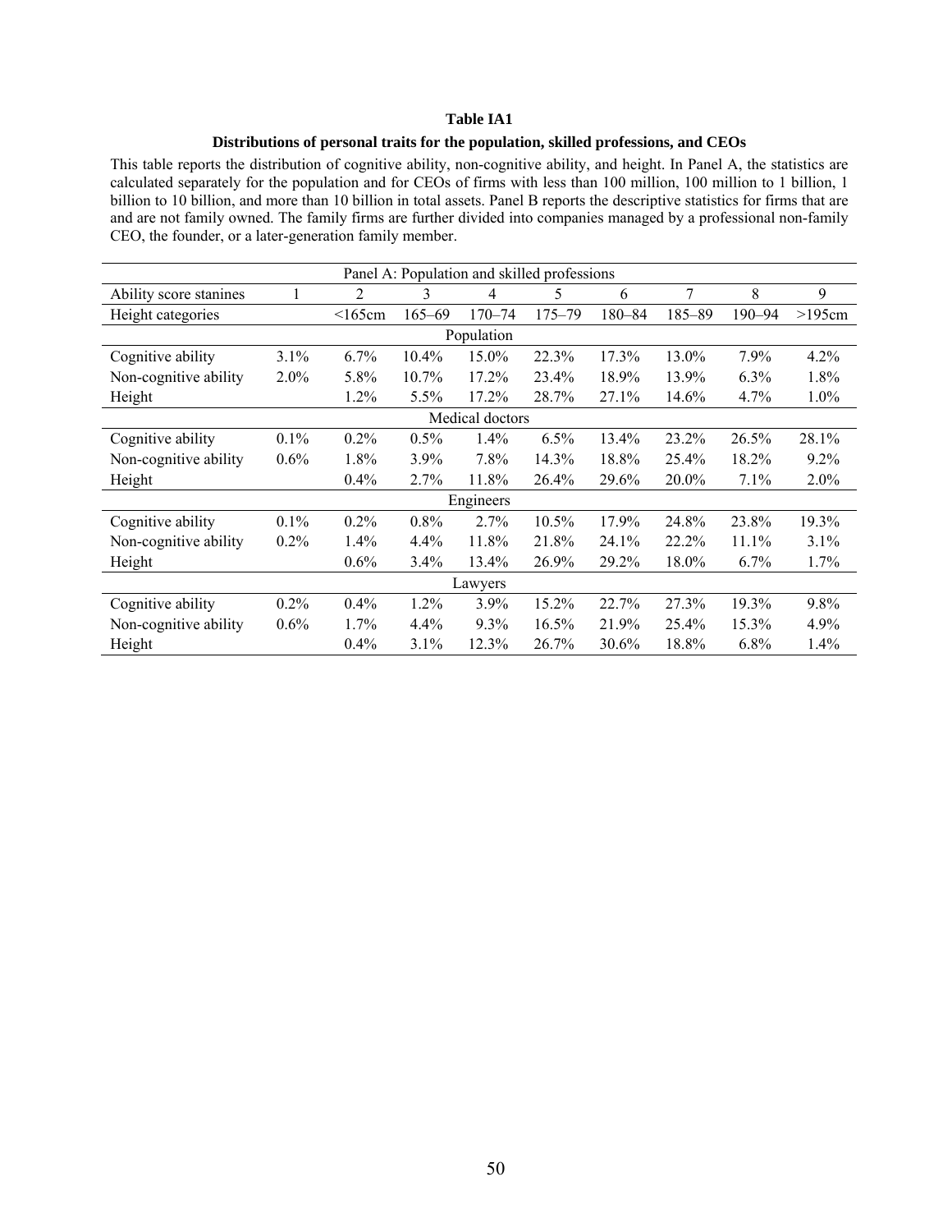**Table IA1**

**Distributions of personal traits for the population, skilled professions, and CEOs**

This table reports the distribution of cognitive ability, non-cognitive ability, and height. In Panel A, the statistics are calculated separately for the population and for CEOs of firms with less than 100 million, 100 million to 1 billion, 1 billion to 10 billion, and more than 10 billion in total assets. Panel B reports the descriptive statistics for firms that are and are not family owned. The family firms are further divided into companies managed by a professional non-family CEO, the founder, or a later-generation family member.

| Panel A: Population and skilled professions | | | | | | | | | |
|---|---|---|---|---|---|---|---|---|---|
| Ability score stanines | 1 | 2 | 3 | 4 | 5 | 6 | 7 | 8 | 9 |
| Height categories | | <165cm | 165–69 | 170–74 | 175–79 | 180–84 | 185–89 | 190–94 | >195cm |
| Population | | | | | | | | | |
| Cognitive ability | 3.1% | 6.7% | 10.4% | 15.0% | 22.3% | 17.3% | 13.0% | 7.9% | 4.2% |
| Non-cognitive ability | 2.0% | 5.8% | 10.7% | 17.2% | 23.4% | 18.9% | 13.9% | 6.3% | 1.8% |
| Height | | 1.2% | 5.5% | 17.2% | 28.7% | 27.1% | 14.6% | 4.7% | 1.0% |
| Medical doctors | | | | | | | | | |
| Cognitive ability | 0.1% | 0.2% | 0.5% | 1.4% | 6.5% | 13.4% | 23.2% | 26.5% | 28.1% |
| Non-cognitive ability | 0.6% | 1.8% | 3.9% | 7.8% | 14.3% | 18.8% | 25.4% | 18.2% | 9.2% |
| Height | | 0.4% | 2.7% | 11.8% | 26.4% | 29.6% | 20.0% | 7.1% | 2.0% |
| Engineers | | | | | | | | | |
| Cognitive ability | 0.1% | 0.2% | 0.8% | 2.7% | 10.5% | 17.9% | 24.8% | 23.8% | 19.3% |
| Non-cognitive ability | 0.2% | 1.4% | 4.4% | 11.8% | 21.8% | 24.1% | 22.2% | 11.1% | 3.1% |
| Height | | 0.6% | 3.4% | 13.4% | 26.9% | 29.2% | 18.0% | 6.7% | 1.7% |
| Lawyers | | | | | | | | | |
| Cognitive ability | 0.2% | 0.4% | 1.2% | 3.9% | 15.2% | 22.7% | 27.3% | 19.3% | 9.8% |
| Non-cognitive ability | 0.6% | 1.7% | 4.4% | 9.3% | 16.5% | 21.9% | 25.4% | 15.3% | 4.9% |
| Height | | 0.4% | 3.1% | 12.3% | 26.7% | 30.6% | 18.8% | 6.8% | 1.4% |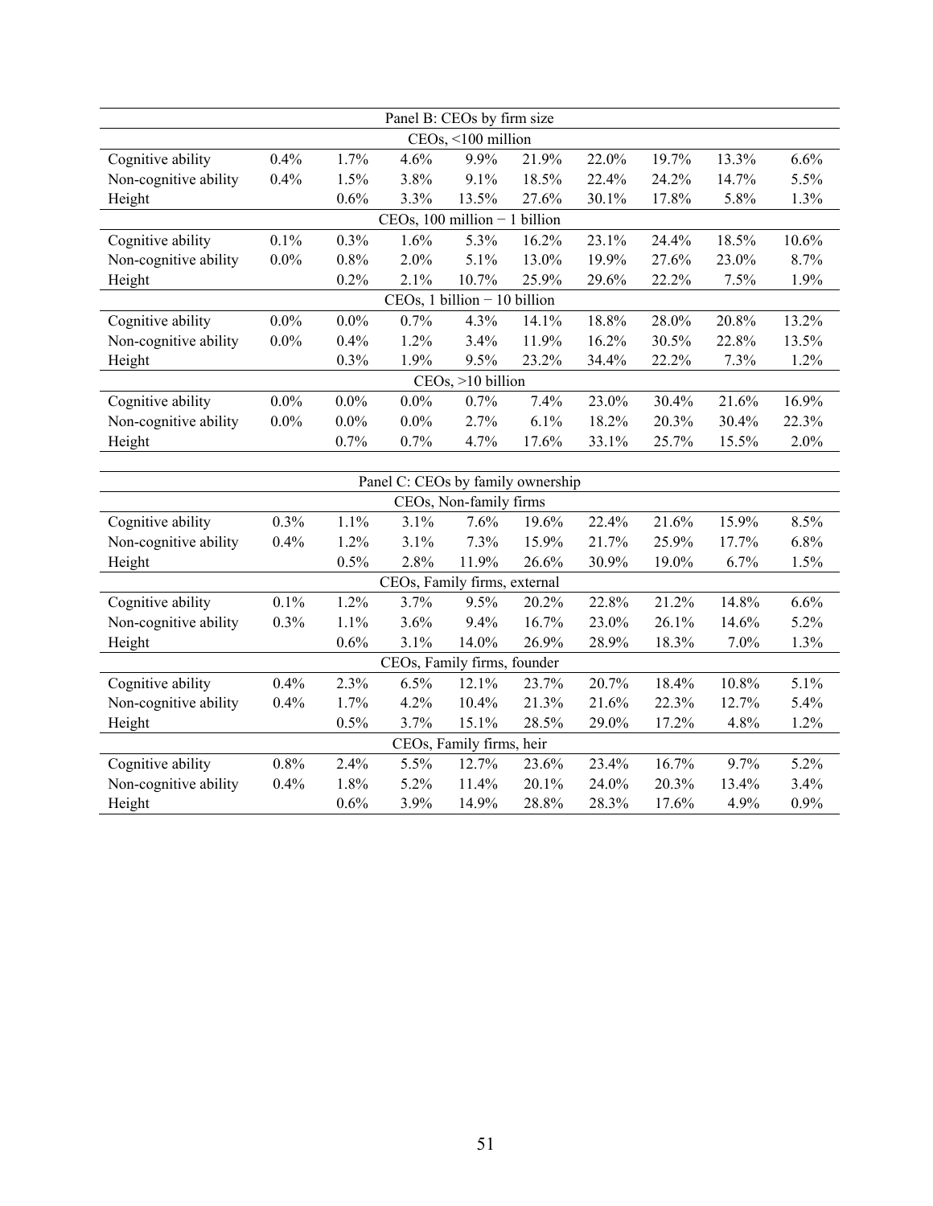| Panel B: CEOs by firm size | | | | | | | | | |
|---|---|---|---|---|---|---|---|---|---|
| CEOs, <100 million | | | | | | | | | |
| Cognitive ability | 0.4% | 1.7% | 4.6% | 9.9% | 21.9% | 22.0% | 19.7% | 13.3% | 6.6% |
| Non-cognitive ability | 0.4% | 1.5% | 3.8% | 9.1% | 18.5% | 22.4% | 24.2% | 14.7% | 5.5% |
| Height | | 0.6% | 3.3% | 13.5% | 27.6% | 30.1% | 17.8% | 5.8% | 1.3% |
| CEOs, 100 million − 1 billion | | | | | | | | | |
| Cognitive ability | 0.1% | 0.3% | 1.6% | 5.3% | 16.2% | 23.1% | 24.4% | 18.5% | 10.6% |
| Non-cognitive ability | 0.0% | 0.8% | 2.0% | 5.1% | 13.0% | 19.9% | 27.6% | 23.0% | 8.7% |
| Height | | 0.2% | 2.1% | 10.7% | 25.9% | 29.6% | 22.2% | 7.5% | 1.9% |
| CEOs, 1 billion − 10 billion | | | | | | | | | |
| Cognitive ability | 0.0% | 0.0% | 0.7% | 4.3% | 14.1% | 18.8% | 28.0% | 20.8% | 13.2% |
| Non-cognitive ability | 0.0% | 0.4% | 1.2% | 3.4% | 11.9% | 16.2% | 30.5% | 22.8% | 13.5% |
| Height | | 0.3% | 1.9% | 9.5% | 23.2% | 34.4% | 22.2% | 7.3% | 1.2% |
| CEOs, >10 billion | | | | | | | | | |
| Cognitive ability | 0.0% | 0.0% | 0.0% | 0.7% | 7.4% | 23.0% | 30.4% | 21.6% | 16.9% |
| Non-cognitive ability | 0.0% | 0.0% | 0.0% | 2.7% | 6.1% | 18.2% | 20.3% | 30.4% | 22.3% |
| Height | | 0.7% | 0.7% | 4.7% | 17.6% | 33.1% | 25.7% | 15.5% | 2.0% |

| Panel C: CEOs by family ownership | | | | | | | | | |
|---|---|---|---|---|---|---|---|---|---|
| CEOs, Non-family firms | | | | | | | | | |
| Cognitive ability | 0.3% | 1.1% | 3.1% | 7.6% | 19.6% | 22.4% | 21.6% | 15.9% | 8.5% |
| Non-cognitive ability | 0.4% | 1.2% | 3.1% | 7.3% | 15.9% | 21.7% | 25.9% | 17.7% | 6.8% |
| Height | | 0.5% | 2.8% | 11.9% | 26.6% | 30.9% | 19.0% | 6.7% | 1.5% |
| CEOs, Family firms, external | | | | | | | | | |
| Cognitive ability | 0.1% | 1.2% | 3.7% | 9.5% | 20.2% | 22.8% | 21.2% | 14.8% | 6.6% |
| Non-cognitive ability | 0.3% | 1.1% | 3.6% | 9.4% | 16.7% | 23.0% | 26.1% | 14.6% | 5.2% |
| Height | | 0.6% | 3.1% | 14.0% | 26.9% | 28.9% | 18.3% | 7.0% | 1.3% |
| CEOs, Family firms, founder | | | | | | | | | |
| Cognitive ability | 0.4% | 2.3% | 6.5% | 12.1% | 23.7% | 20.7% | 18.4% | 10.8% | 5.1% |
| Non-cognitive ability | 0.4% | 1.7% | 4.2% | 10.4% | 21.3% | 21.6% | 22.3% | 12.7% | 5.4% |
| Height | | 0.5% | 3.7% | 15.1% | 28.5% | 29.0% | 17.2% | 4.8% | 1.2% |
| CEOs, Family firms, heir | | | | | | | | | |
| Cognitive ability | 0.8% | 2.4% | 5.5% | 12.7% | 23.6% | 23.4% | 16.7% | 9.7% | 5.2% |
| Non-cognitive ability | 0.4% | 1.8% | 5.2% | 11.4% | 20.1% | 24.0% | 20.3% | 13.4% | 3.4% |
| Height | | 0.6% | 3.9% | 14.9% | 28.8% | 28.3% | 17.6% | 4.9% | 0.9% |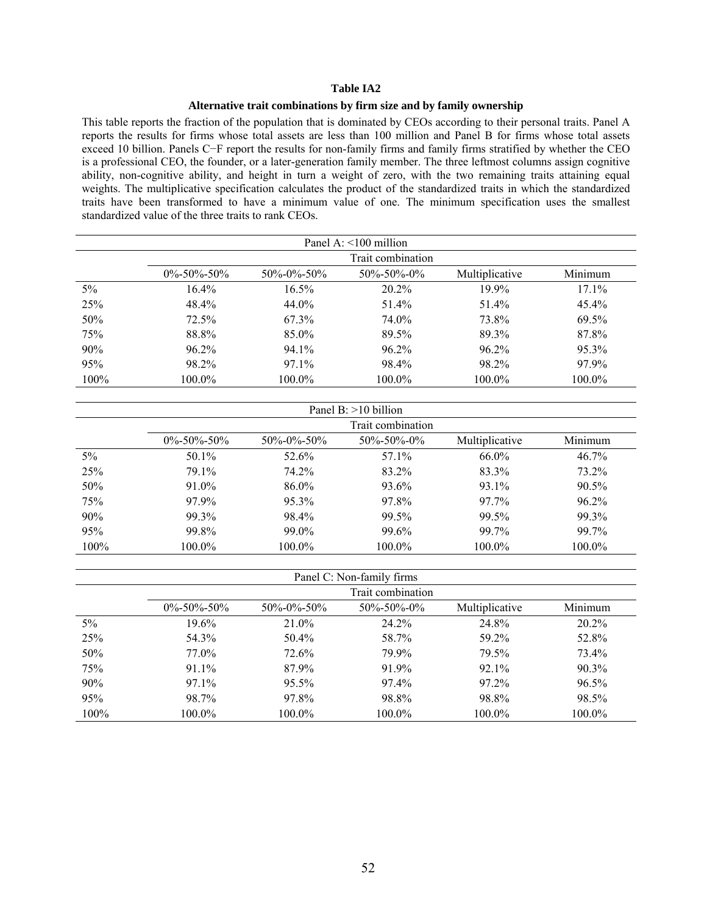**Table IA2**

**Alternative trait combinations by firm size and by family ownership**

This table reports the fraction of the population that is dominated by CEOs according to their personal traits. Panel A reports the results for firms whose total assets are less than 100 million and Panel B for firms whose total assets exceed 10 billion. Panels C−F report the results for non-family firms and family firms stratified by whether the CEO is a professional CEO, the founder, or a later-generation family member. The three leftmost columns assign cognitive ability, non-cognitive ability, and height in turn a weight of zero, with the two remaining traits attaining equal weights. The multiplicative specification calculates the product of the standardized traits in which the standardized traits have been transformed to have a minimum value of one. The minimum specification uses the smallest standardized value of the three traits to rank CEOs.

| Panel A: <100 million | | | | | |
|---|---|---|---|---|---|
| | Trait combination | | | | |
| | 0%-50%-50% | 50%-0%-50% | 50%-50%-0% | Multiplicative | Minimum |
| 5% | 16.4% | 16.5% | 20.2% | 19.9% | 17.1% |
| 25% | 48.4% | 44.0% | 51.4% | 51.4% | 45.4% |
| 50% | 72.5% | 67.3% | 74.0% | 73.8% | 69.5% |
| 75% | 88.8% | 85.0% | 89.5% | 89.3% | 87.8% |
| 90% | 96.2% | 94.1% | 96.2% | 96.2% | 95.3% |
| 95% | 98.2% | 97.1% | 98.4% | 98.2% | 97.9% |
| 100% | 100.0% | 100.0% | 100.0% | 100.0% | 100.0% |

| Panel B: >10 billion | | | | | |
|---|---|---|---|---|---|
| | Trait combination | | | | |
| | 0%-50%-50% | 50%-0%-50% | 50%-50%-0% | Multiplicative | Minimum |
| 5% | 50.1% | 52.6% | 57.1% | 66.0% | 46.7% |
| 25% | 79.1% | 74.2% | 83.2% | 83.3% | 73.2% |
| 50% | 91.0% | 86.0% | 93.6% | 93.1% | 90.5% |
| 75% | 97.9% | 95.3% | 97.8% | 97.7% | 96.2% |
| 90% | 99.3% | 98.4% | 99.5% | 99.5% | 99.3% |
| 95% | 99.8% | 99.0% | 99.6% | 99.7% | 99.7% |
| 100% | 100.0% | 100.0% | 100.0% | 100.0% | 100.0% |

| Panel C: Non-family firms | | | | | |
|---|---|---|---|---|---|
| | Trait combination | | | | |
| | 0%-50%-50% | 50%-0%-50% | 50%-50%-0% | Multiplicative | Minimum |
| 5% | 19.6% | 21.0% | 24.2% | 24.8% | 20.2% |
| 25% | 54.3% | 50.4% | 58.7% | 59.2% | 52.8% |
| 50% | 77.0% | 72.6% | 79.9% | 79.5% | 73.4% |
| 75% | 91.1% | 87.9% | 91.9% | 92.1% | 90.3% |
| 90% | 97.1% | 95.5% | 97.4% | 97.2% | 96.5% |
| 95% | 98.7% | 97.8% | 98.8% | 98.8% | 98.5% |
| 100% | 100.0% | 100.0% | 100.0% | 100.0% | 100.0% |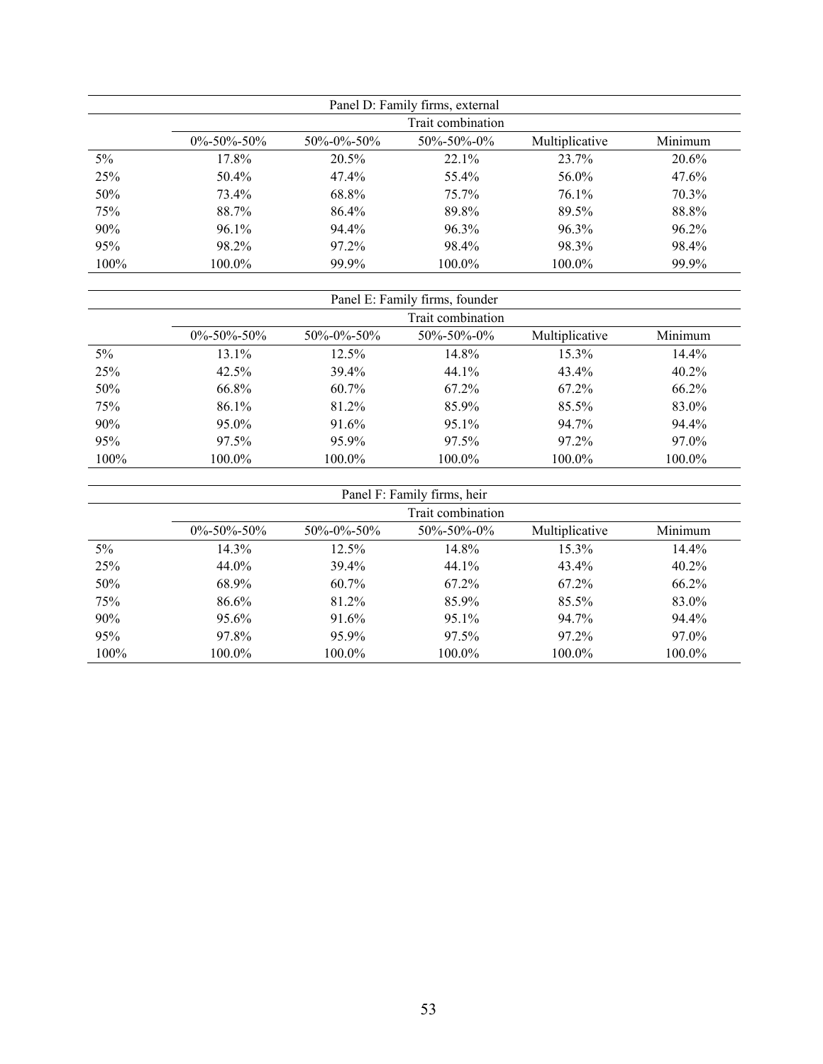| Panel D: Family firms, external | | | | | |
|---|---|---|---|---|---|
| | Trait combination | | | | |
| | 0%-50%-50% | 50%-0%-50% | 50%-50%-0% | Multiplicative | Minimum |
| 5% | 17.8% | 20.5% | 22.1% | 23.7% | 20.6% |
| 25% | 50.4% | 47.4% | 55.4% | 56.0% | 47.6% |
| 50% | 73.4% | 68.8% | 75.7% | 76.1% | 70.3% |
| 75% | 88.7% | 86.4% | 89.8% | 89.5% | 88.8% |
| 90% | 96.1% | 94.4% | 96.3% | 96.3% | 96.2% |
| 95% | 98.2% | 97.2% | 98.4% | 98.3% | 98.4% |
| 100% | 100.0% | 99.9% | 100.0% | 100.0% | 99.9% |

| Panel E: Family firms, founder | | | | | |
|---|---|---|---|---|---|
| | Trait combination | | | | |
| | 0%-50%-50% | 50%-0%-50% | 50%-50%-0% | Multiplicative | Minimum |
| 5% | 13.1% | 12.5% | 14.8% | 15.3% | 14.4% |
| 25% | 42.5% | 39.4% | 44.1% | 43.4% | 40.2% |
| 50% | 66.8% | 60.7% | 67.2% | 67.2% | 66.2% |
| 75% | 86.1% | 81.2% | 85.9% | 85.5% | 83.0% |
| 90% | 95.0% | 91.6% | 95.1% | 94.7% | 94.4% |
| 95% | 97.5% | 95.9% | 97.5% | 97.2% | 97.0% |
| 100% | 100.0% | 100.0% | 100.0% | 100.0% | 100.0% |

| Panel F: Family firms, heir | | | | | |
|---|---|---|---|---|---|
| | Trait combination | | | | |
| | 0%-50%-50% | 50%-0%-50% | 50%-50%-0% | Multiplicative | Minimum |
| 5% | 14.3% | 12.5% | 14.8% | 15.3% | 14.4% |
| 25% | 44.0% | 39.4% | 44.1% | 43.4% | 40.2% |
| 50% | 68.9% | 60.7% | 67.2% | 67.2% | 66.2% |
| 75% | 86.6% | 81.2% | 85.9% | 85.5% | 83.0% |
| 90% | 95.6% | 91.6% | 95.1% | 94.7% | 94.4% |
| 95% | 97.8% | 95.9% | 97.5% | 97.2% | 97.0% |
| 100% | 100.0% | 100.0% | 100.0% | 100.0% | 100.0% |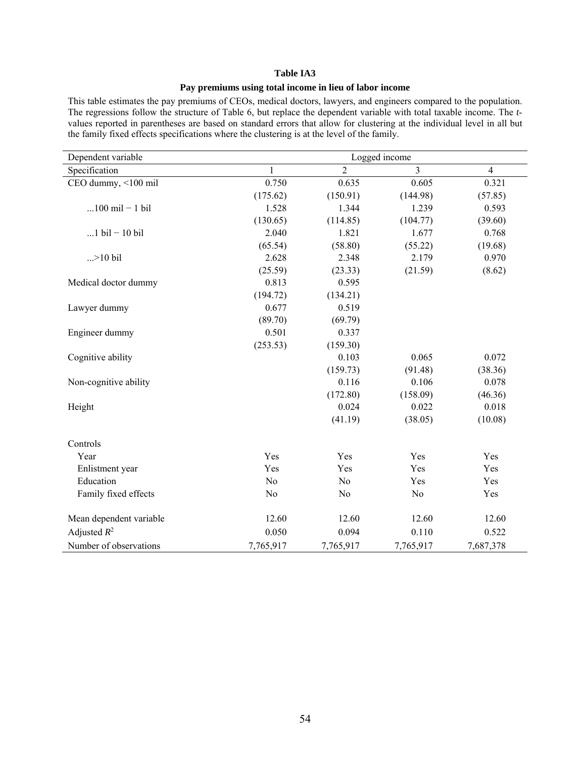**Table IA3**

**Pay premiums using total income in lieu of labor income**

This table estimates the pay premiums of CEOs, medical doctors, lawyers, and engineers compared to the population. The regressions follow the structure of Table 6, but replace the dependent variable with total taxable income. The *t*-values reported in parentheses are based on standard errors that allow for clustering at the individual level in all but the family fixed effects specifications where the clustering is at the level of the family.

| Dependent variable | Logged income | | | |
|---|---|---|---|---|
| Specification | 1 | 2 | 3 | 4 |
| CEO dummy, <100 mil | 0.750 | 0.635 | 0.605 | 0.321 |
| | (175.62) | (150.91) | (144.98) | (57.85) |
| ...100 mil − 1 bil | 1.528 | 1.344 | 1.239 | 0.593 |
| | (130.65) | (114.85) | (104.77) | (39.60) |
| ...1 bil − 10 bil | 2.040 | 1.821 | 1.677 | 0.768 |
| | (65.54) | (58.80) | (55.22) | (19.68) |
| ...>10 bil | 2.628 | 2.348 | 2.179 | 0.970 |
| | (25.59) | (23.33) | (21.59) | (8.62) |
| Medical doctor dummy | 0.813 | 0.595 | | |
| | (194.72) | (134.21) | | |
| Lawyer dummy | 0.677 | 0.519 | | |
| | (89.70) | (69.79) | | |
| Engineer dummy | 0.501 | 0.337 | | |
| | (253.53) | (159.30) | | |
| Cognitive ability | | 0.103 | 0.065 | 0.072 |
| | | (159.73) | (91.48) | (38.36) |
| Non-cognitive ability | | 0.116 | 0.106 | 0.078 |
| | | (172.80) | (158.09) | (46.36) |
| Height | | 0.024 | 0.022 | 0.018 |
| | | (41.19) | (38.05) | (10.08) |
| Controls | | | | |
| Year | Yes | Yes | Yes | Yes |
| Enlistment year | Yes | Yes | Yes | Yes |
| Education | No | No | Yes | Yes |
| Family fixed effects | No | No | No | Yes |
| Mean dependent variable | 12.60 | 12.60 | 12.60 | 12.60 |
| Adjusted $R^2$ | 0.050 | 0.094 | 0.110 | 0.522 |
| Number of observations | 7,765,917 | 7,765,917 | 7,765,917 | 7,687,378 |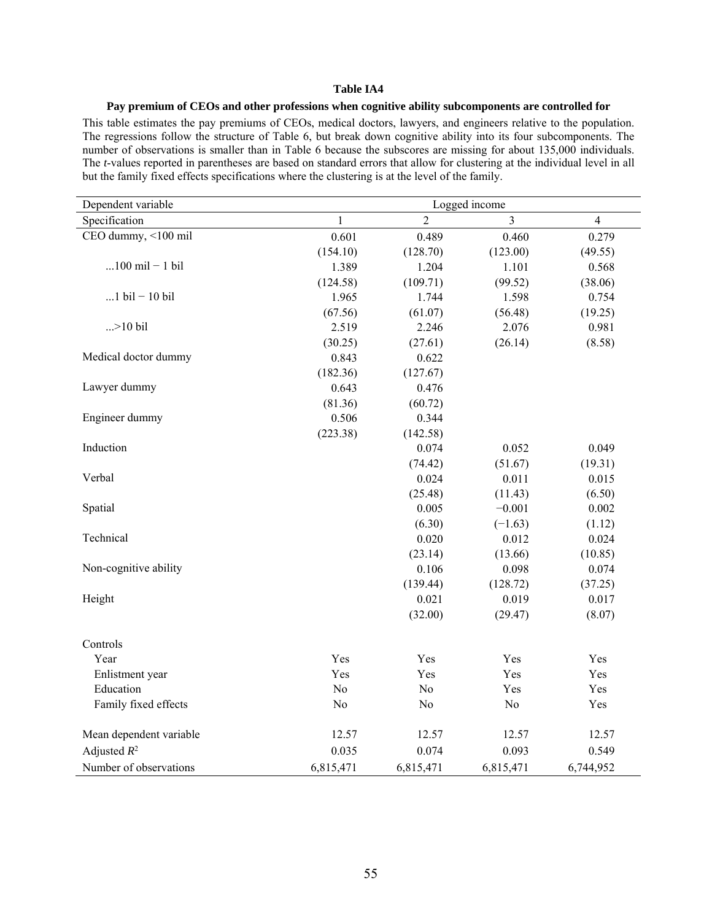**Table IA4**

**Pay premium of CEOs and other professions when cognitive ability subcomponents are controlled for**

This table estimates the pay premiums of CEOs, medical doctors, lawyers, and engineers relative to the population. The regressions follow the structure of Table 6, but break down cognitive ability into its four subcomponents. The number of observations is smaller than in Table 6 because the subscores are missing for about 135,000 individuals. The *t*-values reported in parentheses are based on standard errors that allow for clustering at the individual level in all but the family fixed effects specifications where the clustering is at the level of the family.

| Dependent variable | Logged income | | | |
|---|---|---|---|---|
| Specification | 1 | 2 | 3 | 4 |
| CEO dummy, <100 mil | 0.601 | 0.489 | 0.460 | 0.279 |
| | (154.10) | (128.70) | (123.00) | (49.55) |
| ...100 mil − 1 bil | 1.389 | 1.204 | 1.101 | 0.568 |
| | (124.58) | (109.71) | (99.52) | (38.06) |
| ...1 bil − 10 bil | 1.965 | 1.744 | 1.598 | 0.754 |
| | (67.56) | (61.07) | (56.48) | (19.25) |
| ...>10 bil | 2.519 | 2.246 | 2.076 | 0.981 |
| | (30.25) | (27.61) | (26.14) | (8.58) |
| Medical doctor dummy | 0.843 | 0.622 | | |
| | (182.36) | (127.67) | | |
| Lawyer dummy | 0.643 | 0.476 | | |
| | (81.36) | (60.72) | | |
| Engineer dummy | 0.506 | 0.344 | | |
| | (223.38) | (142.58) | | |
| Induction | | 0.074 | 0.052 | 0.049 |
| | | (74.42) | (51.67) | (19.31) |
| Verbal | | 0.024 | 0.011 | 0.015 |
| | | (25.48) | (11.43) | (6.50) |
| Spatial | | 0.005 | −0.001 | 0.002 |
| | | (6.30) | (−1.63) | (1.12) |
| Technical | | 0.020 | 0.012 | 0.024 |
| | | (23.14) | (13.66) | (10.85) |
| Non-cognitive ability | | 0.106 | 0.098 | 0.074 |
| | | (139.44) | (128.72) | (37.25) |
| Height | | 0.021 | 0.019 | 0.017 |
| | | (32.00) | (29.47) | (8.07) |
| Controls | | | | |
| Year | Yes | Yes | Yes | Yes |
| Enlistment year | Yes | Yes | Yes | Yes |
| Education | No | No | Yes | Yes |
| Family fixed effects | No | No | No | Yes |
| Mean dependent variable | 12.57 | 12.57 | 12.57 | 12.57 |
| Adjusted $R^2$ | 0.035 | 0.074 | 0.093 | 0.549 |
| Number of observations | 6,815,471 | 6,815,471 | 6,815,471 | 6,744,952 |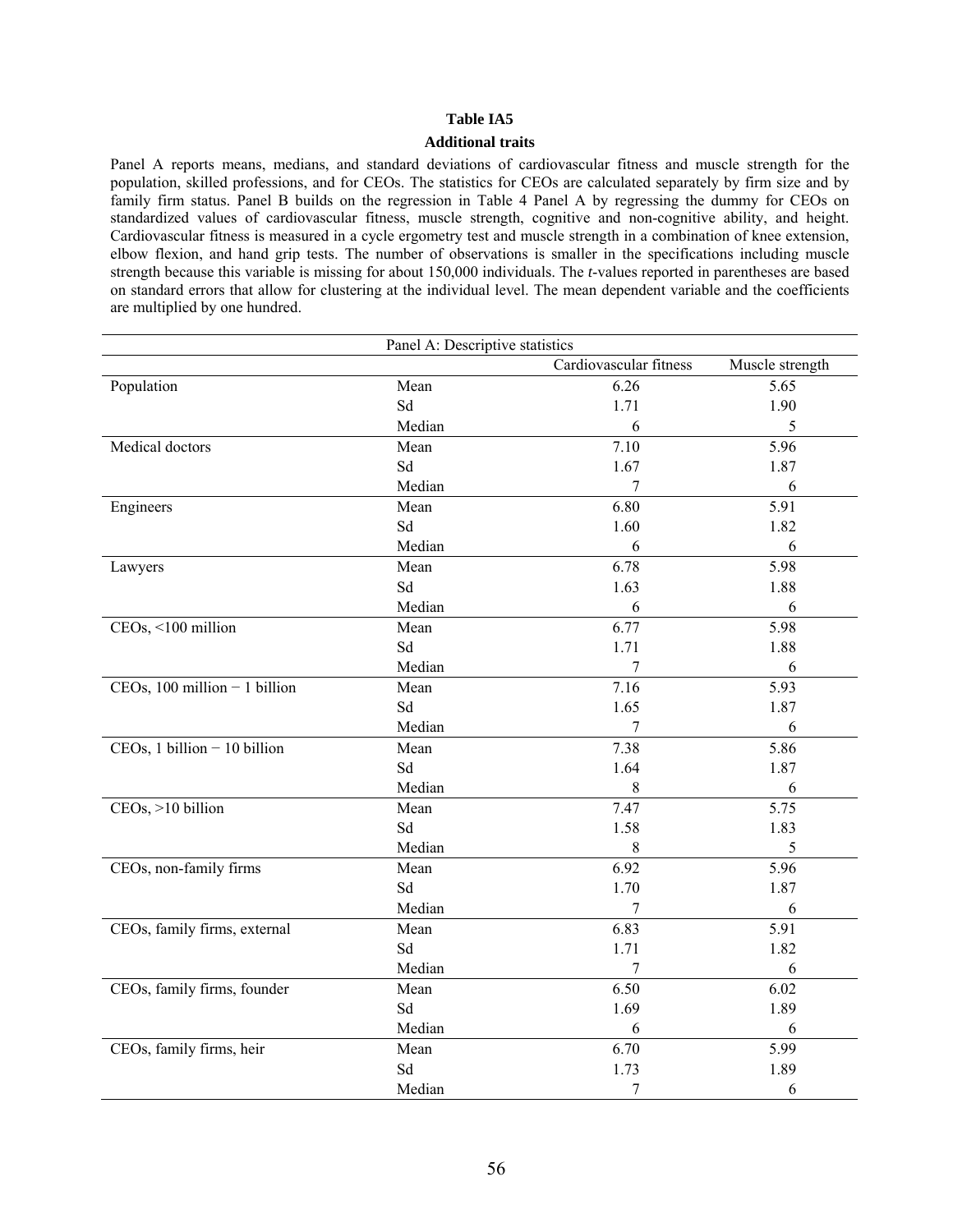**Table IA5**

**Additional traits**

Panel A reports means, medians, and standard deviations of cardiovascular fitness and muscle strength for the population, skilled professions, and for CEOs. The statistics for CEOs are calculated separately by firm size and by family firm status. Panel B builds on the regression in Table 4 Panel A by regressing the dummy for CEOs on standardized values of cardiovascular fitness, muscle strength, cognitive and non-cognitive ability, and height. Cardiovascular fitness is measured in a cycle ergometry test and muscle strength in a combination of knee extension, elbow flexion, and hand grip tests. The number of observations is smaller in the specifications including muscle strength because this variable is missing for about 150,000 individuals. The *t*-values reported in parentheses are based on standard errors that allow for clustering at the individual level. The mean dependent variable and the coefficients are multiplied by one hundred.

| Panel A: Descriptive statistics | | | |
|---|---|---|---|
| | | Cardiovascular fitness | Muscle strength |
| Population | Mean | 6.26 | 5.65 |
| | Sd | 1.71 | 1.90 |
| | Median | 6 | 5 |
| Medical doctors | Mean | 7.10 | 5.96 |
| | Sd | 1.67 | 1.87 |
| | Median | 7 | 6 |
| Engineers | Mean | 6.80 | 5.91 |
| | Sd | 1.60 | 1.82 |
| | Median | 6 | 6 |
| Lawyers | Mean | 6.78 | 5.98 |
| | Sd | 1.63 | 1.88 |
| | Median | 6 | 6 |
| CEOs, <100 million | Mean | 6.77 | 5.98 |
| | Sd | 1.71 | 1.88 |
| | Median | 7 | 6 |
| CEOs, 100 million − 1 billion | Mean | 7.16 | 5.93 |
| | Sd | 1.65 | 1.87 |
| | Median | 7 | 6 |
| CEOs, 1 billion − 10 billion | Mean | 7.38 | 5.86 |
| | Sd | 1.64 | 1.87 |
| | Median | 8 | 6 |
| CEOs, >10 billion | Mean | 7.47 | 5.75 |
| | Sd | 1.58 | 1.83 |
| | Median | 8 | 5 |
| CEOs, non-family firms | Mean | 6.92 | 5.96 |
| | Sd | 1.70 | 1.87 |
| | Median | 7 | 6 |
| CEOs, family firms, external | Mean | 6.83 | 5.91 |
| | Sd | 1.71 | 1.82 |
| | Median | 7 | 6 |
| CEOs, family firms, founder | Mean | 6.50 | 6.02 |
| | Sd | 1.69 | 1.89 |
| | Median | 6 | 6 |
| CEOs, family firms, heir | Mean | 6.70 | 5.99 |
| | Sd | 1.73 | 1.89 |
| | Median | 7 | 6 |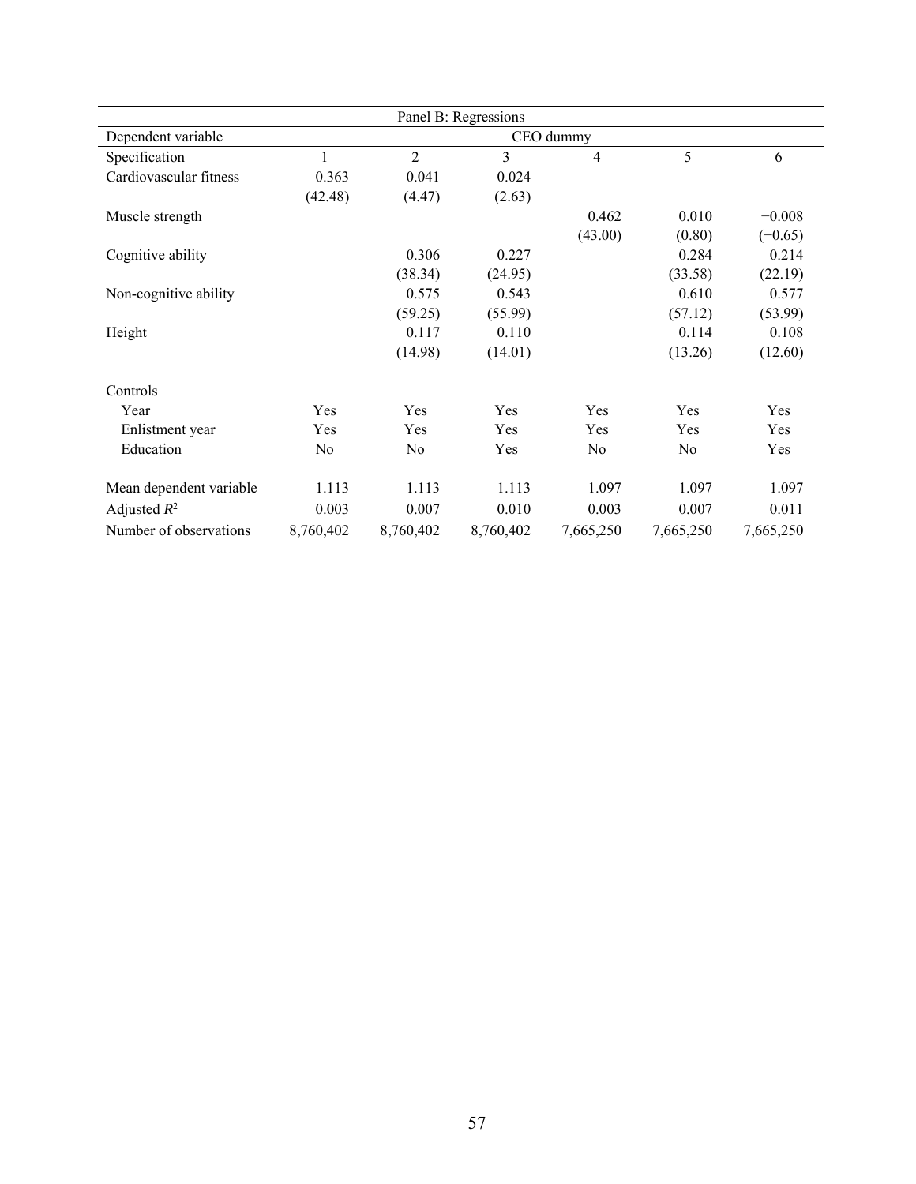| Panel B: Regressions | | | | | | |
|---|---|---|---|---|---|---|
| Dependent variable | CEO dummy | | | | | |
| Specification | 1 | 2 | 3 | 4 | 5 | 6 |
| Cardiovascular fitness | 0.363 | 0.041 | 0.024 | | | |
| | (42.48) | (4.47) | (2.63) | | | |
| Muscle strength | | | | 0.462 | 0.010 | −0.008 |
| | | | | (43.00) | (0.80) | (−0.65) |
| Cognitive ability | | 0.306 | 0.227 | | 0.284 | 0.214 |
| | | (38.34) | (24.95) | | (33.58) | (22.19) |
| Non-cognitive ability | | 0.575 | 0.543 | | 0.610 | 0.577 |
| | | (59.25) | (55.99) | | (57.12) | (53.99) |
| Height | | 0.117 | 0.110 | | 0.114 | 0.108 |
| | | (14.98) | (14.01) | | (13.26) | (12.60) |
| Controls | | | | | | |
| Year | Yes | Yes | Yes | Yes | Yes | Yes |
| Enlistment year | Yes | Yes | Yes | Yes | Yes | Yes |
| Education | No | No | Yes | No | No | Yes |
| Mean dependent variable | 1.113 | 1.113 | 1.113 | 1.097 | 1.097 | 1.097 |
| Adjusted $R^2$ | 0.003 | 0.007 | 0.010 | 0.003 | 0.007 | 0.011 |
| Number of observations | 8,760,402 | 8,760,402 | 8,760,402 | 7,665,250 | 7,665,250 | 7,665,250 |